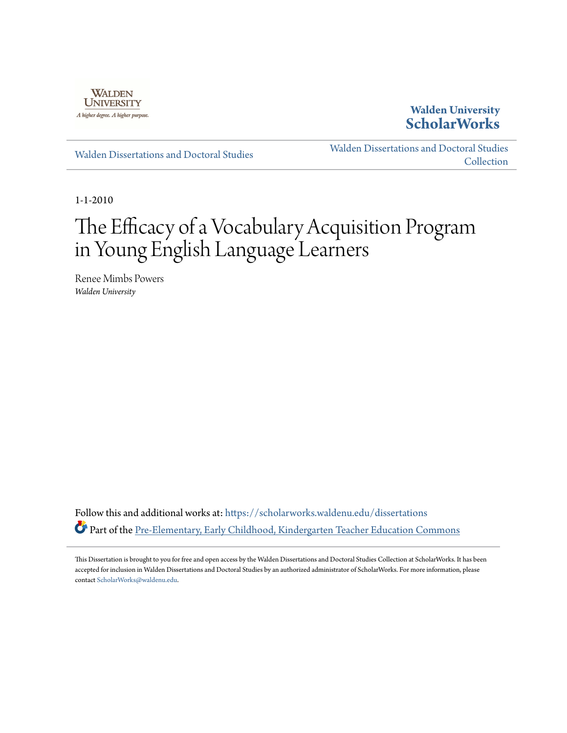Walden University
A higher degree. A higher purpose.

**Walden University ScholarWorks**

Walden Dissertations and Doctoral Studies

Walden Dissertations and Doctoral Studies Collection

1-1-2010

# The Efficacy of a Vocabulary Acquisition Program in Young English Language Learners

Renee Mimbs Powers
*Walden University*

Follow this and additional works at: https://scholarworks.waldenu.edu/dissertations

Part of the Pre-Elementary, Early Childhood, Kindergarten Teacher Education Commons

This Dissertation is brought to you for free and open access by the Walden Dissertations and Doctoral Studies Collection at ScholarWorks. It has been accepted for inclusion in Walden Dissertations and Doctoral Studies by an authorized administrator of ScholarWorks. For more information, please contact ScholarWorks@waldenu.edu.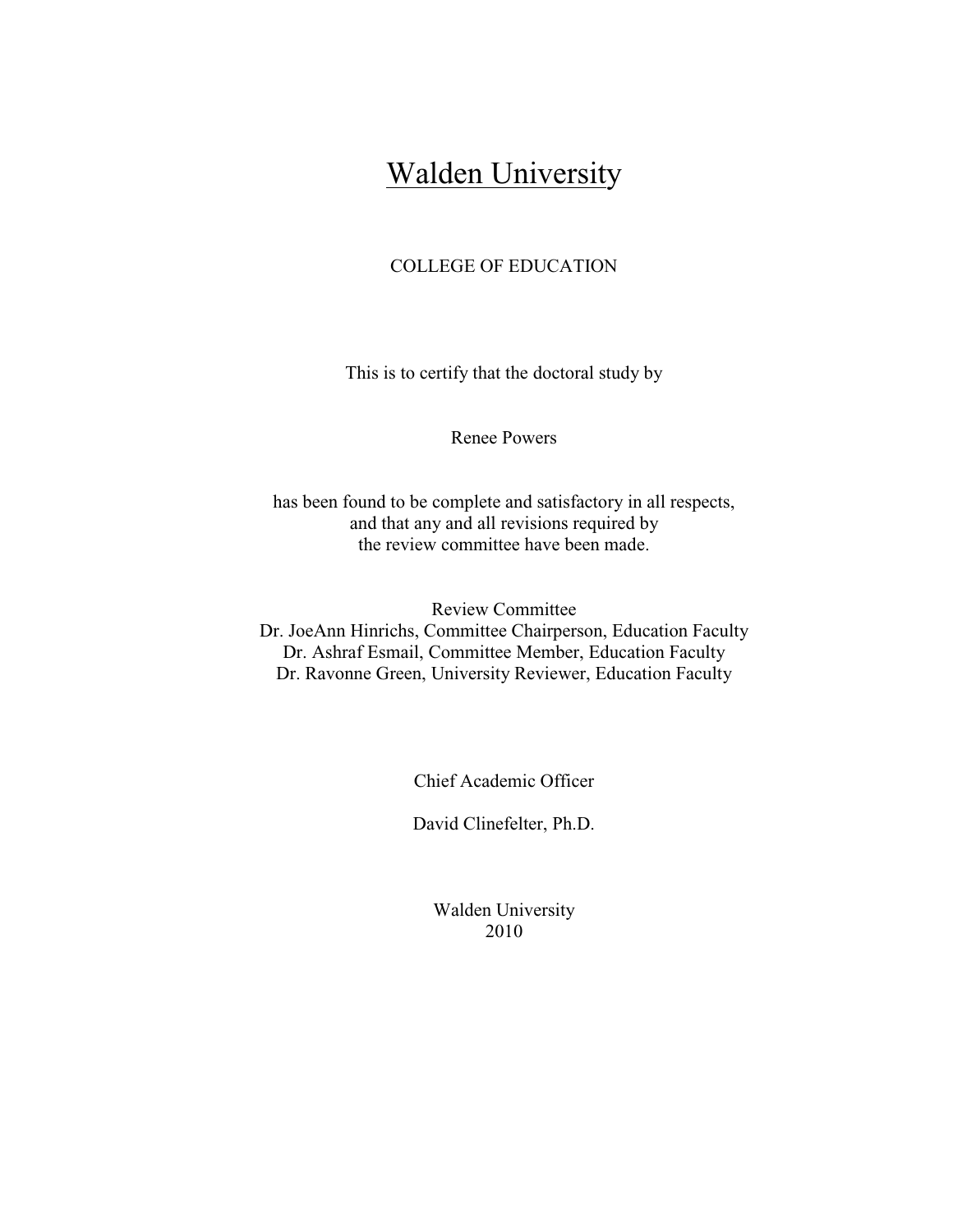# Walden University

COLLEGE OF EDUCATION

This is to certify that the doctoral study by

Renee Powers

has been found to be complete and satisfactory in all respects,
and that any and all revisions required by
the review committee have been made.

Review Committee
Dr. JoeAnn Hinrichs, Committee Chairperson, Education Faculty
Dr. Ashraf Esmail, Committee Member, Education Faculty
Dr. Ravonne Green, University Reviewer, Education Faculty

Chief Academic Officer

David Clinefelter, Ph.D.

Walden University
2010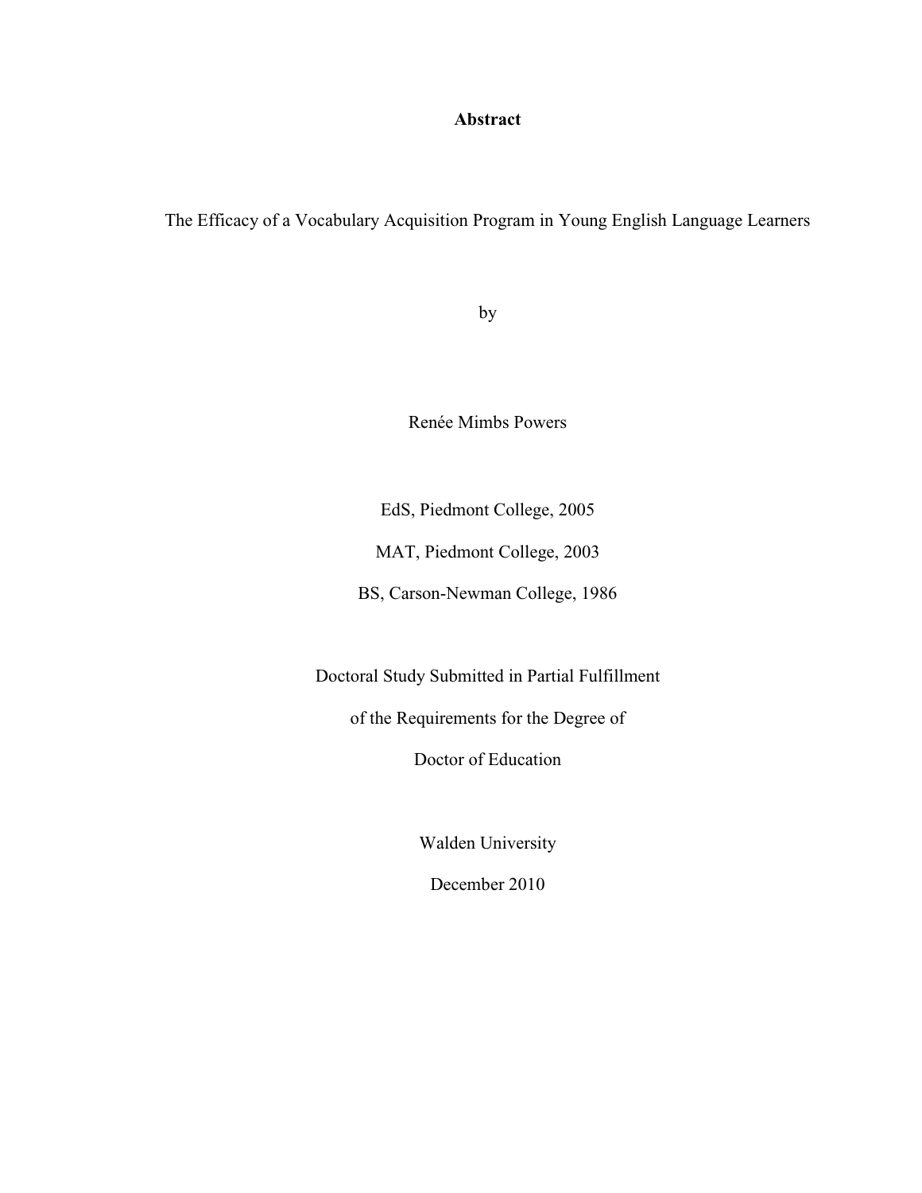**Abstract**

The Efficacy of a Vocabulary Acquisition Program in Young English Language Learners

by

Renée Mimbs Powers

EdS, Piedmont College, 2005

MAT, Piedmont College, 2003

BS, Carson-Newman College, 1986

Doctoral Study Submitted in Partial Fulfillment

of the Requirements for the Degree of

Doctor of Education

Walden University

December 2010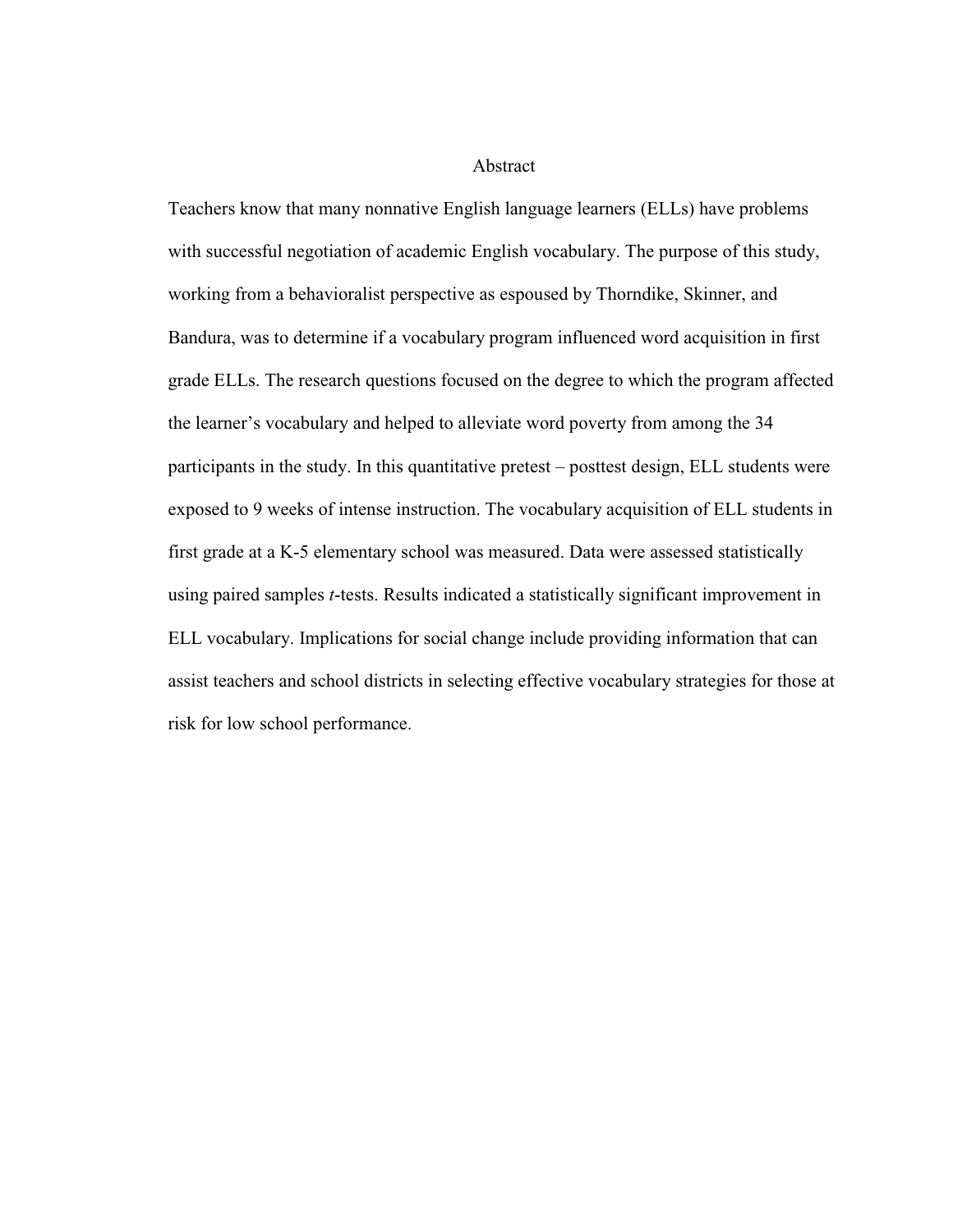# Abstract

Teachers know that many nonnative English language learners (ELLs) have problems with successful negotiation of academic English vocabulary. The purpose of this study, working from a behavioralist perspective as espoused by Thorndike, Skinner, and Bandura, was to determine if a vocabulary program influenced word acquisition in first grade ELLs. The research questions focused on the degree to which the program affected the learner's vocabulary and helped to alleviate word poverty from among the 34 participants in the study. In this quantitative pretest – posttest design, ELL students were exposed to 9 weeks of intense instruction. The vocabulary acquisition of ELL students in first grade at a K-5 elementary school was measured. Data were assessed statistically using paired samples *t*-tests. Results indicated a statistically significant improvement in ELL vocabulary. Implications for social change include providing information that can assist teachers and school districts in selecting effective vocabulary strategies for those at risk for low school performance.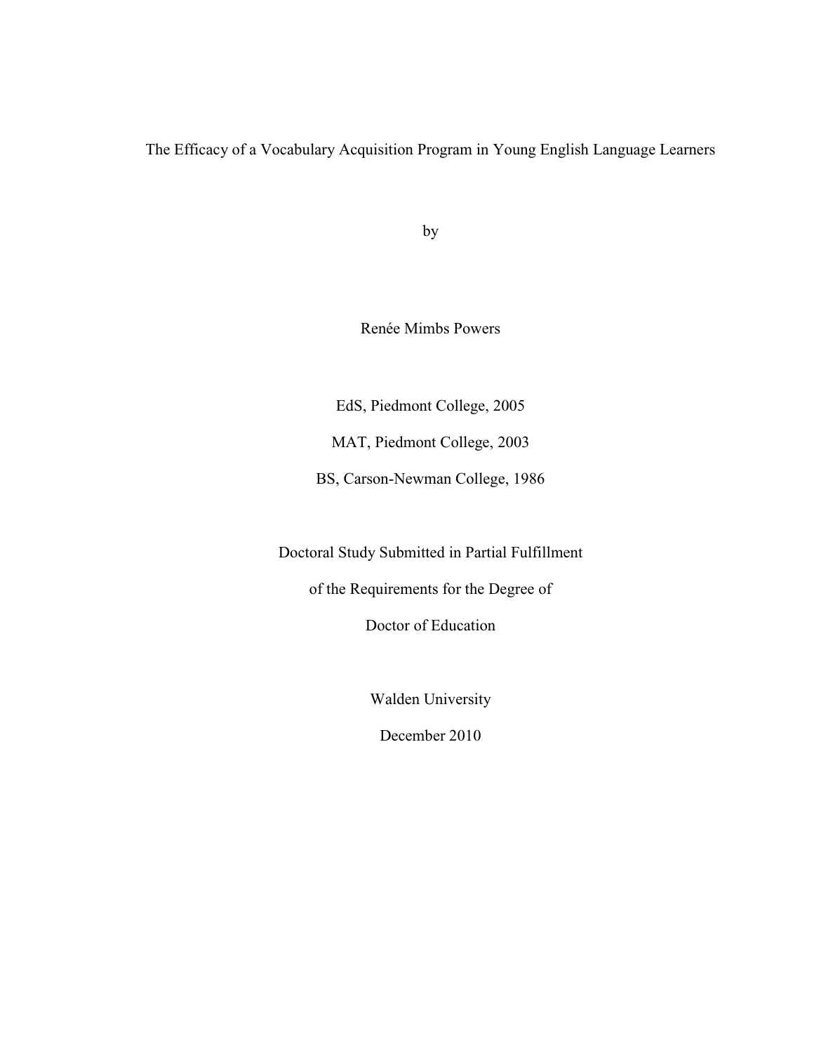The Efficacy of a Vocabulary Acquisition Program in Young English Language Learners

by

Renée Mimbs Powers

EdS, Piedmont College, 2005

MAT, Piedmont College, 2003

BS, Carson-Newman College, 1986

Doctoral Study Submitted in Partial Fulfillment

of the Requirements for the Degree of

Doctor of Education

Walden University

December 2010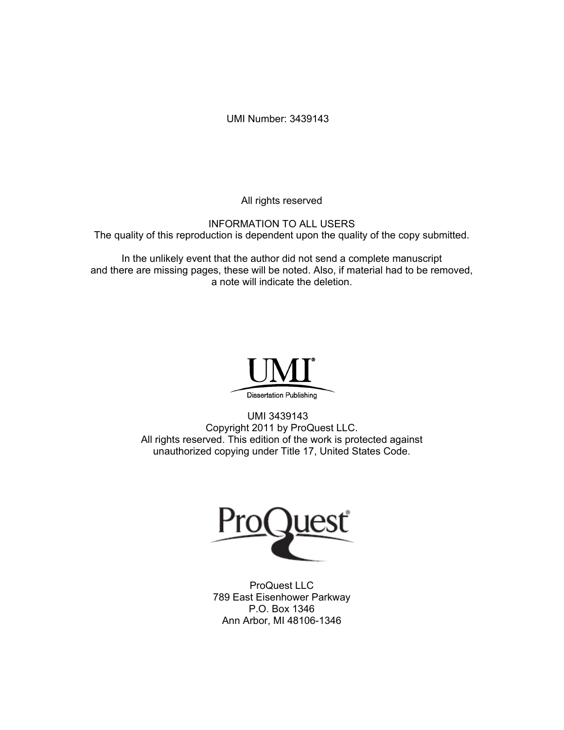UMI Number: 3439143

All rights reserved

INFORMATION TO ALL USERS
The quality of this reproduction is dependent upon the quality of the copy submitted.

In the unlikely event that the author did not send a complete manuscript
and there are missing pages, these will be noted. Also, if material had to be removed,
a note will indicate the deletion.

UMI®
Dissertation Publishing

UMI 3439143
Copyright 2011 by ProQuest LLC.
All rights reserved. This edition of the work is protected against
unauthorized copying under Title 17, United States Code.

ProQuest®

ProQuest LLC
789 East Eisenhower Parkway
P.O. Box 1346
Ann Arbor, MI 48106-1346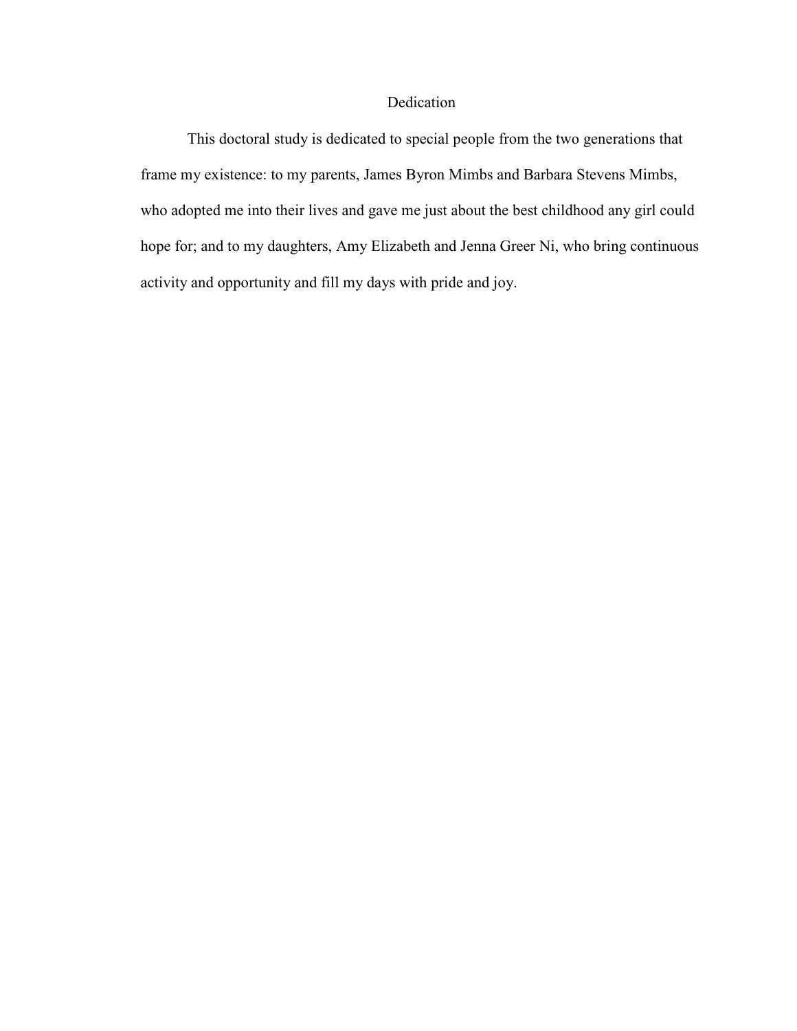# Dedication

This doctoral study is dedicated to special people from the two generations that frame my existence: to my parents, James Byron Mimbs and Barbara Stevens Mimbs, who adopted me into their lives and gave me just about the best childhood any girl could hope for; and to my daughters, Amy Elizabeth and Jenna Greer Ni, who bring continuous activity and opportunity and fill my days with pride and joy.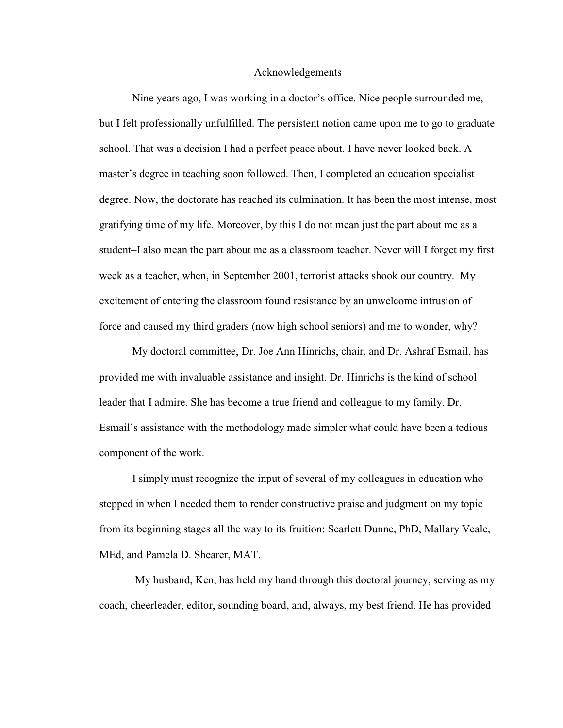# Acknowledgements

Nine years ago, I was working in a doctor's office. Nice people surrounded me, but I felt professionally unfulfilled. The persistent notion came upon me to go to graduate school. That was a decision I had a perfect peace about. I have never looked back. A master's degree in teaching soon followed. Then, I completed an education specialist degree. Now, the doctorate has reached its culmination. It has been the most intense, most gratifying time of my life. Moreover, by this I do not mean just the part about me as a student–I also mean the part about me as a classroom teacher. Never will I forget my first week as a teacher, when, in September 2001, terrorist attacks shook our country. My excitement of entering the classroom found resistance by an unwelcome intrusion of force and caused my third graders (now high school seniors) and me to wonder, why?

My doctoral committee, Dr. Joe Ann Hinrichs, chair, and Dr. Ashraf Esmail, has provided me with invaluable assistance and insight. Dr. Hinrichs is the kind of school leader that I admire. She has become a true friend and colleague to my family. Dr. Esmail's assistance with the methodology made simpler what could have been a tedious component of the work.

I simply must recognize the input of several of my colleagues in education who stepped in when I needed them to render constructive praise and judgment on my topic from its beginning stages all the way to its fruition: Scarlett Dunne, PhD, Mallary Veale, MEd, and Pamela D. Shearer, MAT.

My husband, Ken, has held my hand through this doctoral journey, serving as my coach, cheerleader, editor, sounding board, and, always, my best friend. He has provided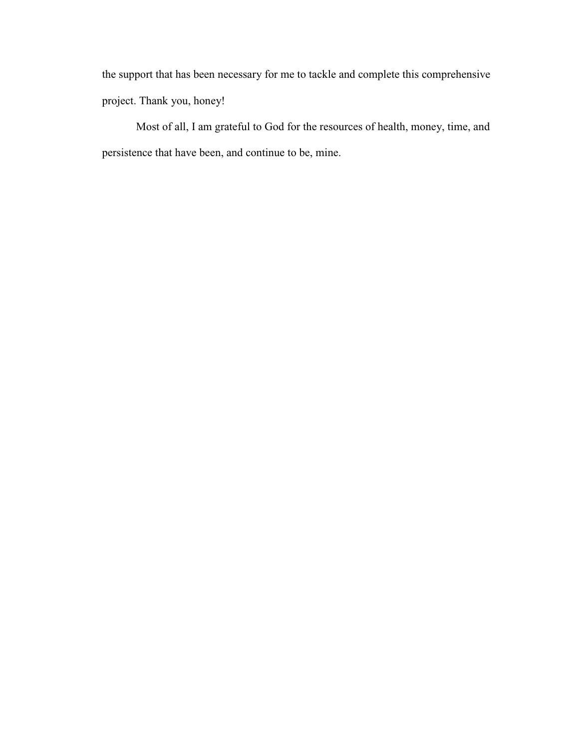the support that has been necessary for me to tackle and complete this comprehensive project. Thank you, honey!

Most of all, I am grateful to God for the resources of health, money, time, and persistence that have been, and continue to be, mine.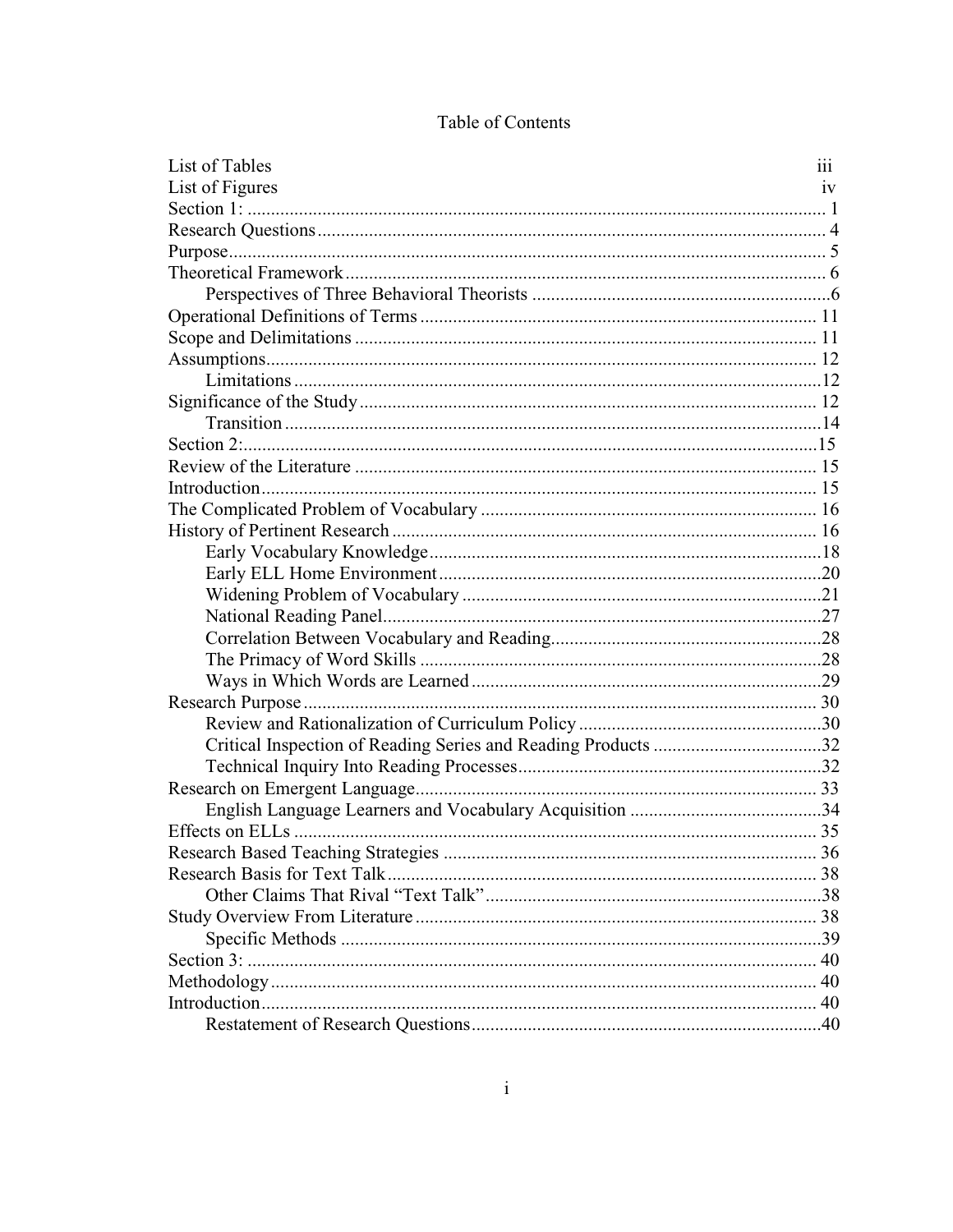# Table of Contents

| | |
|---|---|
| List of Tables | iii |
| List of Figures | iv |
| Section 1: | 1 |
| Research Questions | 4 |
| Purpose | 5 |
| Theoretical Framework | 6 |
| &nbsp;&nbsp;&nbsp;&nbsp;Perspectives of Three Behavioral Theorists | 6 |
| Operational Definitions of Terms | 11 |
| Scope and Delimitations | 11 |
| Assumptions | 12 |
| &nbsp;&nbsp;&nbsp;&nbsp;Limitations | 12 |
| Significance of the Study | 12 |
| &nbsp;&nbsp;&nbsp;&nbsp;Transition | 14 |
| Section 2: | 15 |
| Review of the Literature | 15 |
| Introduction | 15 |
| The Complicated Problem of Vocabulary | 16 |
| History of Pertinent Research | 16 |
| &nbsp;&nbsp;&nbsp;&nbsp;Early Vocabulary Knowledge | 18 |
| &nbsp;&nbsp;&nbsp;&nbsp;Early ELL Home Environment | 20 |
| &nbsp;&nbsp;&nbsp;&nbsp;Widening Problem of Vocabulary | 21 |
| &nbsp;&nbsp;&nbsp;&nbsp;National Reading Panel | 27 |
| &nbsp;&nbsp;&nbsp;&nbsp;Correlation Between Vocabulary and Reading | 28 |
| &nbsp;&nbsp;&nbsp;&nbsp;The Primacy of Word Skills | 28 |
| &nbsp;&nbsp;&nbsp;&nbsp;Ways in Which Words are Learned | 29 |
| Research Purpose | 30 |
| &nbsp;&nbsp;&nbsp;&nbsp;Review and Rationalization of Curriculum Policy | 30 |
| &nbsp;&nbsp;&nbsp;&nbsp;Critical Inspection of Reading Series and Reading Products | 32 |
| &nbsp;&nbsp;&nbsp;&nbsp;Technical Inquiry Into Reading Processes | 32 |
| Research on Emergent Language | 33 |
| &nbsp;&nbsp;&nbsp;&nbsp;English Language Learners and Vocabulary Acquisition | 34 |
| Effects on ELLs | 35 |
| Research Based Teaching Strategies | 36 |
| Research Basis for Text Talk | 38 |
| &nbsp;&nbsp;&nbsp;&nbsp;Other Claims That Rival "Text Talk" | 38 |
| Study Overview From Literature | 38 |
| &nbsp;&nbsp;&nbsp;&nbsp;Specific Methods | 39 |
| Section 3: | 40 |
| Methodology | 40 |
| Introduction | 40 |
| &nbsp;&nbsp;&nbsp;&nbsp;Restatement of Research Questions | 40 |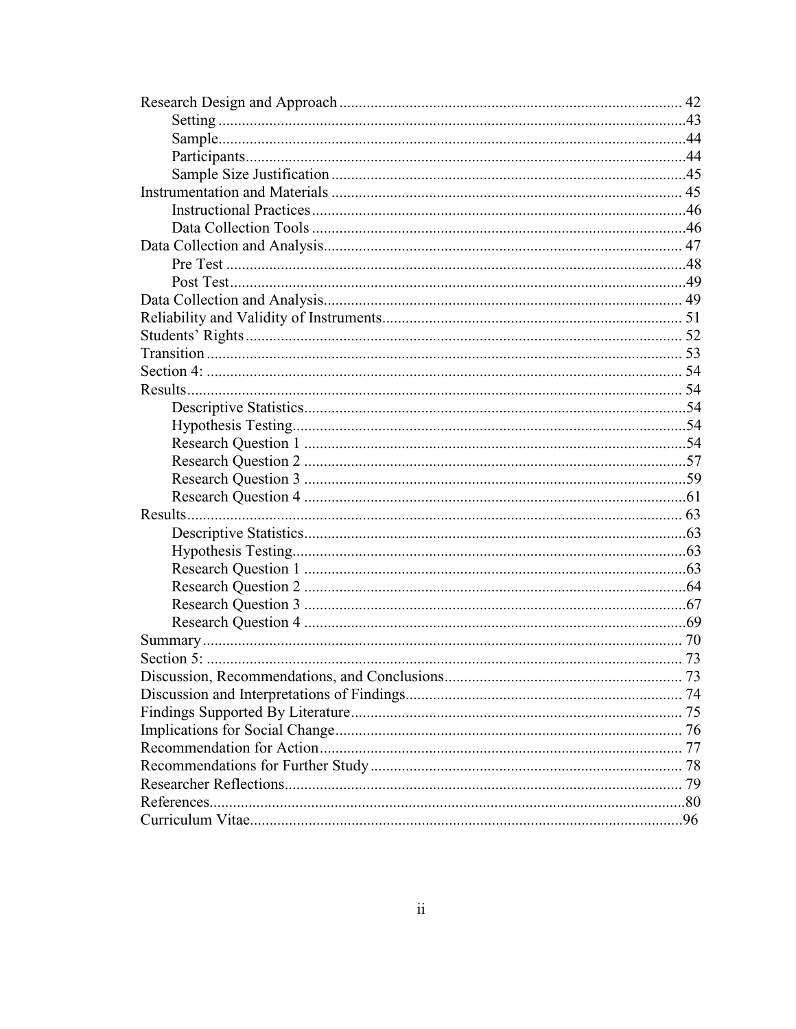Research Design and Approach ........................................................................................ 42
    Setting ........................................................................................................................43
    Sample........................................................................................................................44
    Participants.................................................................................................................44
    Sample Size Justification ...........................................................................................45
Instrumentation and Materials .......................................................................................... 45
    Instructional Practices ................................................................................................46
    Data Collection Tools ................................................................................................46
Data Collection and Analysis............................................................................................ 47
    Pre Test ......................................................................................................................48
    Post Test.....................................................................................................................49
Data Collection and Analysis............................................................................................ 49
Reliability and Validity of Instruments............................................................................. 51
Students' Rights ................................................................................................................ 52
Transition .......................................................................................................................... 53
Section 4: .......................................................................................................................... 54
Results............................................................................................................................... 54
    Descriptive Statistics..................................................................................................54
    Hypothesis Testing.....................................................................................................54
    Research Question 1 ..................................................................................................54
    Research Question 2 ..................................................................................................57
    Research Question 3 ..................................................................................................59
    Research Question 4 ..................................................................................................61
Results............................................................................................................................... 63
    Descriptive Statistics..................................................................................................63
    Hypothesis Testing.....................................................................................................63
    Research Question 1 ..................................................................................................63
    Research Question 2 ..................................................................................................64
    Research Question 3 ..................................................................................................67
    Research Question 4 ..................................................................................................69
Summary ........................................................................................................................... 70
Section 5: .......................................................................................................................... 73
Discussion, Recommendations, and Conclusions............................................................. 73
Discussion and Interpretations of Findings....................................................................... 74
Findings Supported By Literature..................................................................................... 75
Implications for Social Change......................................................................................... 76
Recommendation for Action............................................................................................. 77
Recommendations for Further Study ................................................................................ 78
Researcher Reflections...................................................................................................... 79
References..........................................................................................................................80
Curriculum Vitae...............................................................................................................96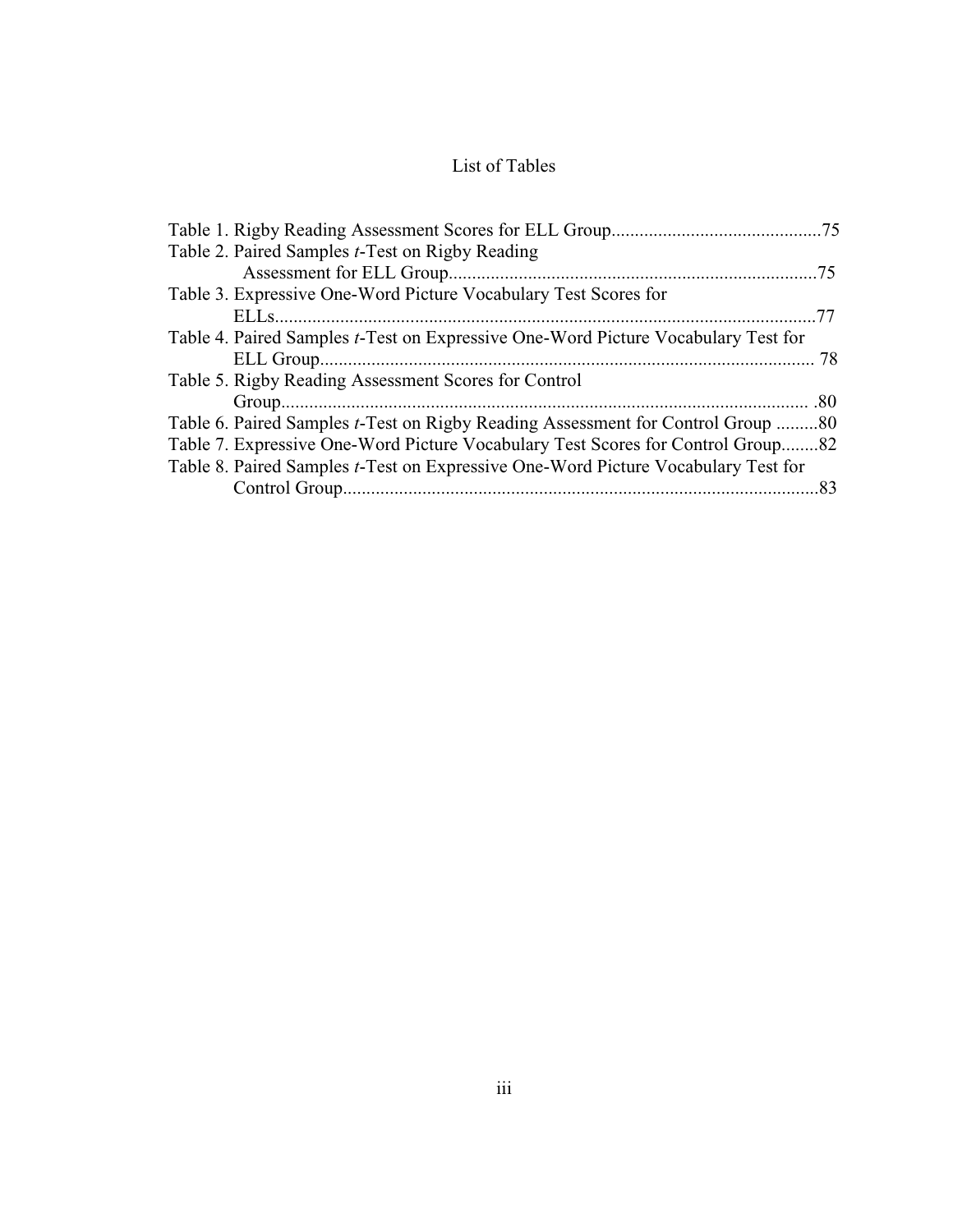# List of Tables

Table 1. Rigby Reading Assessment Scores for ELL Group............................................75
Table 2. Paired Samples *t*-Test on Rigby Reading Assessment for ELL Group..............................................................................75
Table 3. Expressive One-Word Picture Vocabulary Test Scores for ELLs...................................................................................................................77
Table 4. Paired Samples *t*-Test on Expressive One-Word Picture Vocabulary Test for ELL Group......................................................................................................... 78
Table 5. Rigby Reading Assessment Scores for Control Group................................................................................................................ .80
Table 6. Paired Samples *t*-Test on Rigby Reading Assessment for Control Group .........80
Table 7. Expressive One-Word Picture Vocabulary Test Scores for Control Group........82
Table 8. Paired Samples *t*-Test on Expressive One-Word Picture Vocabulary Test for Control Group.....................................................................................................83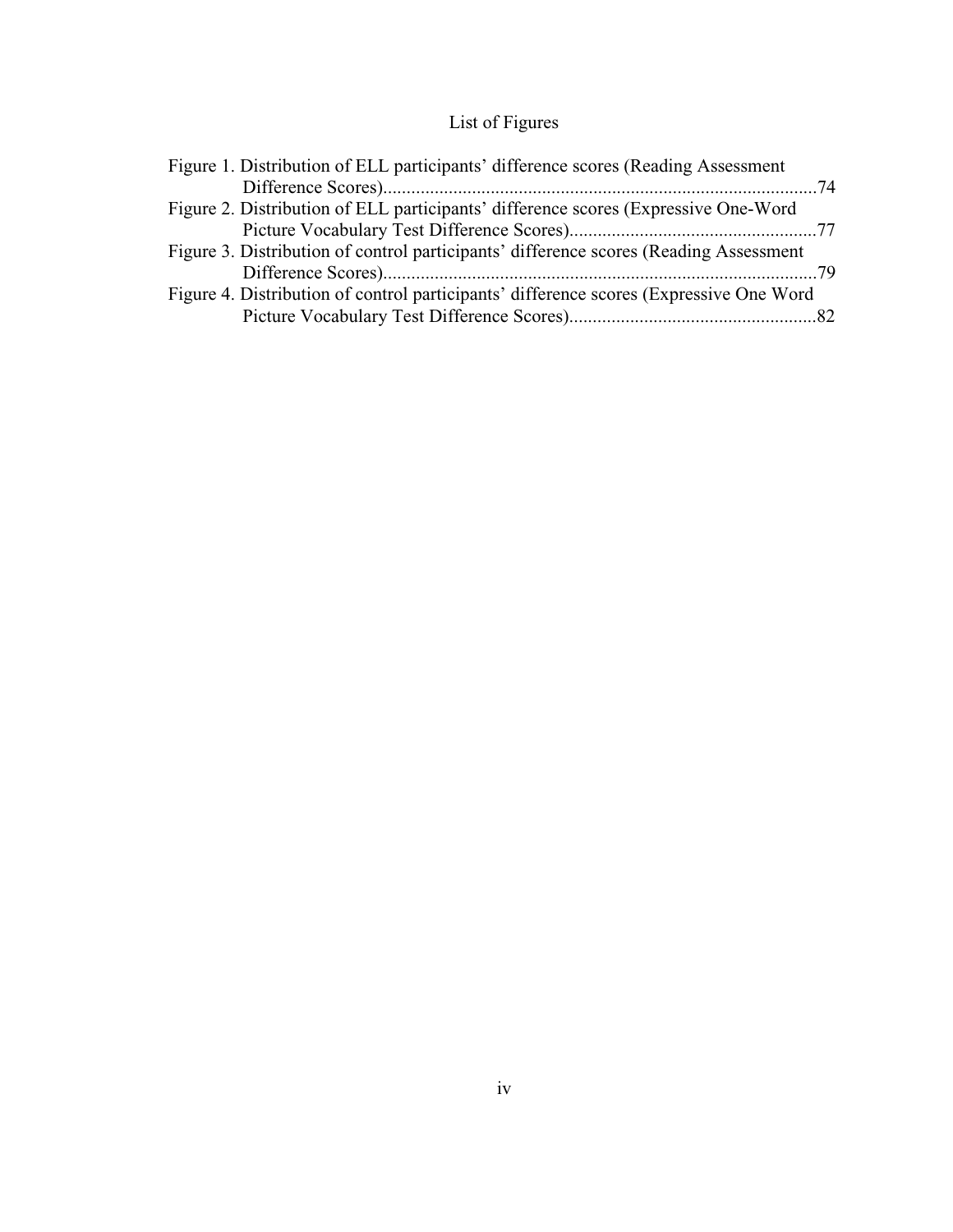# List of Figures

Figure 1. Distribution of ELL participants' difference scores (Reading Assessment Difference Scores)....74

Figure 2. Distribution of ELL participants' difference scores (Expressive One-Word Picture Vocabulary Test Difference Scores)....77

Figure 3. Distribution of control participants' difference scores (Reading Assessment Difference Scores)....79

Figure 4. Distribution of control participants' difference scores (Expressive One Word Picture Vocabulary Test Difference Scores)....82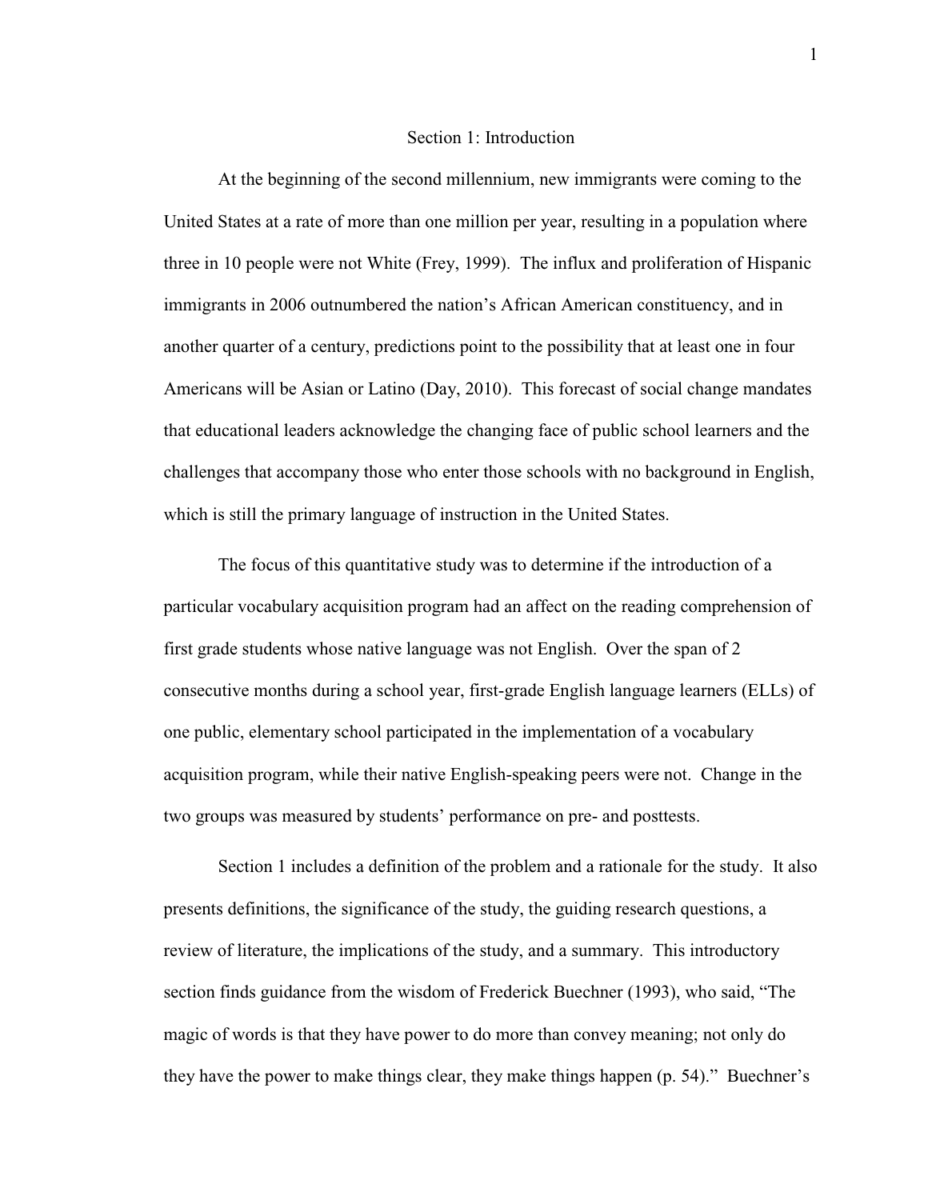## Section 1: Introduction

At the beginning of the second millennium, new immigrants were coming to the United States at a rate of more than one million per year, resulting in a population where three in 10 people were not White (Frey, 1999). The influx and proliferation of Hispanic immigrants in 2006 outnumbered the nation's African American constituency, and in another quarter of a century, predictions point to the possibility that at least one in four Americans will be Asian or Latino (Day, 2010). This forecast of social change mandates that educational leaders acknowledge the changing face of public school learners and the challenges that accompany those who enter those schools with no background in English, which is still the primary language of instruction in the United States.

The focus of this quantitative study was to determine if the introduction of a particular vocabulary acquisition program had an affect on the reading comprehension of first grade students whose native language was not English. Over the span of 2 consecutive months during a school year, first-grade English language learners (ELLs) of one public, elementary school participated in the implementation of a vocabulary acquisition program, while their native English-speaking peers were not. Change in the two groups was measured by students' performance on pre- and posttests.

Section 1 includes a definition of the problem and a rationale for the study. It also presents definitions, the significance of the study, the guiding research questions, a review of literature, the implications of the study, and a summary. This introductory section finds guidance from the wisdom of Frederick Buechner (1993), who said, "The magic of words is that they have power to do more than convey meaning; not only do they have the power to make things clear, they make things happen (p. 54)." Buechner's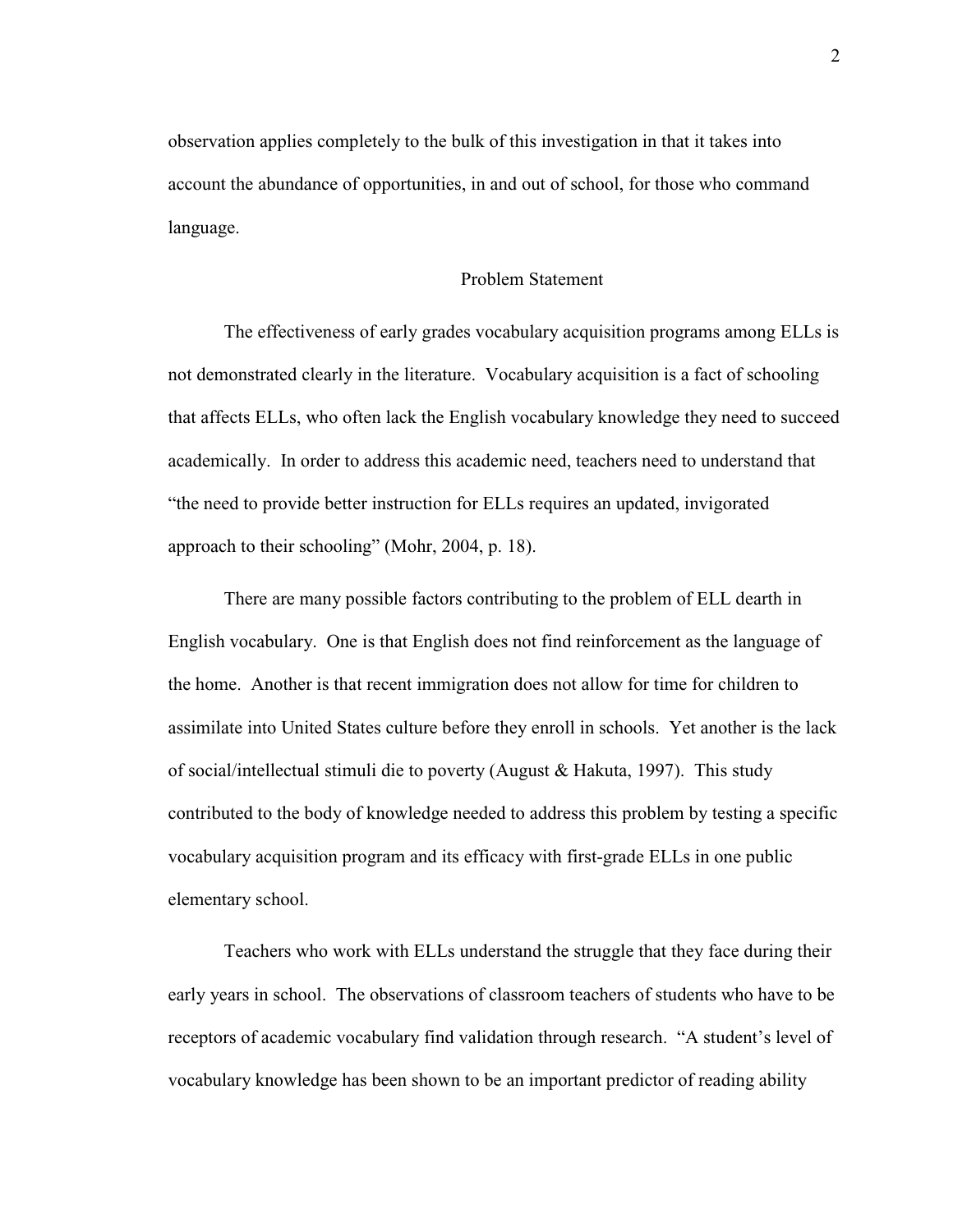observation applies completely to the bulk of this investigation in that it takes into account the abundance of opportunities, in and out of school, for those who command language.

## Problem Statement

The effectiveness of early grades vocabulary acquisition programs among ELLs is not demonstrated clearly in the literature. Vocabulary acquisition is a fact of schooling that affects ELLs, who often lack the English vocabulary knowledge they need to succeed academically. In order to address this academic need, teachers need to understand that "the need to provide better instruction for ELLs requires an updated, invigorated approach to their schooling" (Mohr, 2004, p. 18).

There are many possible factors contributing to the problem of ELL dearth in English vocabulary. One is that English does not find reinforcement as the language of the home. Another is that recent immigration does not allow for time for children to assimilate into United States culture before they enroll in schools. Yet another is the lack of social/intellectual stimuli die to poverty (August & Hakuta, 1997). This study contributed to the body of knowledge needed to address this problem by testing a specific vocabulary acquisition program and its efficacy with first-grade ELLs in one public elementary school.

Teachers who work with ELLs understand the struggle that they face during their early years in school. The observations of classroom teachers of students who have to be receptors of academic vocabulary find validation through research. "A student's level of vocabulary knowledge has been shown to be an important predictor of reading ability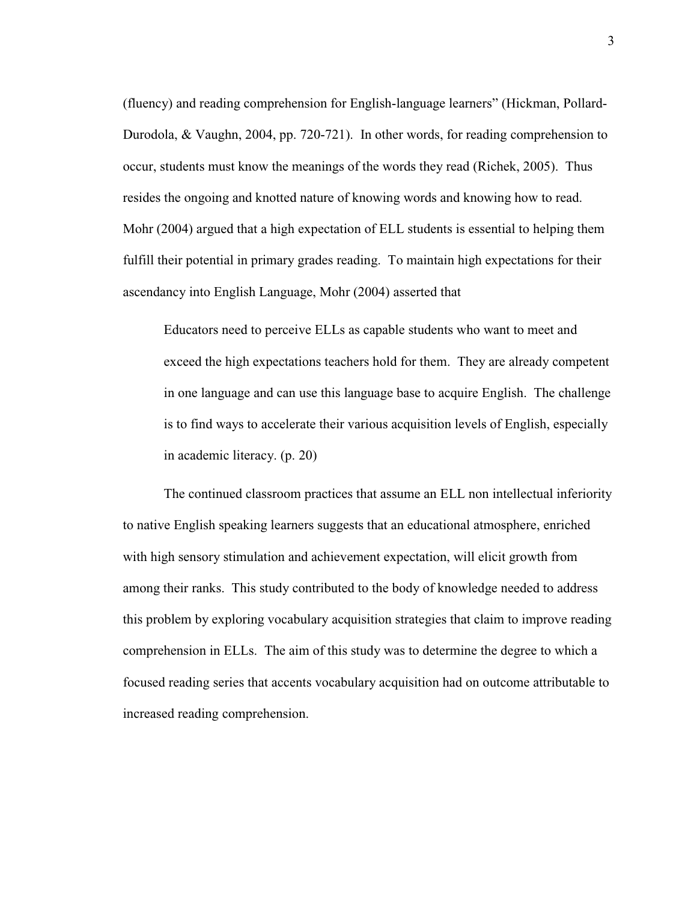(fluency) and reading comprehension for English-language learners" (Hickman, Pollard-Durodola, & Vaughn, 2004, pp. 720-721). In other words, for reading comprehension to occur, students must know the meanings of the words they read (Richek, 2005). Thus resides the ongoing and knotted nature of knowing words and knowing how to read. Mohr (2004) argued that a high expectation of ELL students is essential to helping them fulfill their potential in primary grades reading. To maintain high expectations for their ascendancy into English Language, Mohr (2004) asserted that

> Educators need to perceive ELLs as capable students who want to meet and exceed the high expectations teachers hold for them. They are already competent in one language and can use this language base to acquire English. The challenge is to find ways to accelerate their various acquisition levels of English, especially in academic literacy. (p. 20)

The continued classroom practices that assume an ELL non intellectual inferiority to native English speaking learners suggests that an educational atmosphere, enriched with high sensory stimulation and achievement expectation, will elicit growth from among their ranks. This study contributed to the body of knowledge needed to address this problem by exploring vocabulary acquisition strategies that claim to improve reading comprehension in ELLs. The aim of this study was to determine the degree to which a focused reading series that accents vocabulary acquisition had on outcome attributable to increased reading comprehension.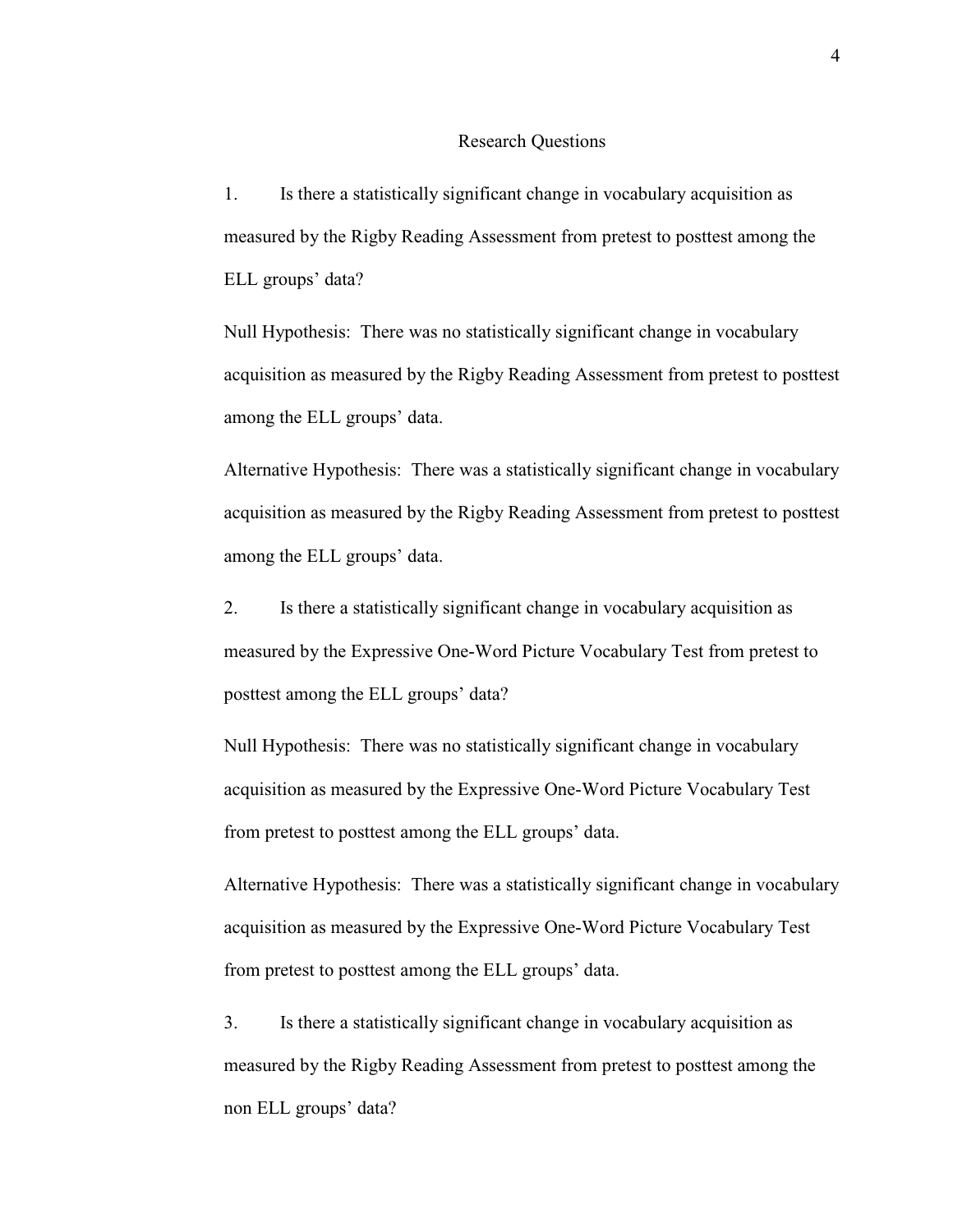## Research Questions

1. Is there a statistically significant change in vocabulary acquisition as measured by the Rigby Reading Assessment from pretest to posttest among the ELL groups' data?

Null Hypothesis: There was no statistically significant change in vocabulary acquisition as measured by the Rigby Reading Assessment from pretest to posttest among the ELL groups' data.

Alternative Hypothesis: There was a statistically significant change in vocabulary acquisition as measured by the Rigby Reading Assessment from pretest to posttest among the ELL groups' data.

2. Is there a statistically significant change in vocabulary acquisition as measured by the Expressive One-Word Picture Vocabulary Test from pretest to posttest among the ELL groups' data?

Null Hypothesis: There was no statistically significant change in vocabulary acquisition as measured by the Expressive One-Word Picture Vocabulary Test from pretest to posttest among the ELL groups' data.

Alternative Hypothesis: There was a statistically significant change in vocabulary acquisition as measured by the Expressive One-Word Picture Vocabulary Test from pretest to posttest among the ELL groups' data.

3. Is there a statistically significant change in vocabulary acquisition as measured by the Rigby Reading Assessment from pretest to posttest among the non ELL groups' data?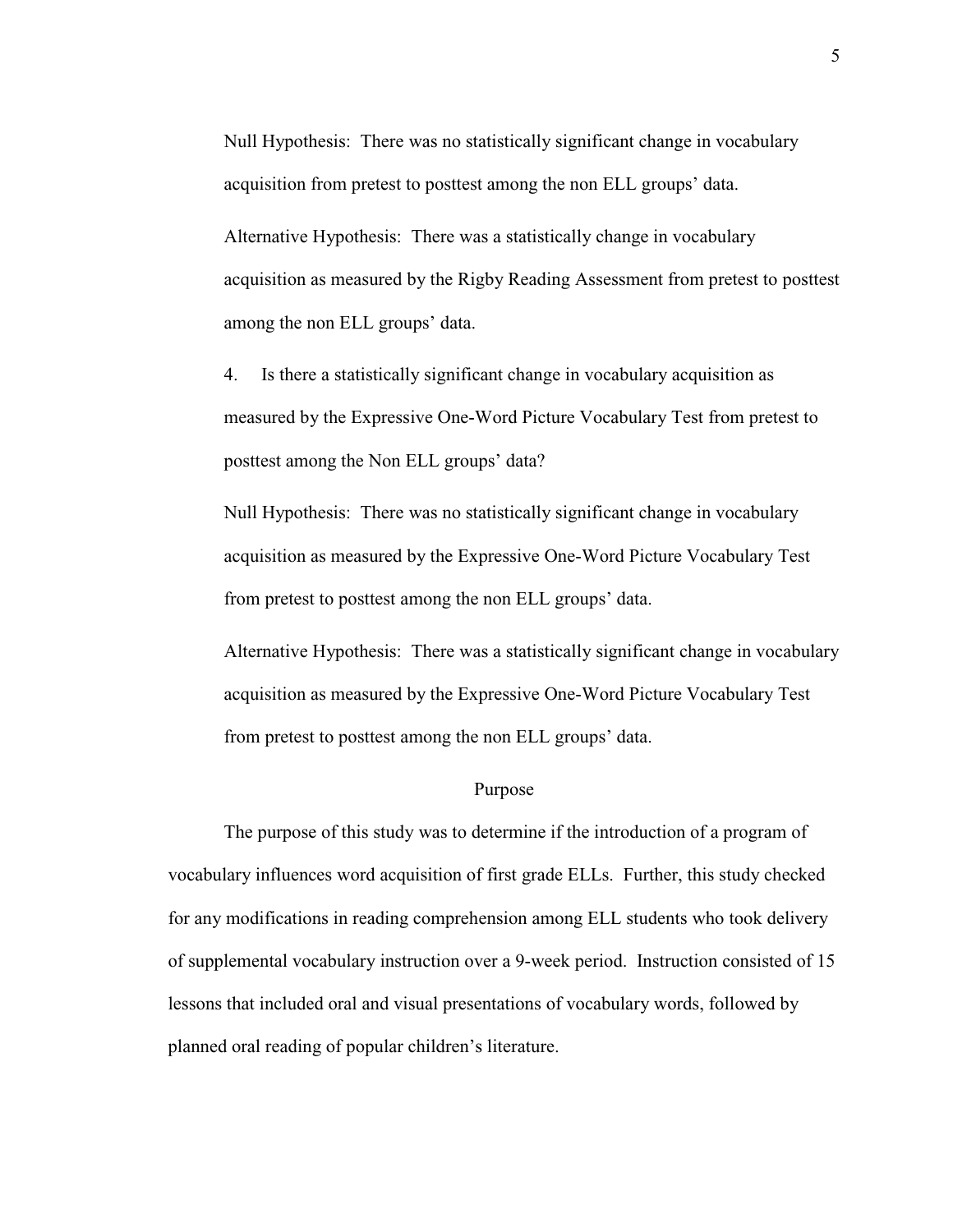Null Hypothesis: There was no statistically significant change in vocabulary acquisition from pretest to posttest among the non ELL groups' data.

Alternative Hypothesis: There was a statistically change in vocabulary acquisition as measured by the Rigby Reading Assessment from pretest to posttest among the non ELL groups' data.

4. Is there a statistically significant change in vocabulary acquisition as measured by the Expressive One-Word Picture Vocabulary Test from pretest to posttest among the Non ELL groups' data?

Null Hypothesis: There was no statistically significant change in vocabulary acquisition as measured by the Expressive One-Word Picture Vocabulary Test from pretest to posttest among the non ELL groups' data.

Alternative Hypothesis: There was a statistically significant change in vocabulary acquisition as measured by the Expressive One-Word Picture Vocabulary Test from pretest to posttest among the non ELL groups' data.

## Purpose

The purpose of this study was to determine if the introduction of a program of vocabulary influences word acquisition of first grade ELLs. Further, this study checked for any modifications in reading comprehension among ELL students who took delivery of supplemental vocabulary instruction over a 9-week period. Instruction consisted of 15 lessons that included oral and visual presentations of vocabulary words, followed by planned oral reading of popular children's literature.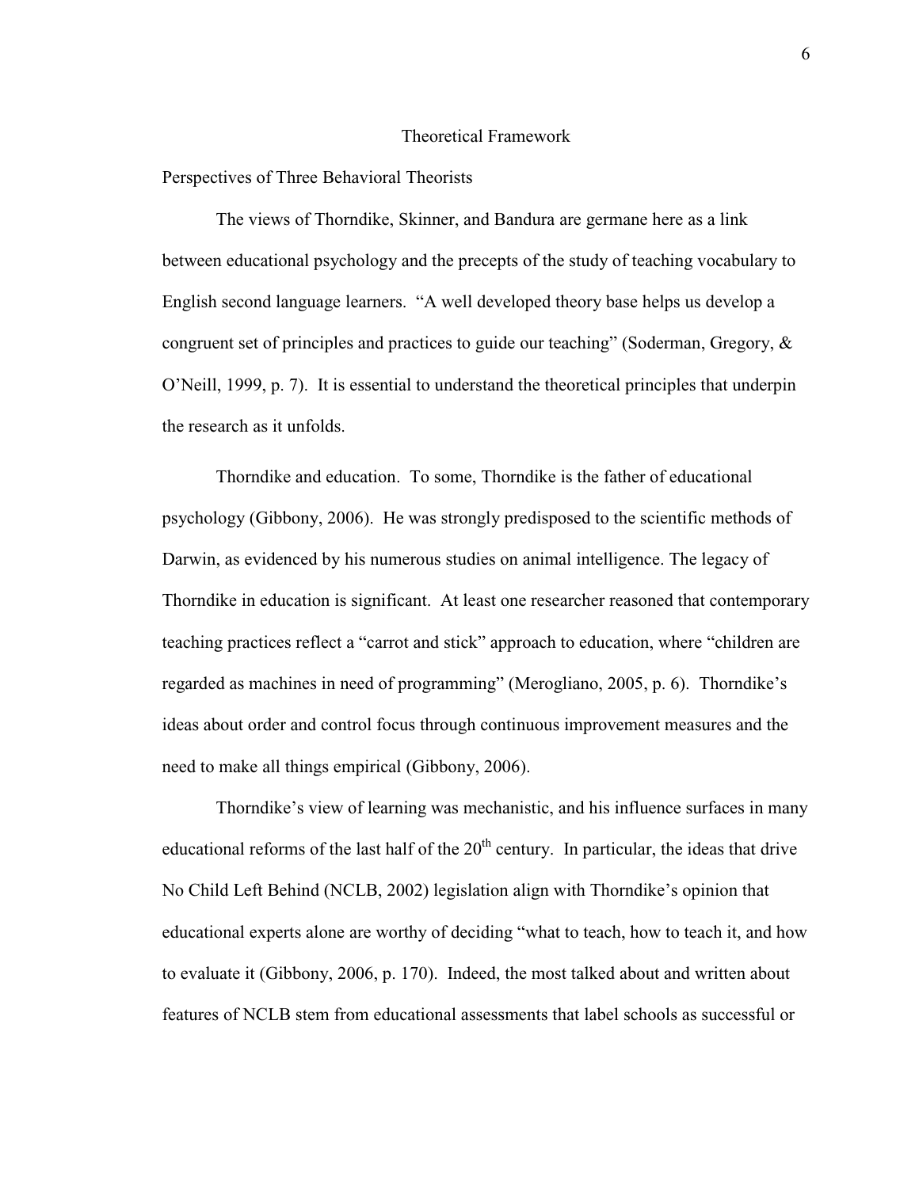# Theoretical Framework

## Perspectives of Three Behavioral Theorists

The views of Thorndike, Skinner, and Bandura are germane here as a link between educational psychology and the precepts of the study of teaching vocabulary to English second language learners. "A well developed theory base helps us develop a congruent set of principles and practices to guide our teaching" (Soderman, Gregory, & O'Neill, 1999, p. 7). It is essential to understand the theoretical principles that underpin the research as it unfolds.

Thorndike and education. To some, Thorndike is the father of educational psychology (Gibbony, 2006). He was strongly predisposed to the scientific methods of Darwin, as evidenced by his numerous studies on animal intelligence. The legacy of Thorndike in education is significant. At least one researcher reasoned that contemporary teaching practices reflect a "carrot and stick" approach to education, where "children are regarded as machines in need of programming" (Merogliano, 2005, p. 6). Thorndike's ideas about order and control focus through continuous improvement measures and the need to make all things empirical (Gibbony, 2006).

Thorndike's view of learning was mechanistic, and his influence surfaces in many educational reforms of the last half of the 20th century. In particular, the ideas that drive No Child Left Behind (NCLB, 2002) legislation align with Thorndike's opinion that educational experts alone are worthy of deciding "what to teach, how to teach it, and how to evaluate it (Gibbony, 2006, p. 170). Indeed, the most talked about and written about features of NCLB stem from educational assessments that label schools as successful or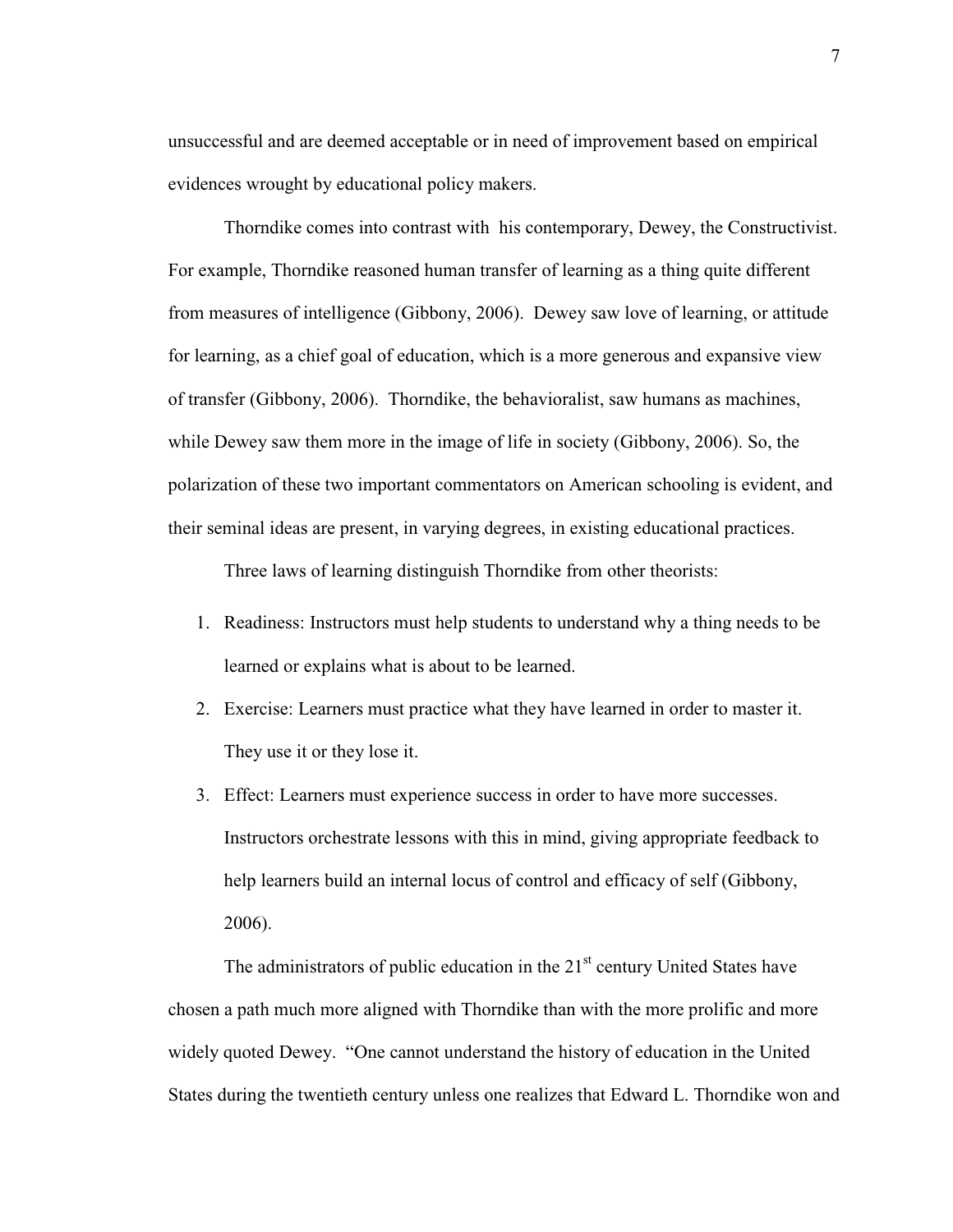unsuccessful and are deemed acceptable or in need of improvement based on empirical evidences wrought by educational policy makers.

Thorndike comes into contrast with his contemporary, Dewey, the Constructivist. For example, Thorndike reasoned human transfer of learning as a thing quite different from measures of intelligence (Gibbony, 2006). Dewey saw love of learning, or attitude for learning, as a chief goal of education, which is a more generous and expansive view of transfer (Gibbony, 2006). Thorndike, the behavioralist, saw humans as machines, while Dewey saw them more in the image of life in society (Gibbony, 2006). So, the polarization of these two important commentators on American schooling is evident, and their seminal ideas are present, in varying degrees, in existing educational practices.

Three laws of learning distinguish Thorndike from other theorists:

1. Readiness: Instructors must help students to understand why a thing needs to be learned or explains what is about to be learned.
2. Exercise: Learners must practice what they have learned in order to master it. They use it or they lose it.
3. Effect: Learners must experience success in order to have more successes. Instructors orchestrate lessons with this in mind, giving appropriate feedback to help learners build an internal locus of control and efficacy of self (Gibbony, 2006).

The administrators of public education in the 21st century United States have chosen a path much more aligned with Thorndike than with the more prolific and more widely quoted Dewey. "One cannot understand the history of education in the United States during the twentieth century unless one realizes that Edward L. Thorndike won and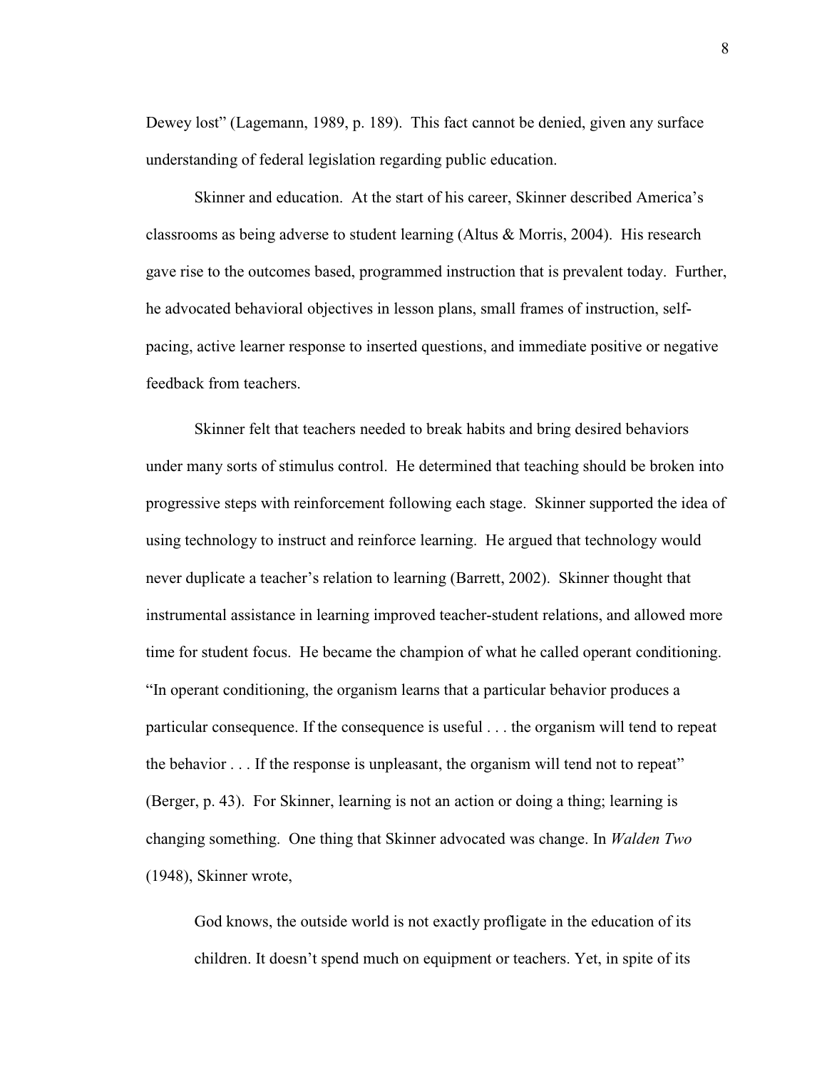Dewey lost" (Lagemann, 1989, p. 189). This fact cannot be denied, given any surface understanding of federal legislation regarding public education.

Skinner and education. At the start of his career, Skinner described America's classrooms as being adverse to student learning (Altus & Morris, 2004). His research gave rise to the outcomes based, programmed instruction that is prevalent today. Further, he advocated behavioral objectives in lesson plans, small frames of instruction, self-pacing, active learner response to inserted questions, and immediate positive or negative feedback from teachers.

Skinner felt that teachers needed to break habits and bring desired behaviors under many sorts of stimulus control. He determined that teaching should be broken into progressive steps with reinforcement following each stage. Skinner supported the idea of using technology to instruct and reinforce learning. He argued that technology would never duplicate a teacher's relation to learning (Barrett, 2002). Skinner thought that instrumental assistance in learning improved teacher-student relations, and allowed more time for student focus. He became the champion of what he called operant conditioning. "In operant conditioning, the organism learns that a particular behavior produces a particular consequence. If the consequence is useful . . . the organism will tend to repeat the behavior . . . If the response is unpleasant, the organism will tend not to repeat" (Berger, p. 43). For Skinner, learning is not an action or doing a thing; learning is changing something. One thing that Skinner advocated was change. In *Walden Two* (1948), Skinner wrote,

> God knows, the outside world is not exactly profligate in the education of its children. It doesn't spend much on equipment or teachers. Yet, in spite of its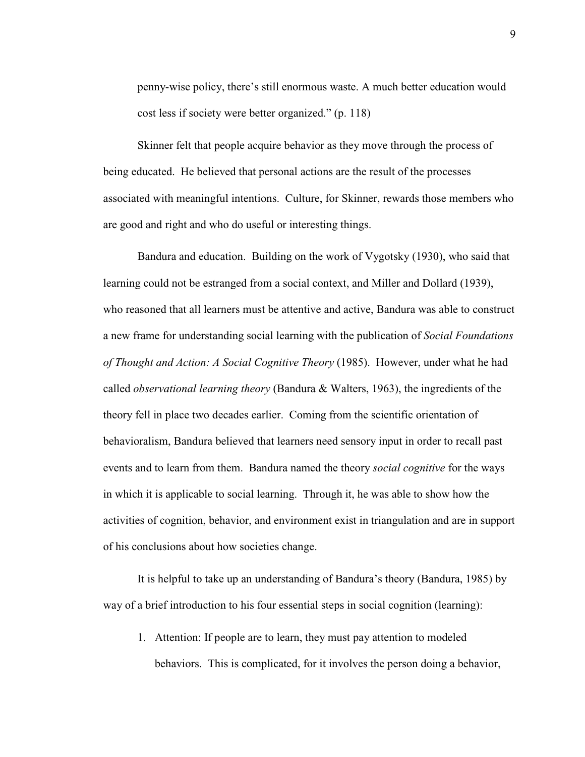penny-wise policy, there's still enormous waste. A much better education would cost less if society were better organized." (p. 118)

Skinner felt that people acquire behavior as they move through the process of being educated. He believed that personal actions are the result of the processes associated with meaningful intentions. Culture, for Skinner, rewards those members who are good and right and who do useful or interesting things.

Bandura and education. Building on the work of Vygotsky (1930), who said that learning could not be estranged from a social context, and Miller and Dollard (1939), who reasoned that all learners must be attentive and active, Bandura was able to construct a new frame for understanding social learning with the publication of *Social Foundations of Thought and Action: A Social Cognitive Theory* (1985). However, under what he had called *observational learning theory* (Bandura & Walters, 1963), the ingredients of the theory fell in place two decades earlier. Coming from the scientific orientation of behavioralism, Bandura believed that learners need sensory input in order to recall past events and to learn from them. Bandura named the theory *social cognitive* for the ways in which it is applicable to social learning. Through it, he was able to show how the activities of cognition, behavior, and environment exist in triangulation and are in support of his conclusions about how societies change.

It is helpful to take up an understanding of Bandura's theory (Bandura, 1985) by way of a brief introduction to his four essential steps in social cognition (learning):

1. Attention: If people are to learn, they must pay attention to modeled behaviors. This is complicated, for it involves the person doing a behavior,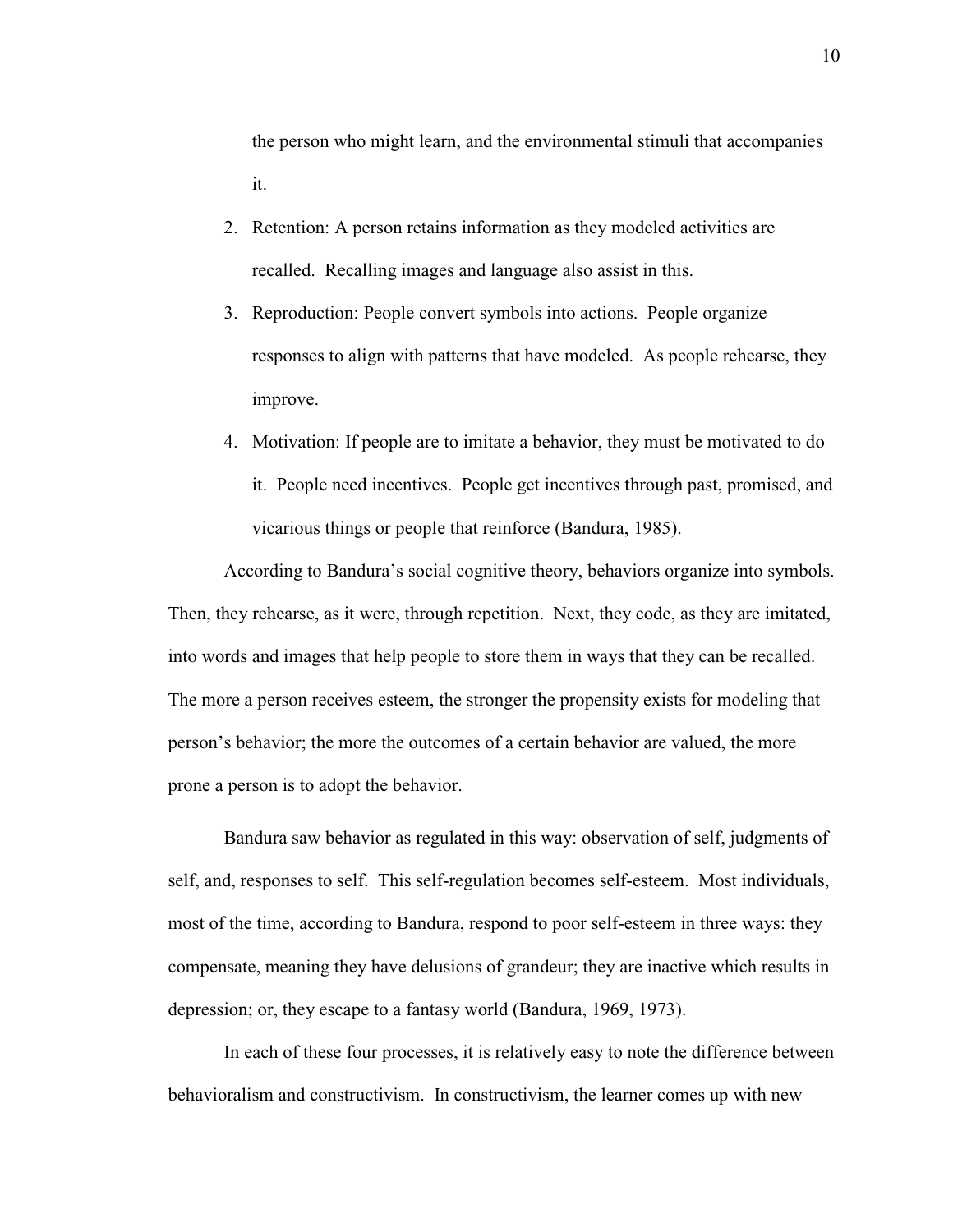the person who might learn, and the environmental stimuli that accompanies it.

2. Retention: A person retains information as they modeled activities are recalled. Recalling images and language also assist in this.
3. Reproduction: People convert symbols into actions. People organize responses to align with patterns that have modeled. As people rehearse, they improve.
4. Motivation: If people are to imitate a behavior, they must be motivated to do it. People need incentives. People get incentives through past, promised, and vicarious things or people that reinforce (Bandura, 1985).

According to Bandura's social cognitive theory, behaviors organize into symbols. Then, they rehearse, as it were, through repetition. Next, they code, as they are imitated, into words and images that help people to store them in ways that they can be recalled. The more a person receives esteem, the stronger the propensity exists for modeling that person's behavior; the more the outcomes of a certain behavior are valued, the more prone a person is to adopt the behavior.

Bandura saw behavior as regulated in this way: observation of self, judgments of self, and, responses to self. This self-regulation becomes self-esteem. Most individuals, most of the time, according to Bandura, respond to poor self-esteem in three ways: they compensate, meaning they have delusions of grandeur; they are inactive which results in depression; or, they escape to a fantasy world (Bandura, 1969, 1973).

In each of these four processes, it is relatively easy to note the difference between behavioralism and constructivism. In constructivism, the learner comes up with new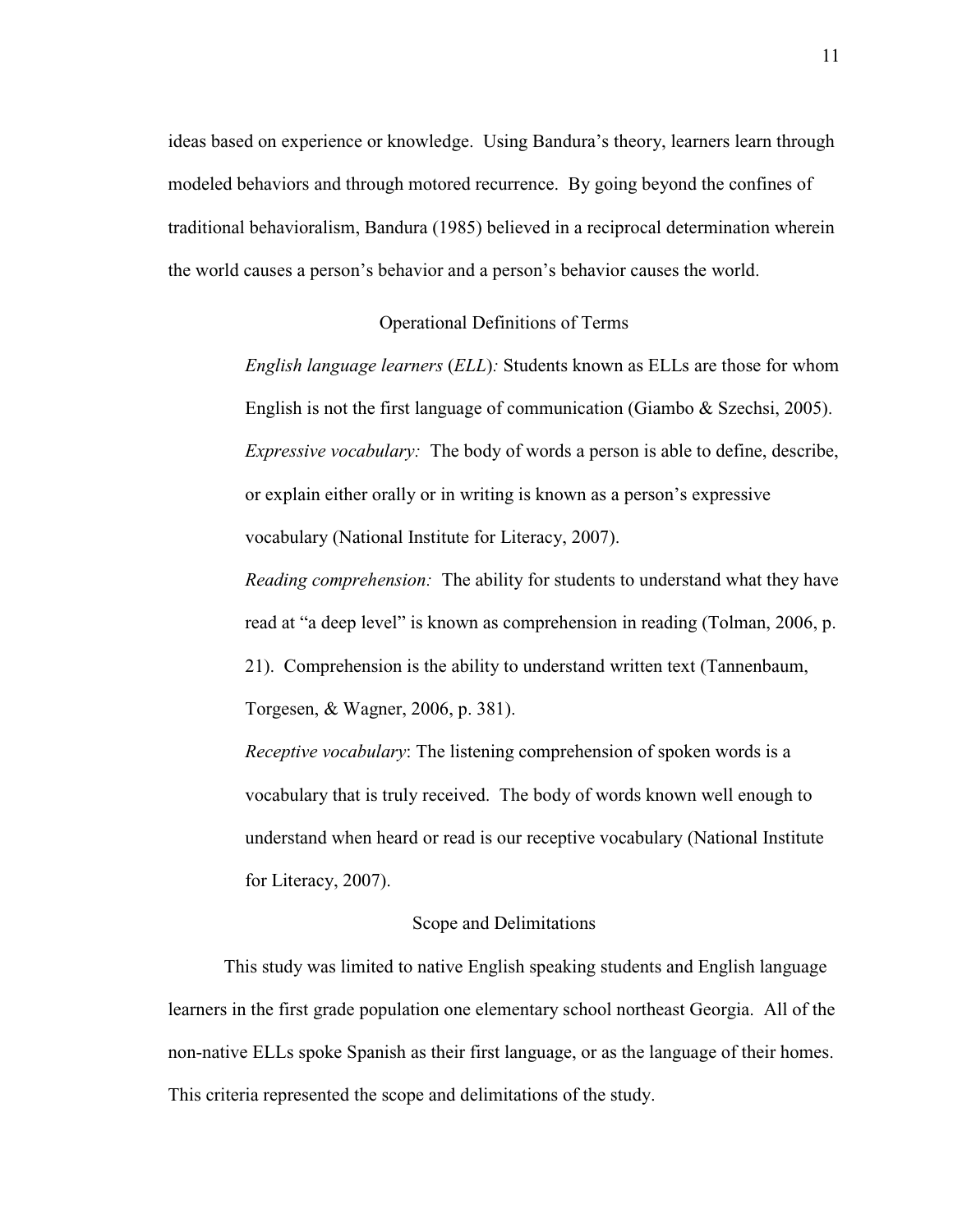ideas based on experience or knowledge. Using Bandura's theory, learners learn through modeled behaviors and through motored recurrence. By going beyond the confines of traditional behavioralism, Bandura (1985) believed in a reciprocal determination wherein the world causes a person's behavior and a person's behavior causes the world.

## Operational Definitions of Terms

*English language learners* (*ELL*)*:* Students known as ELLs are those for whom English is not the first language of communication (Giambo & Szechsi, 2005).

*Expressive vocabulary:* The body of words a person is able to define, describe, or explain either orally or in writing is known as a person's expressive vocabulary (National Institute for Literacy, 2007).

*Reading comprehension:* The ability for students to understand what they have read at "a deep level" is known as comprehension in reading (Tolman, 2006, p. 21). Comprehension is the ability to understand written text (Tannenbaum, Torgesen, & Wagner, 2006, p. 381).

*Receptive vocabulary*: The listening comprehension of spoken words is a vocabulary that is truly received. The body of words known well enough to understand when heard or read is our receptive vocabulary (National Institute for Literacy, 2007).

## Scope and Delimitations

This study was limited to native English speaking students and English language learners in the first grade population one elementary school northeast Georgia. All of the non-native ELLs spoke Spanish as their first language, or as the language of their homes. This criteria represented the scope and delimitations of the study.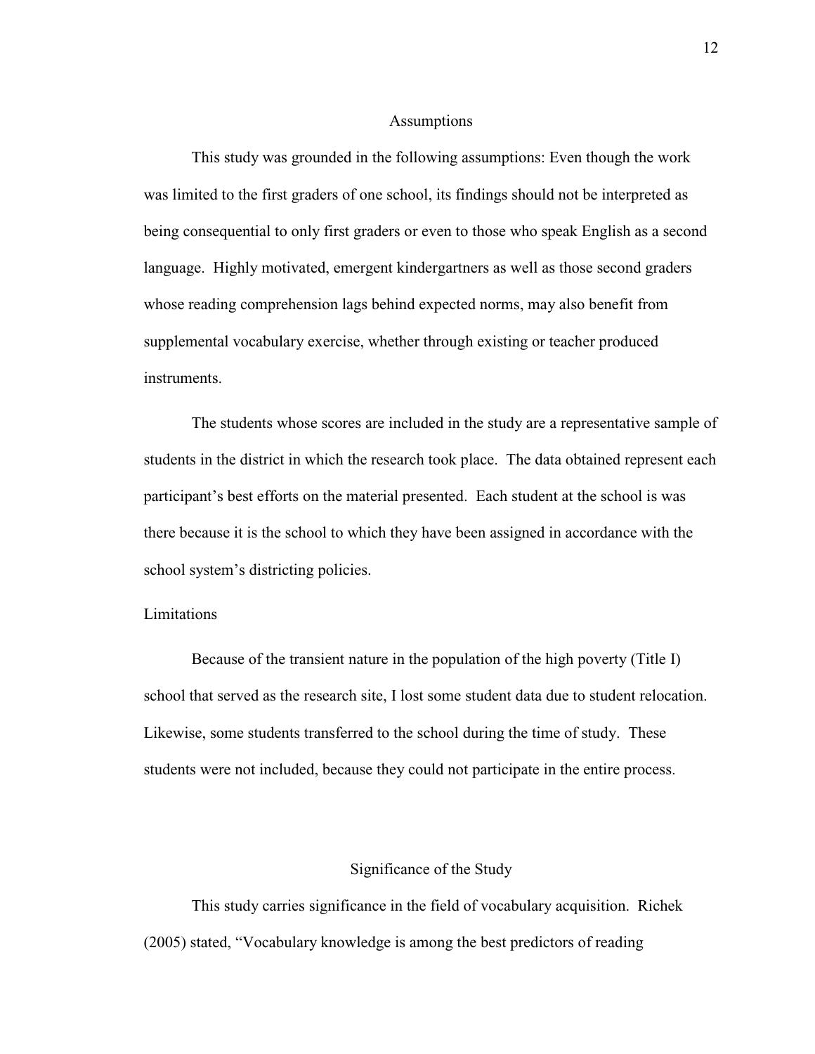## Assumptions

This study was grounded in the following assumptions: Even though the work was limited to the first graders of one school, its findings should not be interpreted as being consequential to only first graders or even to those who speak English as a second language. Highly motivated, emergent kindergartners as well as those second graders whose reading comprehension lags behind expected norms, may also benefit from supplemental vocabulary exercise, whether through existing or teacher produced instruments.

The students whose scores are included in the study are a representative sample of students in the district in which the research took place. The data obtained represent each participant's best efforts on the material presented. Each student at the school is was there because it is the school to which they have been assigned in accordance with the school system's districting policies.

### Limitations

Because of the transient nature in the population of the high poverty (Title I) school that served as the research site, I lost some student data due to student relocation. Likewise, some students transferred to the school during the time of study. These students were not included, because they could not participate in the entire process.

## Significance of the Study

This study carries significance in the field of vocabulary acquisition. Richek (2005) stated, "Vocabulary knowledge is among the best predictors of reading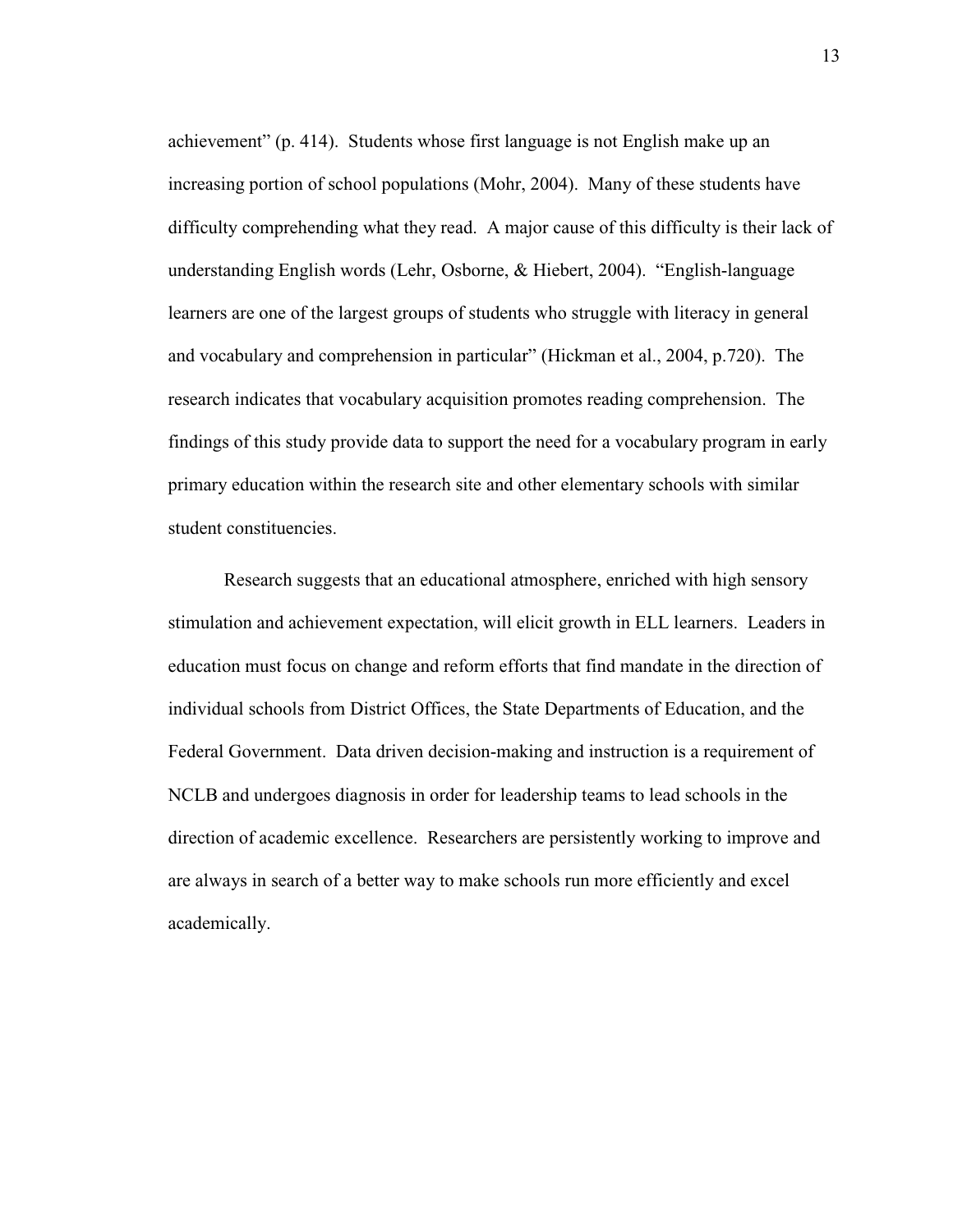achievement" (p. 414). Students whose first language is not English make up an increasing portion of school populations (Mohr, 2004). Many of these students have difficulty comprehending what they read. A major cause of this difficulty is their lack of understanding English words (Lehr, Osborne, & Hiebert, 2004). "English-language learners are one of the largest groups of students who struggle with literacy in general and vocabulary and comprehension in particular" (Hickman et al., 2004, p.720). The research indicates that vocabulary acquisition promotes reading comprehension. The findings of this study provide data to support the need for a vocabulary program in early primary education within the research site and other elementary schools with similar student constituencies.

Research suggests that an educational atmosphere, enriched with high sensory stimulation and achievement expectation, will elicit growth in ELL learners. Leaders in education must focus on change and reform efforts that find mandate in the direction of individual schools from District Offices, the State Departments of Education, and the Federal Government. Data driven decision-making and instruction is a requirement of NCLB and undergoes diagnosis in order for leadership teams to lead schools in the direction of academic excellence. Researchers are persistently working to improve and are always in search of a better way to make schools run more efficiently and excel academically.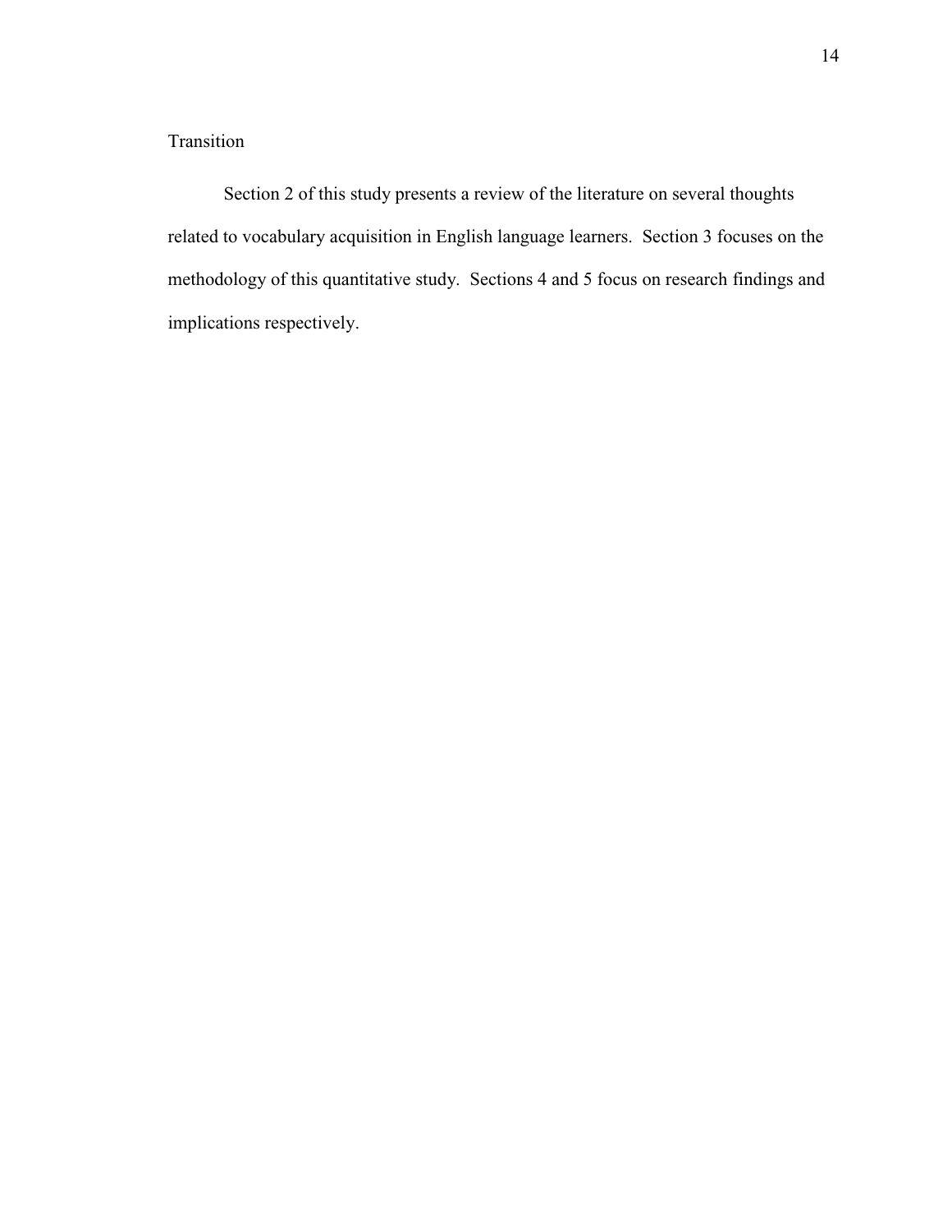## Transition

Section 2 of this study presents a review of the literature on several thoughts related to vocabulary acquisition in English language learners. Section 3 focuses on the methodology of this quantitative study. Sections 4 and 5 focus on research findings and implications respectively.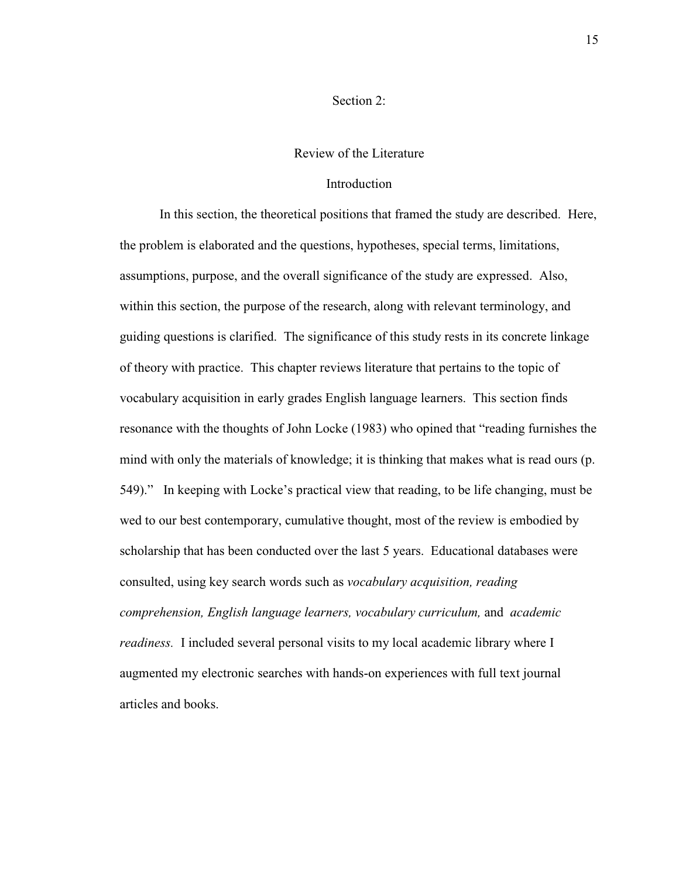# Section 2:

## Review of the Literature

### Introduction

In this section, the theoretical positions that framed the study are described. Here, the problem is elaborated and the questions, hypotheses, special terms, limitations, assumptions, purpose, and the overall significance of the study are expressed. Also, within this section, the purpose of the research, along with relevant terminology, and guiding questions is clarified. The significance of this study rests in its concrete linkage of theory with practice. This chapter reviews literature that pertains to the topic of vocabulary acquisition in early grades English language learners. This section finds resonance with the thoughts of John Locke (1983) who opined that "reading furnishes the mind with only the materials of knowledge; it is thinking that makes what is read ours (p. 549)." In keeping with Locke's practical view that reading, to be life changing, must be wed to our best contemporary, cumulative thought, most of the review is embodied by scholarship that has been conducted over the last 5 years. Educational databases were consulted, using key search words such as *vocabulary acquisition, reading comprehension, English language learners, vocabulary curriculum,* and *academic readiness.* I included several personal visits to my local academic library where I augmented my electronic searches with hands-on experiences with full text journal articles and books.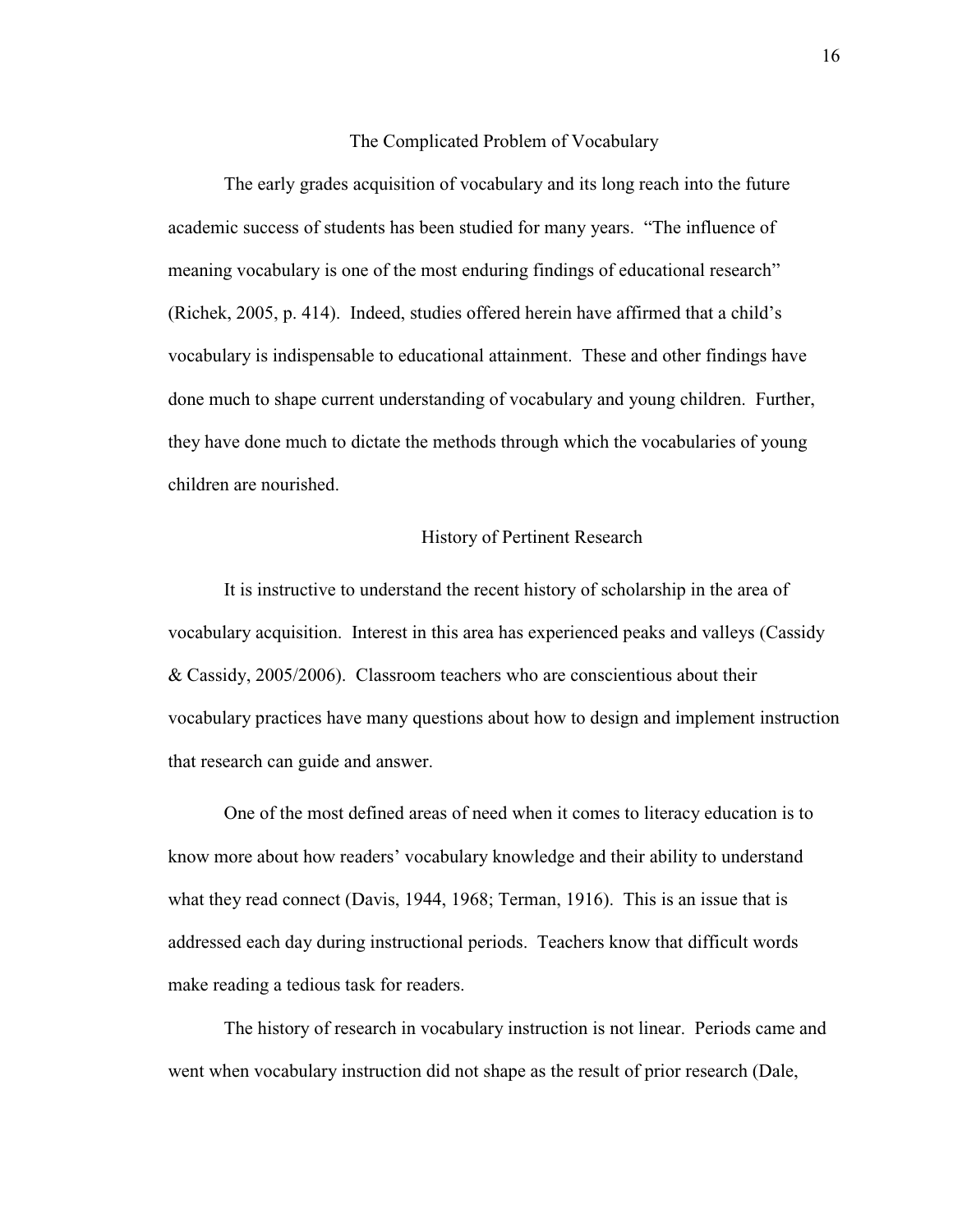## The Complicated Problem of Vocabulary

The early grades acquisition of vocabulary and its long reach into the future academic success of students has been studied for many years. "The influence of meaning vocabulary is one of the most enduring findings of educational research" (Richek, 2005, p. 414). Indeed, studies offered herein have affirmed that a child's vocabulary is indispensable to educational attainment. These and other findings have done much to shape current understanding of vocabulary and young children. Further, they have done much to dictate the methods through which the vocabularies of young children are nourished.

### History of Pertinent Research

It is instructive to understand the recent history of scholarship in the area of vocabulary acquisition. Interest in this area has experienced peaks and valleys (Cassidy & Cassidy, 2005/2006). Classroom teachers who are conscientious about their vocabulary practices have many questions about how to design and implement instruction that research can guide and answer.

One of the most defined areas of need when it comes to literacy education is to know more about how readers' vocabulary knowledge and their ability to understand what they read connect (Davis, 1944, 1968; Terman, 1916). This is an issue that is addressed each day during instructional periods. Teachers know that difficult words make reading a tedious task for readers.

The history of research in vocabulary instruction is not linear. Periods came and went when vocabulary instruction did not shape as the result of prior research (Dale,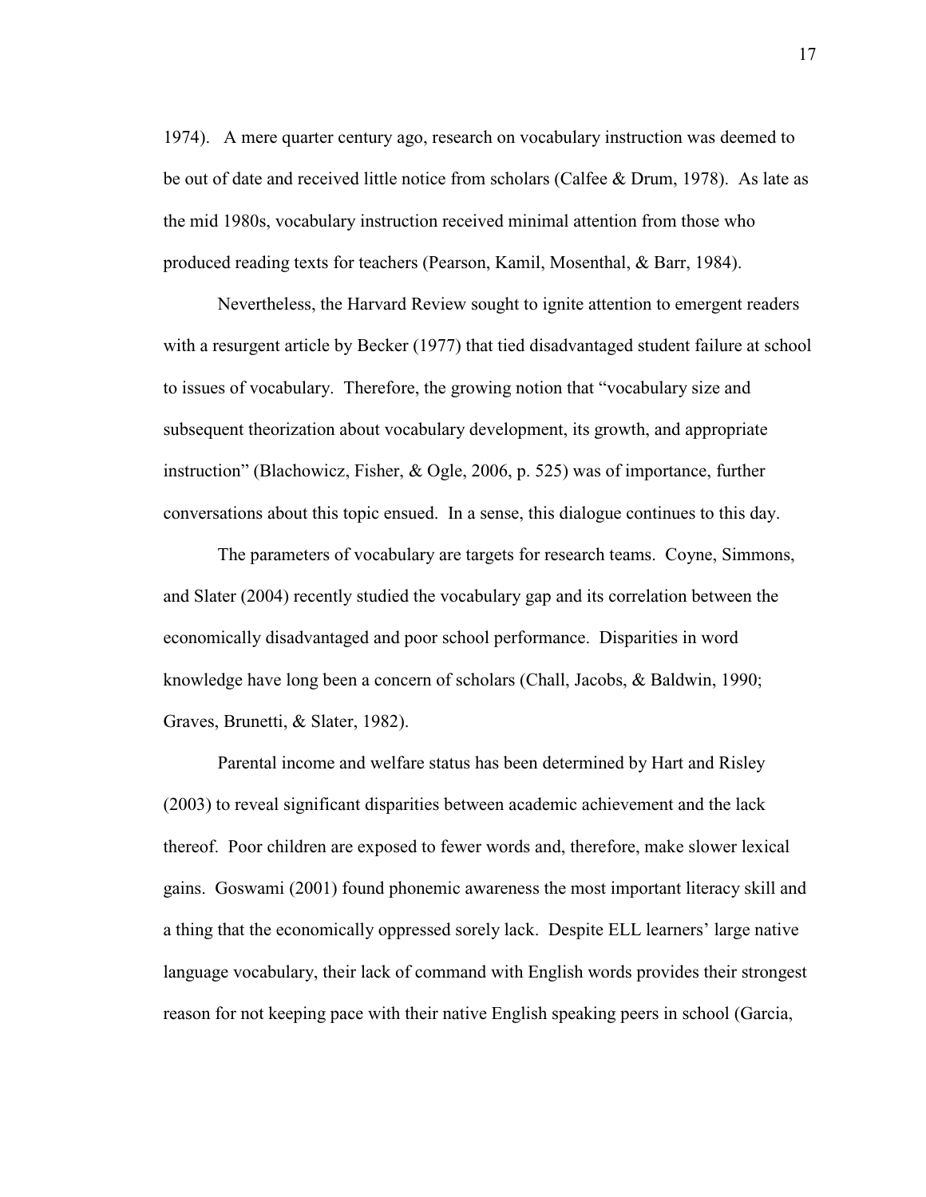1974). A mere quarter century ago, research on vocabulary instruction was deemed to be out of date and received little notice from scholars (Calfee & Drum, 1978). As late as the mid 1980s, vocabulary instruction received minimal attention from those who produced reading texts for teachers (Pearson, Kamil, Mosenthal, & Barr, 1984).

Nevertheless, the Harvard Review sought to ignite attention to emergent readers with a resurgent article by Becker (1977) that tied disadvantaged student failure at school to issues of vocabulary. Therefore, the growing notion that "vocabulary size and subsequent theorization about vocabulary development, its growth, and appropriate instruction" (Blachowicz, Fisher, & Ogle, 2006, p. 525) was of importance, further conversations about this topic ensued. In a sense, this dialogue continues to this day.

The parameters of vocabulary are targets for research teams. Coyne, Simmons, and Slater (2004) recently studied the vocabulary gap and its correlation between the economically disadvantaged and poor school performance. Disparities in word knowledge have long been a concern of scholars (Chall, Jacobs, & Baldwin, 1990; Graves, Brunetti, & Slater, 1982).

Parental income and welfare status has been determined by Hart and Risley (2003) to reveal significant disparities between academic achievement and the lack thereof. Poor children are exposed to fewer words and, therefore, make slower lexical gains. Goswami (2001) found phonemic awareness the most important literacy skill and a thing that the economically oppressed sorely lack. Despite ELL learners' large native language vocabulary, their lack of command with English words provides their strongest reason for not keeping pace with their native English speaking peers in school (Garcia,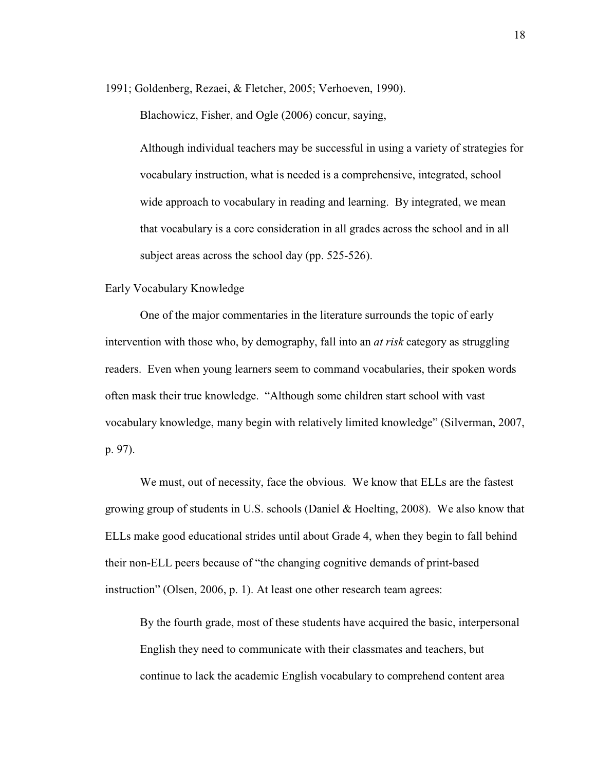1991; Goldenberg, Rezaei, & Fletcher, 2005; Verhoeven, 1990).

Blachowicz, Fisher, and Ogle (2006) concur, saying,

> Although individual teachers may be successful in using a variety of strategies for vocabulary instruction, what is needed is a comprehensive, integrated, school wide approach to vocabulary in reading and learning. By integrated, we mean that vocabulary is a core consideration in all grades across the school and in all subject areas across the school day (pp. 525-526).

### Early Vocabulary Knowledge

One of the major commentaries in the literature surrounds the topic of early intervention with those who, by demography, fall into an *at risk* category as struggling readers. Even when young learners seem to command vocabularies, their spoken words often mask their true knowledge. "Although some children start school with vast vocabulary knowledge, many begin with relatively limited knowledge" (Silverman, 2007, p. 97).

We must, out of necessity, face the obvious. We know that ELLs are the fastest growing group of students in U.S. schools (Daniel & Hoelting, 2008). We also know that ELLs make good educational strides until about Grade 4, when they begin to fall behind their non-ELL peers because of "the changing cognitive demands of print-based instruction" (Olsen, 2006, p. 1). At least one other research team agrees:

> By the fourth grade, most of these students have acquired the basic, interpersonal English they need to communicate with their classmates and teachers, but continue to lack the academic English vocabulary to comprehend content area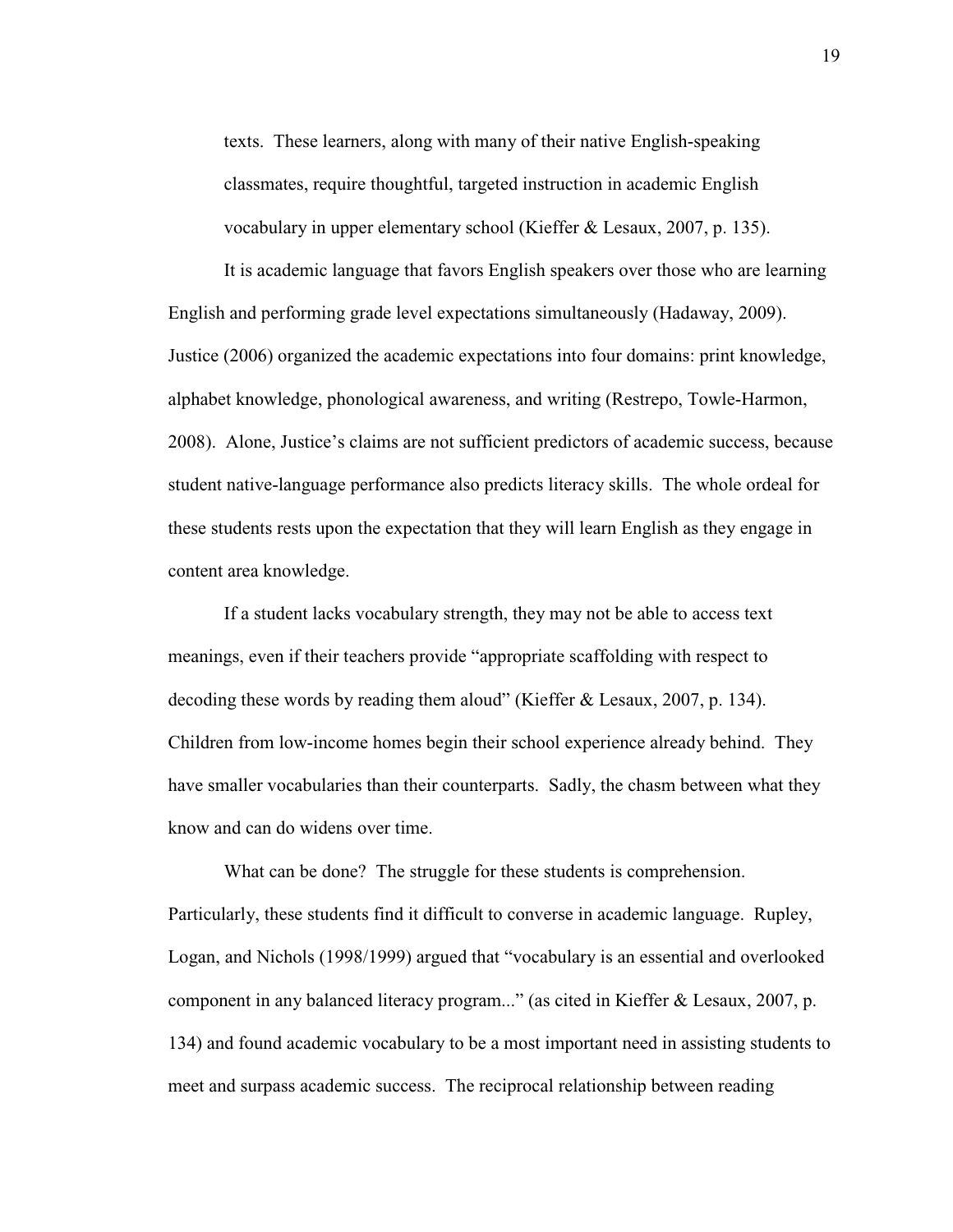> texts. These learners, along with many of their native English-speaking classmates, require thoughtful, targeted instruction in academic English vocabulary in upper elementary school (Kieffer & Lesaux, 2007, p. 135).

It is academic language that favors English speakers over those who are learning English and performing grade level expectations simultaneously (Hadaway, 2009). Justice (2006) organized the academic expectations into four domains: print knowledge, alphabet knowledge, phonological awareness, and writing (Restrepo, Towle-Harmon, 2008). Alone, Justice's claims are not sufficient predictors of academic success, because student native-language performance also predicts literacy skills. The whole ordeal for these students rests upon the expectation that they will learn English as they engage in content area knowledge.

If a student lacks vocabulary strength, they may not be able to access text meanings, even if their teachers provide "appropriate scaffolding with respect to decoding these words by reading them aloud" (Kieffer & Lesaux, 2007, p. 134). Children from low-income homes begin their school experience already behind. They have smaller vocabularies than their counterparts. Sadly, the chasm between what they know and can do widens over time.

What can be done? The struggle for these students is comprehension. Particularly, these students find it difficult to converse in academic language. Rupley, Logan, and Nichols (1998/1999) argued that "vocabulary is an essential and overlooked component in any balanced literacy program..." (as cited in Kieffer & Lesaux, 2007, p. 134) and found academic vocabulary to be a most important need in assisting students to meet and surpass academic success. The reciprocal relationship between reading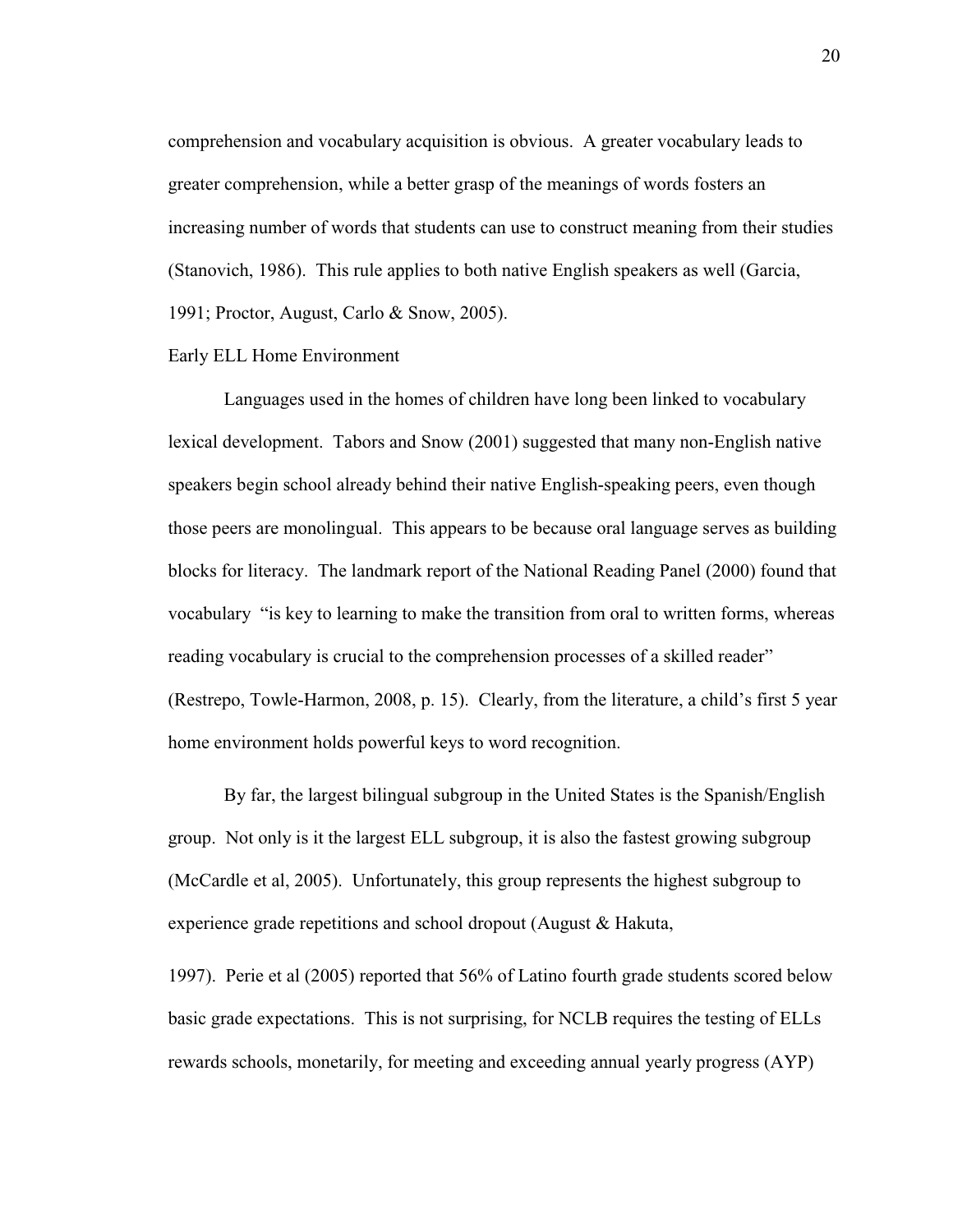comprehension and vocabulary acquisition is obvious. A greater vocabulary leads to greater comprehension, while a better grasp of the meanings of words fosters an increasing number of words that students can use to construct meaning from their studies (Stanovich, 1986). This rule applies to both native English speakers as well (Garcia, 1991; Proctor, August, Carlo & Snow, 2005).

Early ELL Home Environment

Languages used in the homes of children have long been linked to vocabulary lexical development. Tabors and Snow (2001) suggested that many non-English native speakers begin school already behind their native English-speaking peers, even though those peers are monolingual. This appears to be because oral language serves as building blocks for literacy. The landmark report of the National Reading Panel (2000) found that vocabulary "is key to learning to make the transition from oral to written forms, whereas reading vocabulary is crucial to the comprehension processes of a skilled reader" (Restrepo, Towle-Harmon, 2008, p. 15). Clearly, from the literature, a child's first 5 year home environment holds powerful keys to word recognition.

By far, the largest bilingual subgroup in the United States is the Spanish/English group. Not only is it the largest ELL subgroup, it is also the fastest growing subgroup (McCardle et al, 2005). Unfortunately, this group represents the highest subgroup to experience grade repetitions and school dropout (August & Hakuta, 1997). Perie et al (2005) reported that 56% of Latino fourth grade students scored below basic grade expectations. This is not surprising, for NCLB requires the testing of ELLs rewards schools, monetarily, for meeting and exceeding annual yearly progress (AYP)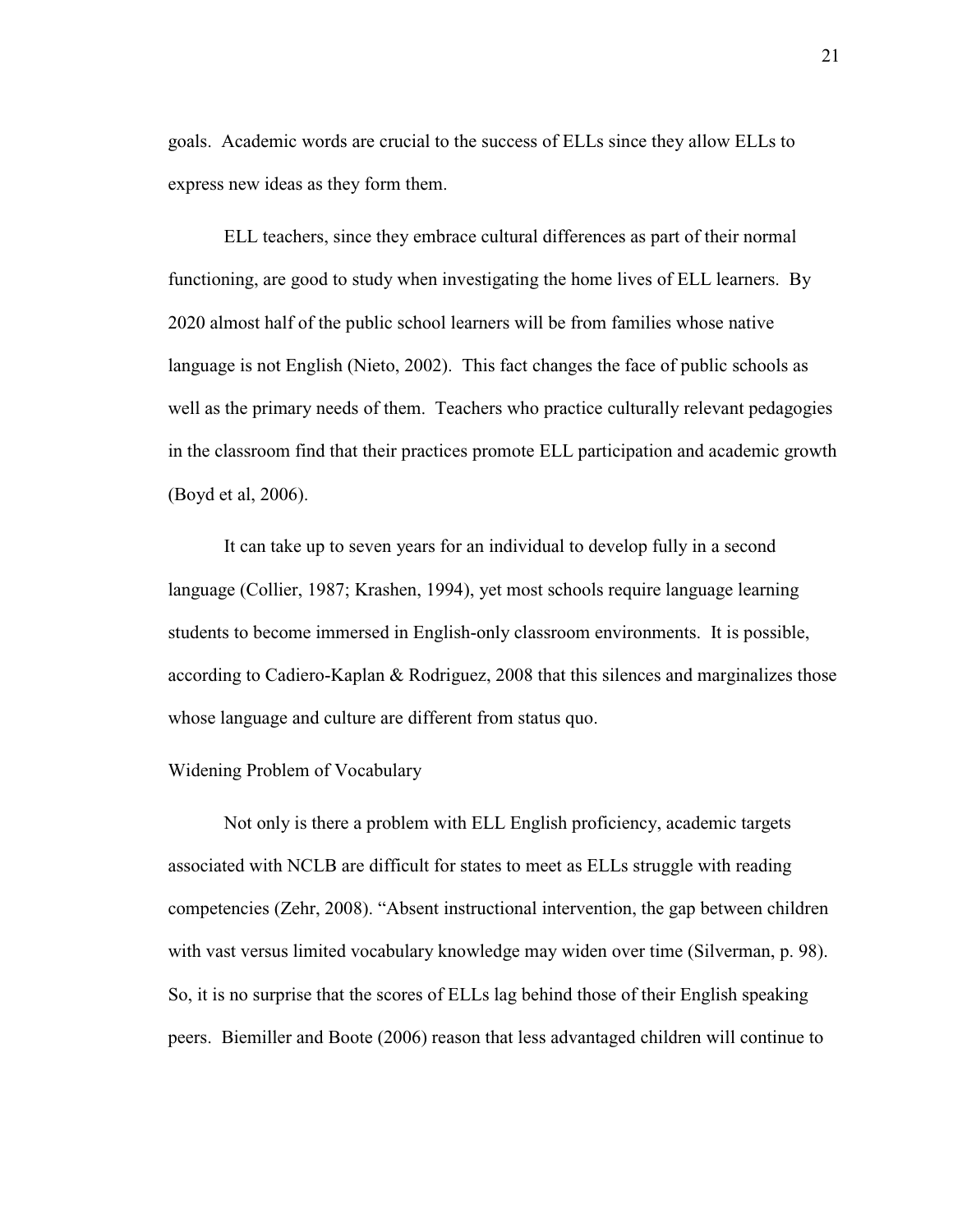goals. Academic words are crucial to the success of ELLs since they allow ELLs to express new ideas as they form them.

ELL teachers, since they embrace cultural differences as part of their normal functioning, are good to study when investigating the home lives of ELL learners. By 2020 almost half of the public school learners will be from families whose native language is not English (Nieto, 2002). This fact changes the face of public schools as well as the primary needs of them. Teachers who practice culturally relevant pedagogies in the classroom find that their practices promote ELL participation and academic growth (Boyd et al, 2006).

It can take up to seven years for an individual to develop fully in a second language (Collier, 1987; Krashen, 1994), yet most schools require language learning students to become immersed in English-only classroom environments. It is possible, according to Cadiero-Kaplan & Rodriguez, 2008 that this silences and marginalizes those whose language and culture are different from status quo.

## Widening Problem of Vocabulary

Not only is there a problem with ELL English proficiency, academic targets associated with NCLB are difficult for states to meet as ELLs struggle with reading competencies (Zehr, 2008). "Absent instructional intervention, the gap between children with vast versus limited vocabulary knowledge may widen over time (Silverman, p. 98). So, it is no surprise that the scores of ELLs lag behind those of their English speaking peers. Biemiller and Boote (2006) reason that less advantaged children will continue to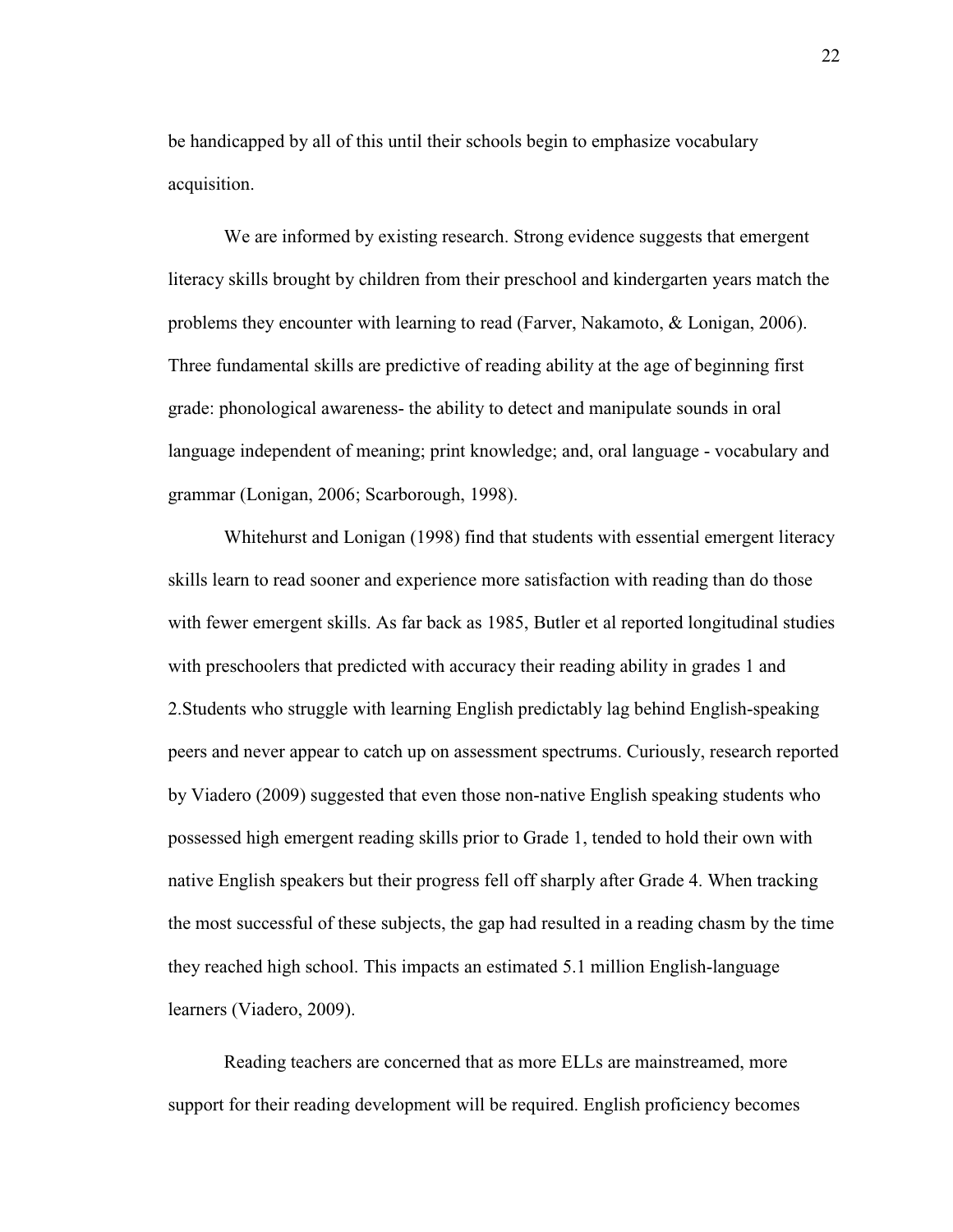be handicapped by all of this until their schools begin to emphasize vocabulary acquisition.

We are informed by existing research. Strong evidence suggests that emergent literacy skills brought by children from their preschool and kindergarten years match the problems they encounter with learning to read (Farver, Nakamoto, & Lonigan, 2006). Three fundamental skills are predictive of reading ability at the age of beginning first grade: phonological awareness- the ability to detect and manipulate sounds in oral language independent of meaning; print knowledge; and, oral language - vocabulary and grammar (Lonigan, 2006; Scarborough, 1998).

Whitehurst and Lonigan (1998) find that students with essential emergent literacy skills learn to read sooner and experience more satisfaction with reading than do those with fewer emergent skills. As far back as 1985, Butler et al reported longitudinal studies with preschoolers that predicted with accuracy their reading ability in grades 1 and 2.Students who struggle with learning English predictably lag behind English-speaking peers and never appear to catch up on assessment spectrums. Curiously, research reported by Viadero (2009) suggested that even those non-native English speaking students who possessed high emergent reading skills prior to Grade 1, tended to hold their own with native English speakers but their progress fell off sharply after Grade 4. When tracking the most successful of these subjects, the gap had resulted in a reading chasm by the time they reached high school. This impacts an estimated 5.1 million English-language learners (Viadero, 2009).

Reading teachers are concerned that as more ELLs are mainstreamed, more support for their reading development will be required. English proficiency becomes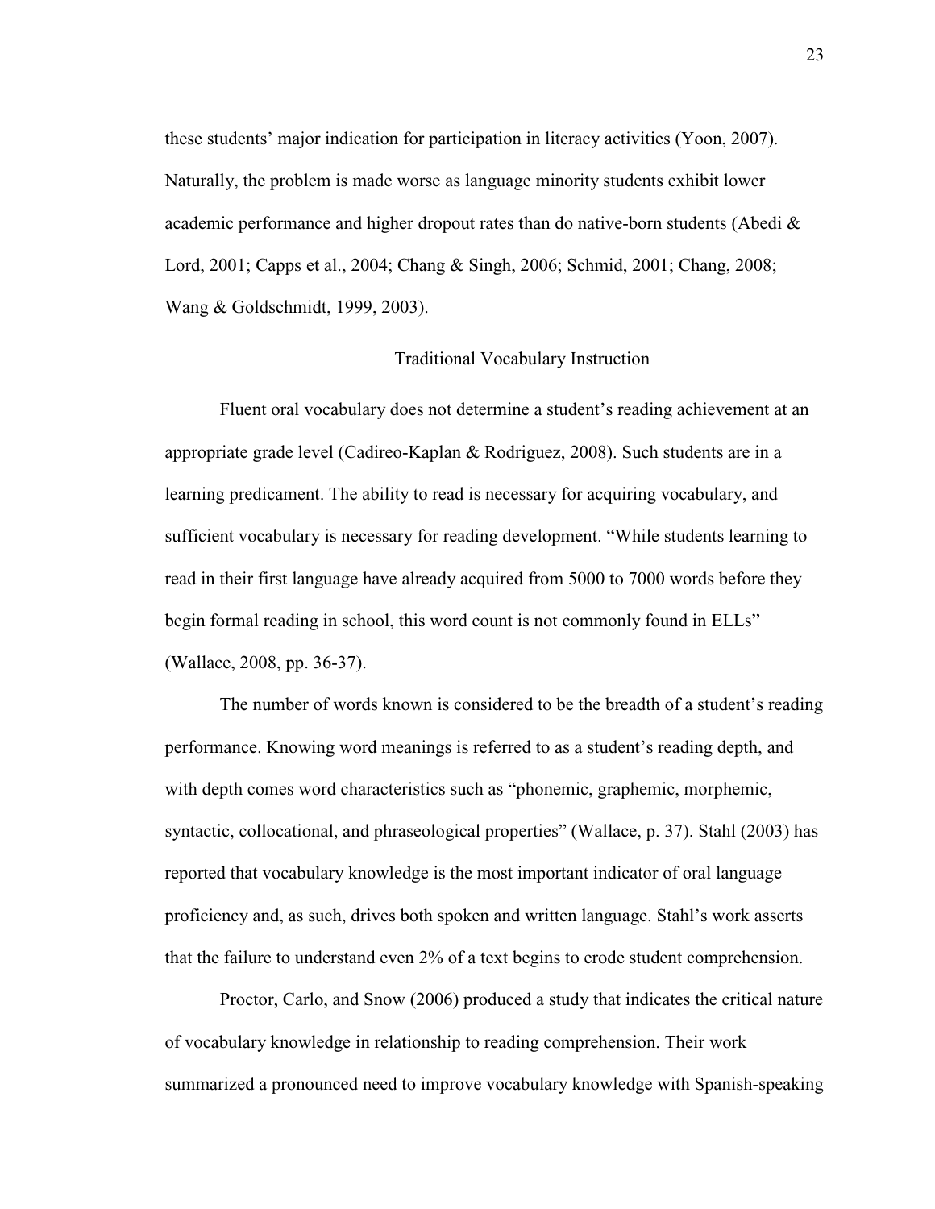these students' major indication for participation in literacy activities (Yoon, 2007). Naturally, the problem is made worse as language minority students exhibit lower academic performance and higher dropout rates than do native-born students (Abedi & Lord, 2001; Capps et al., 2004; Chang & Singh, 2006; Schmid, 2001; Chang, 2008; Wang & Goldschmidt, 1999, 2003).

## Traditional Vocabulary Instruction

Fluent oral vocabulary does not determine a student's reading achievement at an appropriate grade level (Cadireo-Kaplan & Rodriguez, 2008). Such students are in a learning predicament. The ability to read is necessary for acquiring vocabulary, and sufficient vocabulary is necessary for reading development. "While students learning to read in their first language have already acquired from 5000 to 7000 words before they begin formal reading in school, this word count is not commonly found in ELLs" (Wallace, 2008, pp. 36-37).

The number of words known is considered to be the breadth of a student's reading performance. Knowing word meanings is referred to as a student's reading depth, and with depth comes word characteristics such as "phonemic, graphemic, morphemic, syntactic, collocational, and phraseological properties" (Wallace, p. 37). Stahl (2003) has reported that vocabulary knowledge is the most important indicator of oral language proficiency and, as such, drives both spoken and written language. Stahl's work asserts that the failure to understand even 2% of a text begins to erode student comprehension.

Proctor, Carlo, and Snow (2006) produced a study that indicates the critical nature of vocabulary knowledge in relationship to reading comprehension. Their work summarized a pronounced need to improve vocabulary knowledge with Spanish-speaking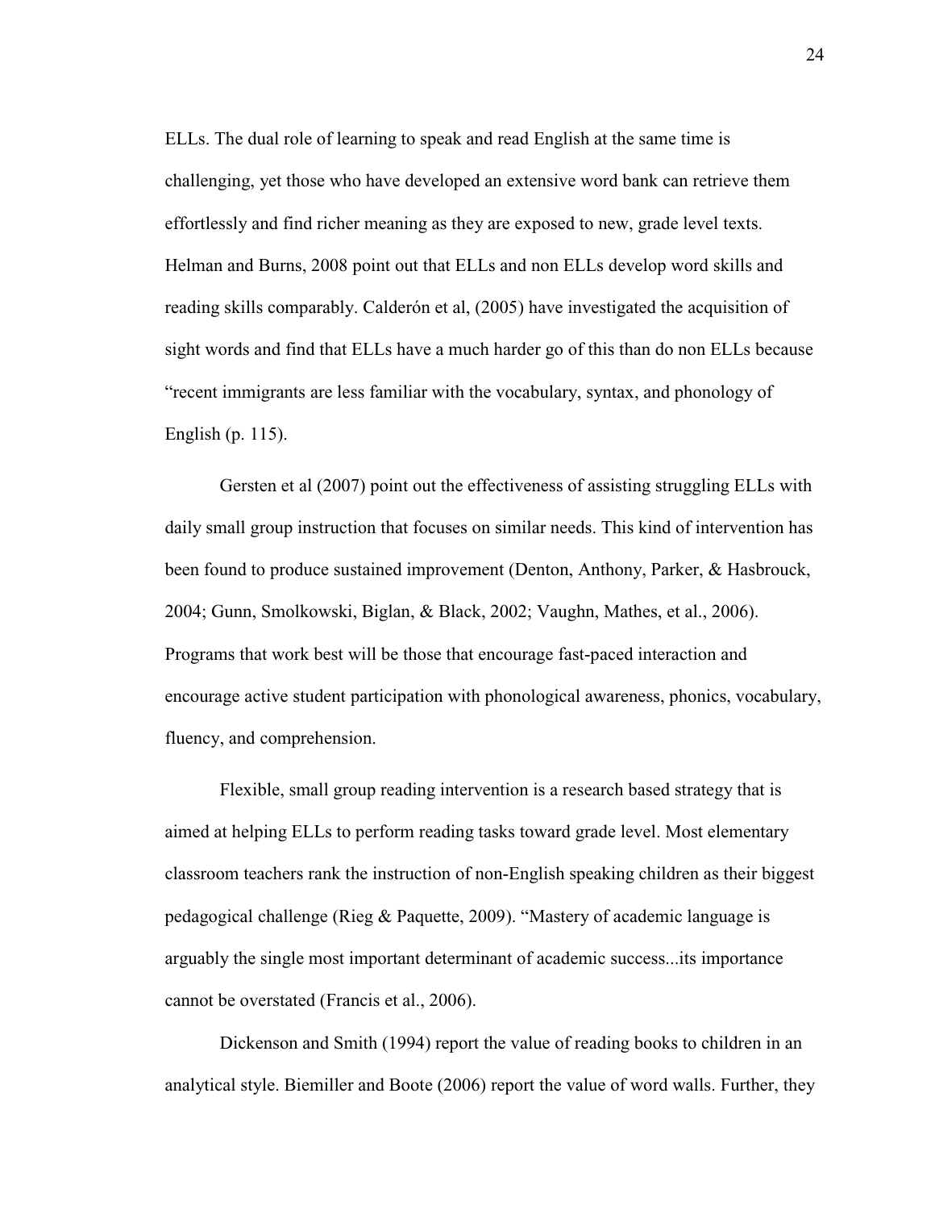ELLs. The dual role of learning to speak and read English at the same time is challenging, yet those who have developed an extensive word bank can retrieve them effortlessly and find richer meaning as they are exposed to new, grade level texts. Helman and Burns, 2008 point out that ELLs and non ELLs develop word skills and reading skills comparably. Calderón et al, (2005) have investigated the acquisition of sight words and find that ELLs have a much harder go of this than do non ELLs because "recent immigrants are less familiar with the vocabulary, syntax, and phonology of English (p. 115).

Gersten et al (2007) point out the effectiveness of assisting struggling ELLs with daily small group instruction that focuses on similar needs. This kind of intervention has been found to produce sustained improvement (Denton, Anthony, Parker, & Hasbrouck, 2004; Gunn, Smolkowski, Biglan, & Black, 2002; Vaughn, Mathes, et al., 2006). Programs that work best will be those that encourage fast-paced interaction and encourage active student participation with phonological awareness, phonics, vocabulary, fluency, and comprehension.

Flexible, small group reading intervention is a research based strategy that is aimed at helping ELLs to perform reading tasks toward grade level. Most elementary classroom teachers rank the instruction of non-English speaking children as their biggest pedagogical challenge (Rieg & Paquette, 2009). "Mastery of academic language is arguably the single most important determinant of academic success...its importance cannot be overstated (Francis et al., 2006).

Dickenson and Smith (1994) report the value of reading books to children in an analytical style. Biemiller and Boote (2006) report the value of word walls. Further, they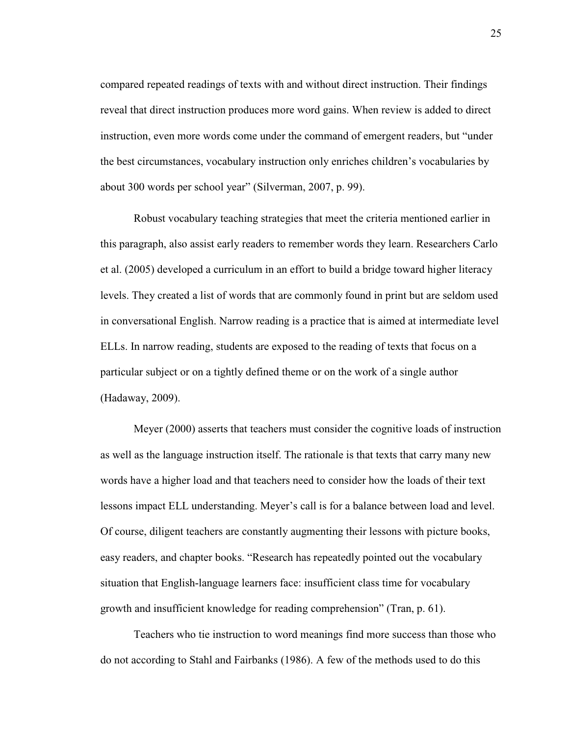compared repeated readings of texts with and without direct instruction. Their findings reveal that direct instruction produces more word gains. When review is added to direct instruction, even more words come under the command of emergent readers, but "under the best circumstances, vocabulary instruction only enriches children's vocabularies by about 300 words per school year" (Silverman, 2007, p. 99).

Robust vocabulary teaching strategies that meet the criteria mentioned earlier in this paragraph, also assist early readers to remember words they learn. Researchers Carlo et al. (2005) developed a curriculum in an effort to build a bridge toward higher literacy levels. They created a list of words that are commonly found in print but are seldom used in conversational English. Narrow reading is a practice that is aimed at intermediate level ELLs. In narrow reading, students are exposed to the reading of texts that focus on a particular subject or on a tightly defined theme or on the work of a single author (Hadaway, 2009).

Meyer (2000) asserts that teachers must consider the cognitive loads of instruction as well as the language instruction itself. The rationale is that texts that carry many new words have a higher load and that teachers need to consider how the loads of their text lessons impact ELL understanding. Meyer's call is for a balance between load and level. Of course, diligent teachers are constantly augmenting their lessons with picture books, easy readers, and chapter books. "Research has repeatedly pointed out the vocabulary situation that English-language learners face: insufficient class time for vocabulary growth and insufficient knowledge for reading comprehension" (Tran, p. 61).

Teachers who tie instruction to word meanings find more success than those who do not according to Stahl and Fairbanks (1986). A few of the methods used to do this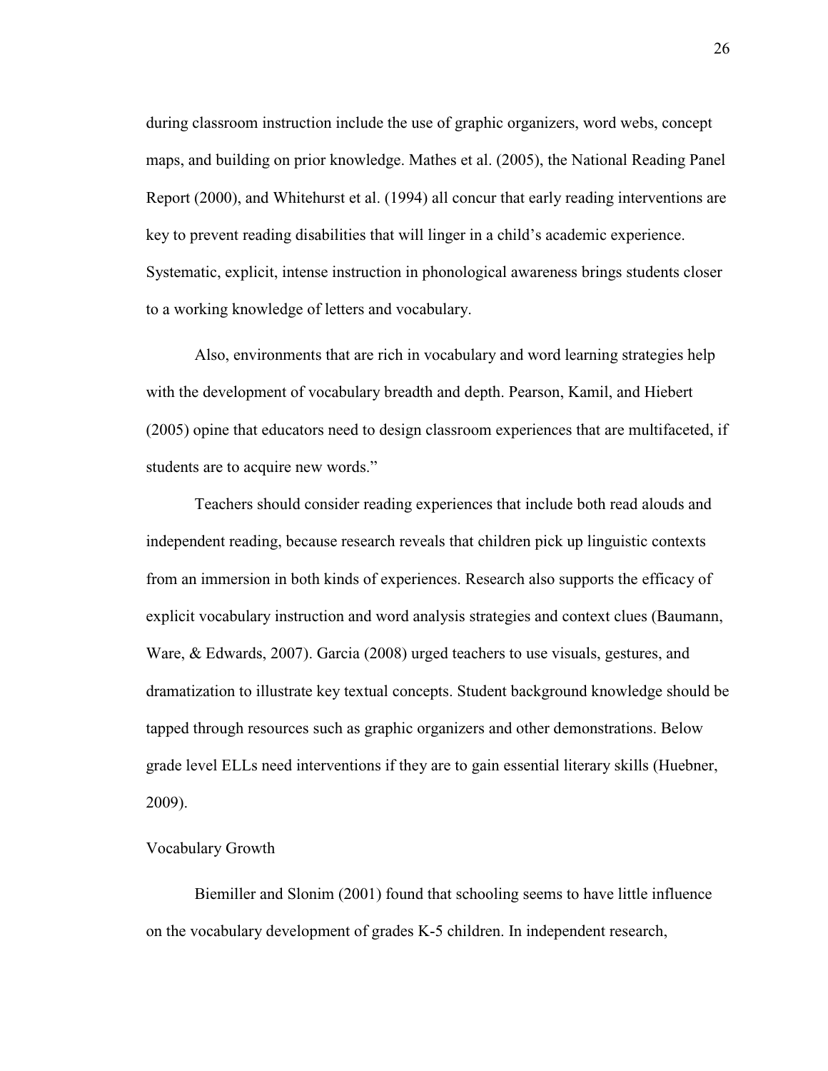during classroom instruction include the use of graphic organizers, word webs, concept maps, and building on prior knowledge. Mathes et al. (2005), the National Reading Panel Report (2000), and Whitehurst et al. (1994) all concur that early reading interventions are key to prevent reading disabilities that will linger in a child's academic experience. Systematic, explicit, intense instruction in phonological awareness brings students closer to a working knowledge of letters and vocabulary.

Also, environments that are rich in vocabulary and word learning strategies help with the development of vocabulary breadth and depth. Pearson, Kamil, and Hiebert (2005) opine that educators need to design classroom experiences that are multifaceted, if students are to acquire new words."

Teachers should consider reading experiences that include both read alouds and independent reading, because research reveals that children pick up linguistic contexts from an immersion in both kinds of experiences. Research also supports the efficacy of explicit vocabulary instruction and word analysis strategies and context clues (Baumann, Ware, & Edwards, 2007). Garcia (2008) urged teachers to use visuals, gestures, and dramatization to illustrate key textual concepts. Student background knowledge should be tapped through resources such as graphic organizers and other demonstrations. Below grade level ELLs need interventions if they are to gain essential literary skills (Huebner, 2009).

## Vocabulary Growth

Biemiller and Slonim (2001) found that schooling seems to have little influence on the vocabulary development of grades K-5 children. In independent research,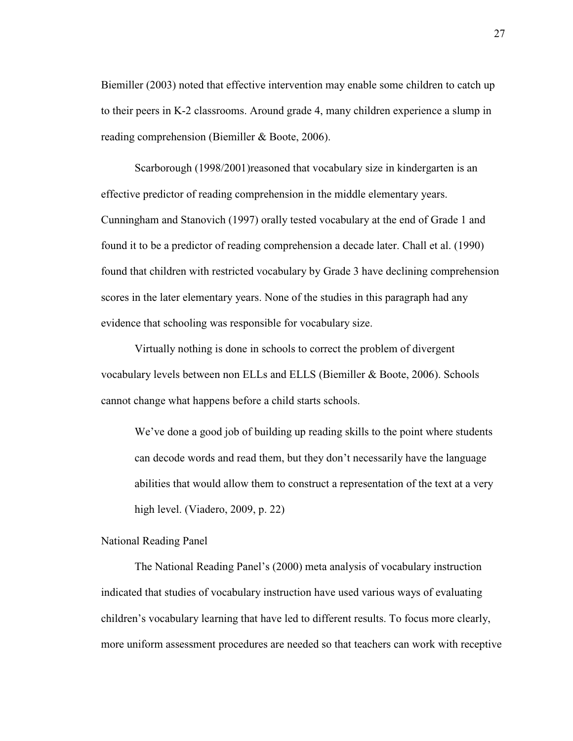Biemiller (2003) noted that effective intervention may enable some children to catch up to their peers in K-2 classrooms. Around grade 4, many children experience a slump in reading comprehension (Biemiller & Boote, 2006).

Scarborough (1998/2001)reasoned that vocabulary size in kindergarten is an effective predictor of reading comprehension in the middle elementary years. Cunningham and Stanovich (1997) orally tested vocabulary at the end of Grade 1 and found it to be a predictor of reading comprehension a decade later. Chall et al. (1990) found that children with restricted vocabulary by Grade 3 have declining comprehension scores in the later elementary years. None of the studies in this paragraph had any evidence that schooling was responsible for vocabulary size.

Virtually nothing is done in schools to correct the problem of divergent vocabulary levels between non ELLs and ELLS (Biemiller & Boote, 2006). Schools cannot change what happens before a child starts schools.

> We've done a good job of building up reading skills to the point where students can decode words and read them, but they don't necessarily have the language abilities that would allow them to construct a representation of the text at a very high level. (Viadero, 2009, p. 22)

National Reading Panel

The National Reading Panel's (2000) meta analysis of vocabulary instruction indicated that studies of vocabulary instruction have used various ways of evaluating children's vocabulary learning that have led to different results. To focus more clearly, more uniform assessment procedures are needed so that teachers can work with receptive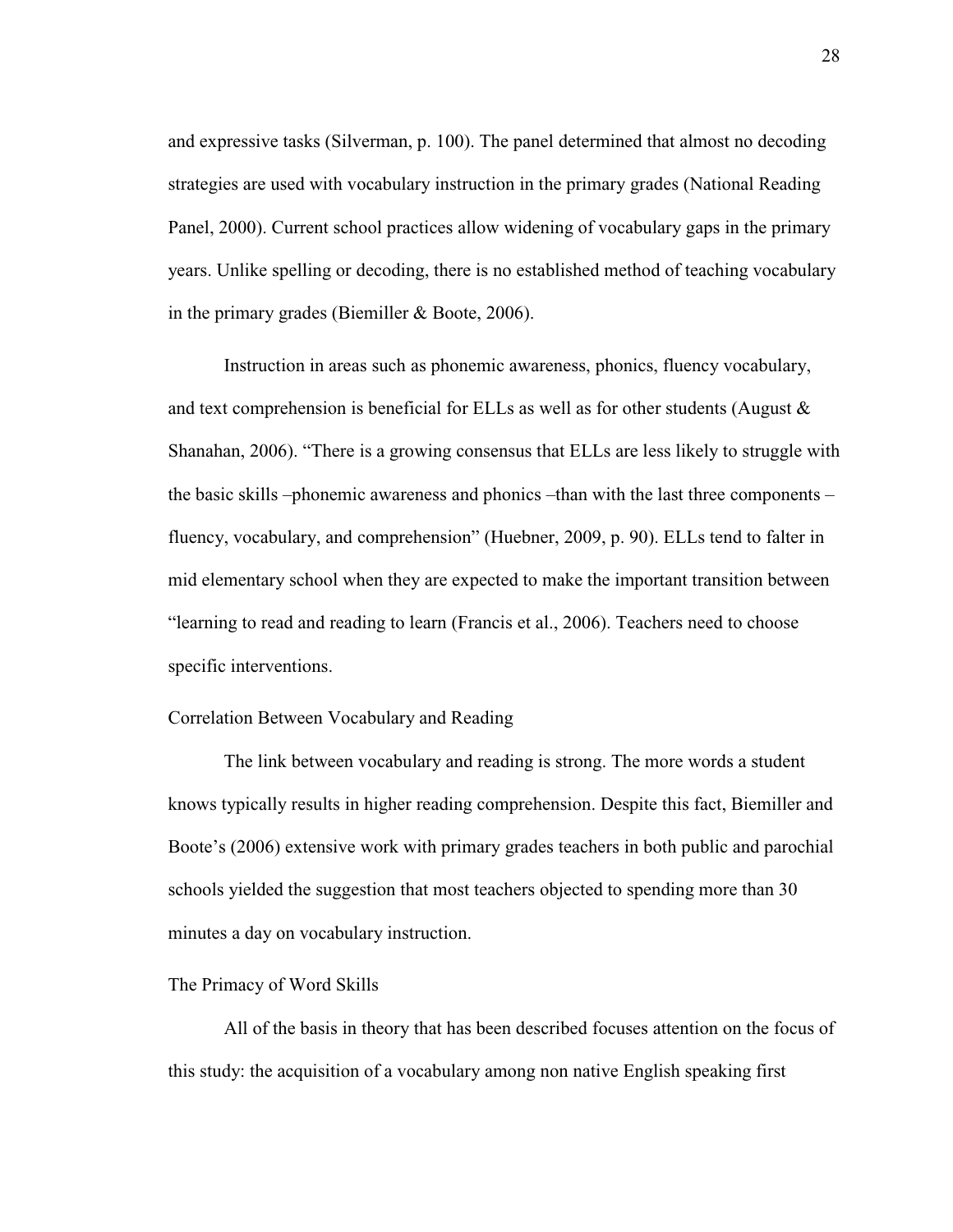and expressive tasks (Silverman, p. 100). The panel determined that almost no decoding strategies are used with vocabulary instruction in the primary grades (National Reading Panel, 2000). Current school practices allow widening of vocabulary gaps in the primary years. Unlike spelling or decoding, there is no established method of teaching vocabulary in the primary grades (Biemiller & Boote, 2006).

Instruction in areas such as phonemic awareness, phonics, fluency vocabulary, and text comprehension is beneficial for ELLs as well as for other students (August & Shanahan, 2006). "There is a growing consensus that ELLs are less likely to struggle with the basic skills –phonemic awareness and phonics –than with the last three components – fluency, vocabulary, and comprehension" (Huebner, 2009, p. 90). ELLs tend to falter in mid elementary school when they are expected to make the important transition between "learning to read and reading to learn (Francis et al., 2006). Teachers need to choose specific interventions.

### Correlation Between Vocabulary and Reading

The link between vocabulary and reading is strong. The more words a student knows typically results in higher reading comprehension. Despite this fact, Biemiller and Boote's (2006) extensive work with primary grades teachers in both public and parochial schools yielded the suggestion that most teachers objected to spending more than 30 minutes a day on vocabulary instruction.

### The Primacy of Word Skills

All of the basis in theory that has been described focuses attention on the focus of this study: the acquisition of a vocabulary among non native English speaking first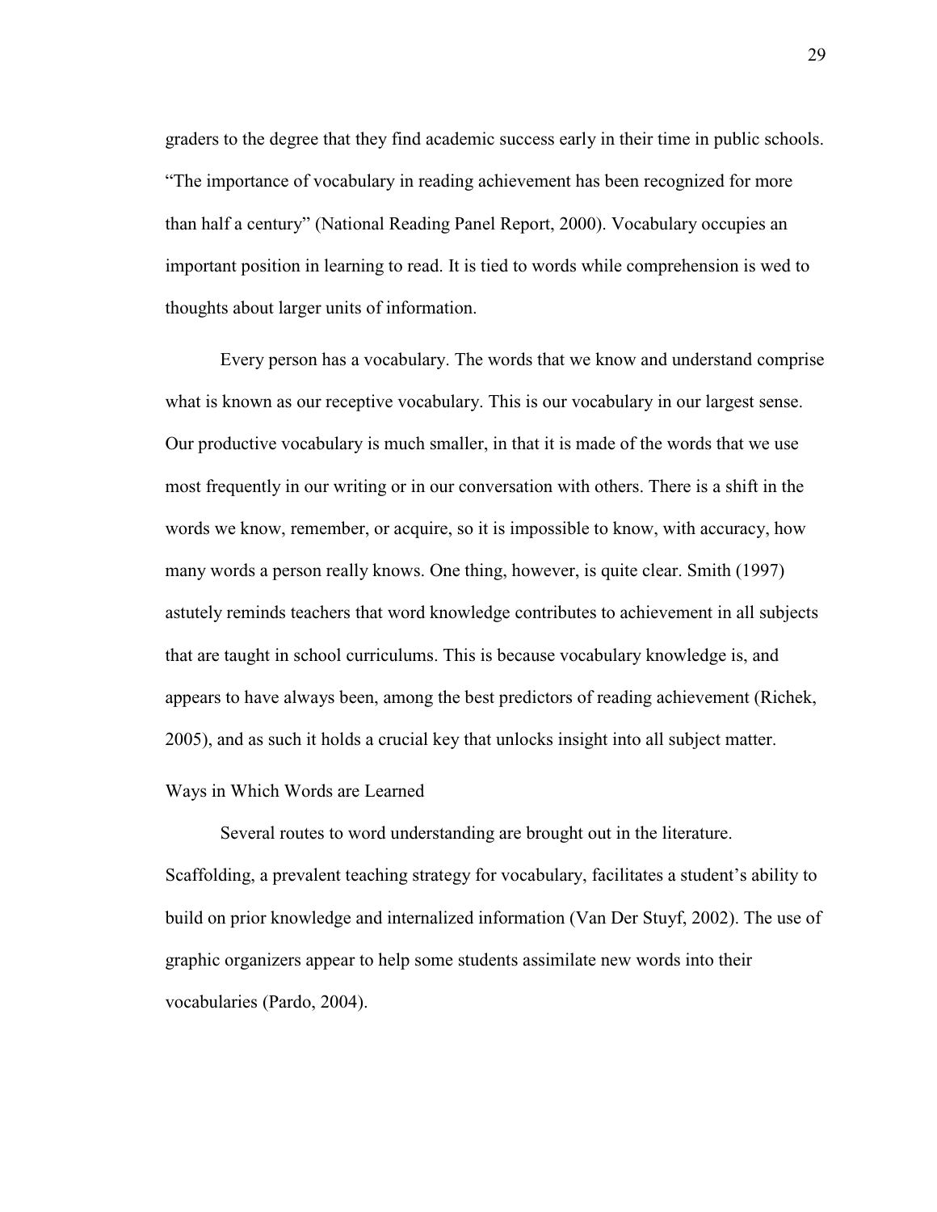graders to the degree that they find academic success early in their time in public schools. "The importance of vocabulary in reading achievement has been recognized for more than half a century" (National Reading Panel Report, 2000). Vocabulary occupies an important position in learning to read. It is tied to words while comprehension is wed to thoughts about larger units of information.

Every person has a vocabulary. The words that we know and understand comprise what is known as our receptive vocabulary. This is our vocabulary in our largest sense. Our productive vocabulary is much smaller, in that it is made of the words that we use most frequently in our writing or in our conversation with others. There is a shift in the words we know, remember, or acquire, so it is impossible to know, with accuracy, how many words a person really knows. One thing, however, is quite clear. Smith (1997) astutely reminds teachers that word knowledge contributes to achievement in all subjects that are taught in school curriculums. This is because vocabulary knowledge is, and appears to have always been, among the best predictors of reading achievement (Richek, 2005), and as such it holds a crucial key that unlocks insight into all subject matter.

## Ways in Which Words are Learned

Several routes to word understanding are brought out in the literature. Scaffolding, a prevalent teaching strategy for vocabulary, facilitates a student's ability to build on prior knowledge and internalized information (Van Der Stuyf, 2002). The use of graphic organizers appear to help some students assimilate new words into their vocabularies (Pardo, 2004).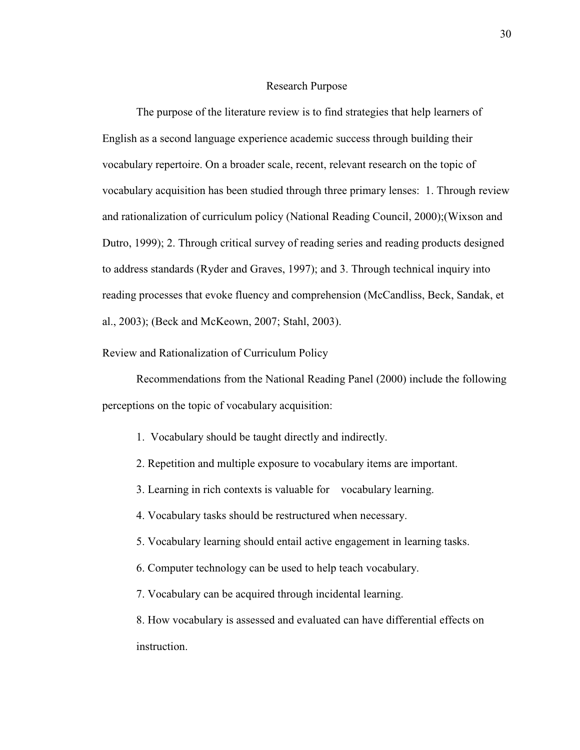## Research Purpose

The purpose of the literature review is to find strategies that help learners of English as a second language experience academic success through building their vocabulary repertoire. On a broader scale, recent, relevant research on the topic of vocabulary acquisition has been studied through three primary lenses: 1. Through review and rationalization of curriculum policy (National Reading Council, 2000);(Wixson and Dutro, 1999); 2. Through critical survey of reading series and reading products designed to address standards (Ryder and Graves, 1997); and 3. Through technical inquiry into reading processes that evoke fluency and comprehension (McCandliss, Beck, Sandak, et al., 2003); (Beck and McKeown, 2007; Stahl, 2003).

### Review and Rationalization of Curriculum Policy

Recommendations from the National Reading Panel (2000) include the following perceptions on the topic of vocabulary acquisition:

1. Vocabulary should be taught directly and indirectly.
2. Repetition and multiple exposure to vocabulary items are important.
3. Learning in rich contexts is valuable for vocabulary learning.
4. Vocabulary tasks should be restructured when necessary.
5. Vocabulary learning should entail active engagement in learning tasks.
6. Computer technology can be used to help teach vocabulary.
7. Vocabulary can be acquired through incidental learning.
8. How vocabulary is assessed and evaluated can have differential effects on instruction.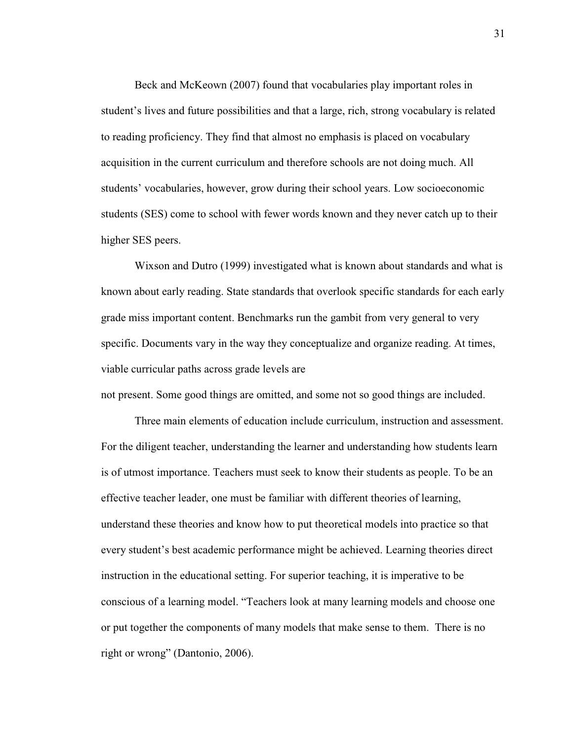Beck and McKeown (2007) found that vocabularies play important roles in student's lives and future possibilities and that a large, rich, strong vocabulary is related to reading proficiency. They find that almost no emphasis is placed on vocabulary acquisition in the current curriculum and therefore schools are not doing much. All students' vocabularies, however, grow during their school years. Low socioeconomic students (SES) come to school with fewer words known and they never catch up to their higher SES peers.

Wixson and Dutro (1999) investigated what is known about standards and what is known about early reading. State standards that overlook specific standards for each early grade miss important content. Benchmarks run the gambit from very general to very specific. Documents vary in the way they conceptualize and organize reading. At times, viable curricular paths across grade levels are not present. Some good things are omitted, and some not so good things are included.

Three main elements of education include curriculum, instruction and assessment. For the diligent teacher, understanding the learner and understanding how students learn is of utmost importance. Teachers must seek to know their students as people. To be an effective teacher leader, one must be familiar with different theories of learning, understand these theories and know how to put theoretical models into practice so that every student's best academic performance might be achieved. Learning theories direct instruction in the educational setting. For superior teaching, it is imperative to be conscious of a learning model. "Teachers look at many learning models and choose one or put together the components of many models that make sense to them. There is no right or wrong" (Dantonio, 2006).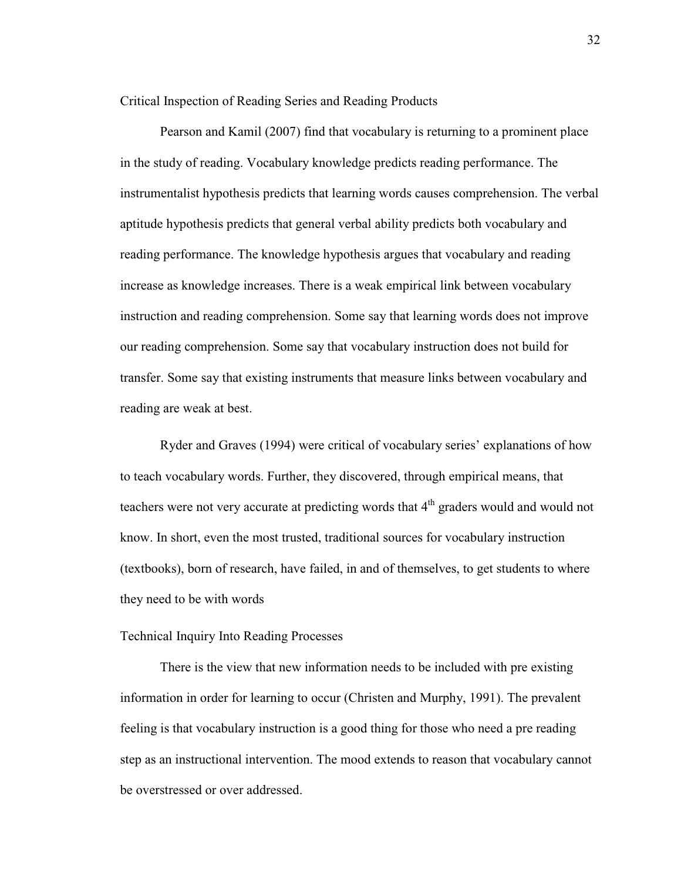## Critical Inspection of Reading Series and Reading Products

Pearson and Kamil (2007) find that vocabulary is returning to a prominent place in the study of reading. Vocabulary knowledge predicts reading performance. The instrumentalist hypothesis predicts that learning words causes comprehension. The verbal aptitude hypothesis predicts that general verbal ability predicts both vocabulary and reading performance. The knowledge hypothesis argues that vocabulary and reading increase as knowledge increases. There is a weak empirical link between vocabulary instruction and reading comprehension. Some say that learning words does not improve our reading comprehension. Some say that vocabulary instruction does not build for transfer. Some say that existing instruments that measure links between vocabulary and reading are weak at best.

Ryder and Graves (1994) were critical of vocabulary series' explanations of how to teach vocabulary words. Further, they discovered, through empirical means, that teachers were not very accurate at predicting words that 4th graders would and would not know. In short, even the most trusted, traditional sources for vocabulary instruction (textbooks), born of research, have failed, in and of themselves, to get students to where they need to be with words

## Technical Inquiry Into Reading Processes

There is the view that new information needs to be included with pre existing information in order for learning to occur (Christen and Murphy, 1991). The prevalent feeling is that vocabulary instruction is a good thing for those who need a pre reading step as an instructional intervention. The mood extends to reason that vocabulary cannot be overstressed or over addressed.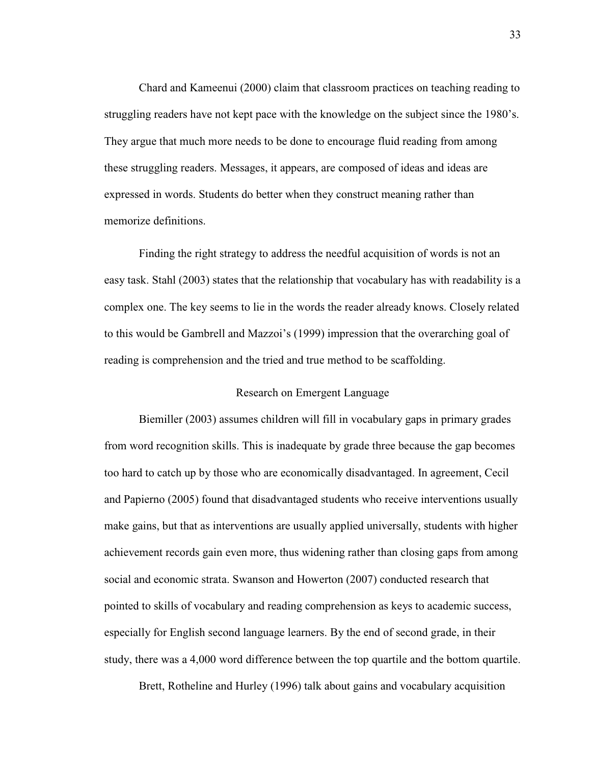Chard and Kameenui (2000) claim that classroom practices on teaching reading to struggling readers have not kept pace with the knowledge on the subject since the 1980's. They argue that much more needs to be done to encourage fluid reading from among these struggling readers. Messages, it appears, are composed of ideas and ideas are expressed in words. Students do better when they construct meaning rather than memorize definitions.

Finding the right strategy to address the needful acquisition of words is not an easy task. Stahl (2003) states that the relationship that vocabulary has with readability is a complex one. The key seems to lie in the words the reader already knows. Closely related to this would be Gambrell and Mazzoi's (1999) impression that the overarching goal of reading is comprehension and the tried and true method to be scaffolding.

## Research on Emergent Language

Biemiller (2003) assumes children will fill in vocabulary gaps in primary grades from word recognition skills. This is inadequate by grade three because the gap becomes too hard to catch up by those who are economically disadvantaged. In agreement, Cecil and Papierno (2005) found that disadvantaged students who receive interventions usually make gains, but that as interventions are usually applied universally, students with higher achievement records gain even more, thus widening rather than closing gaps from among social and economic strata. Swanson and Howerton (2007) conducted research that pointed to skills of vocabulary and reading comprehension as keys to academic success, especially for English second language learners. By the end of second grade, in their study, there was a 4,000 word difference between the top quartile and the bottom quartile.

Brett, Rotheline and Hurley (1996) talk about gains and vocabulary acquisition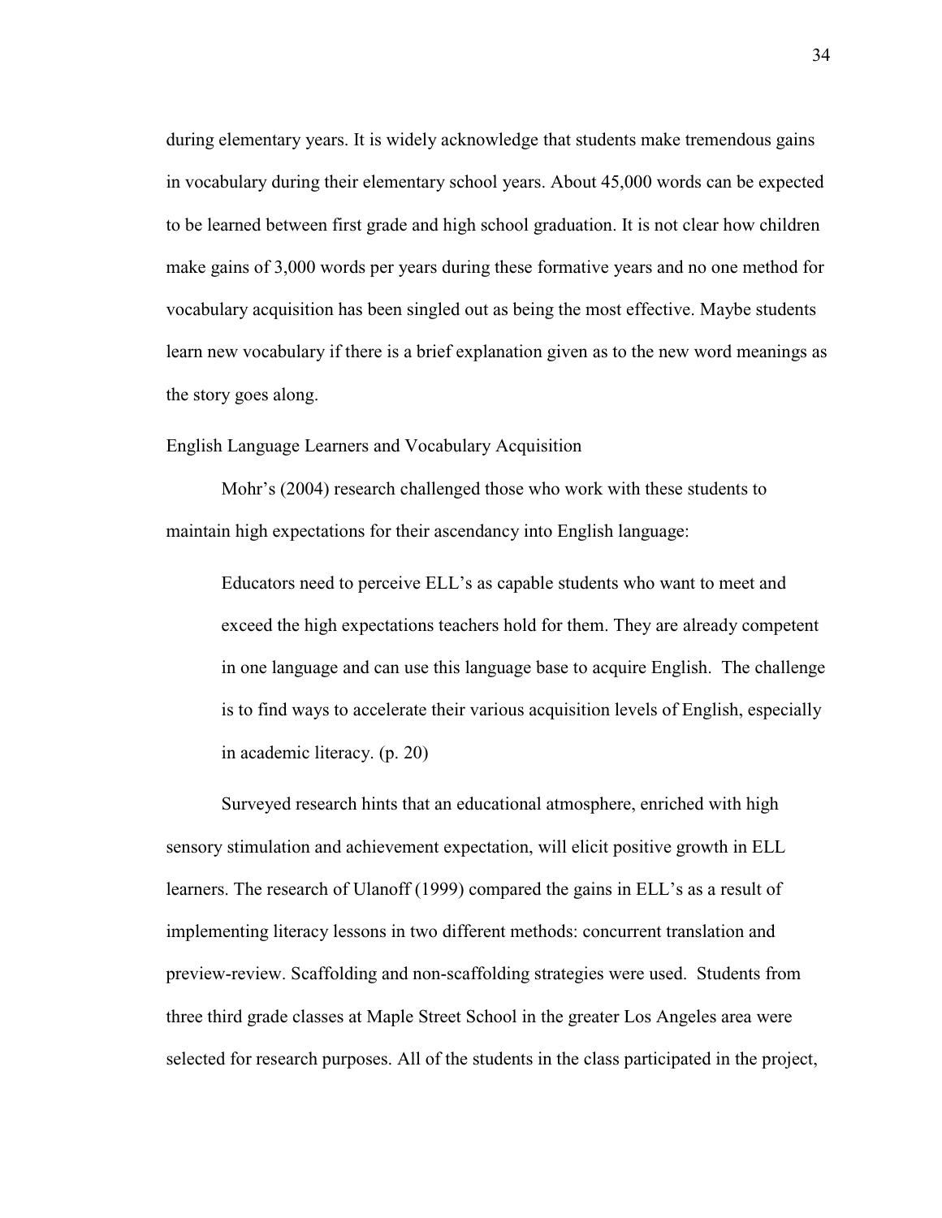during elementary years. It is widely acknowledge that students make tremendous gains in vocabulary during their elementary school years. About 45,000 words can be expected to be learned between first grade and high school graduation. It is not clear how children make gains of 3,000 words per years during these formative years and no one method for vocabulary acquisition has been singled out as being the most effective. Maybe students learn new vocabulary if there is a brief explanation given as to the new word meanings as the story goes along.

## English Language Learners and Vocabulary Acquisition

Mohr's (2004) research challenged those who work with these students to maintain high expectations for their ascendancy into English language:

> Educators need to perceive ELL's as capable students who want to meet and exceed the high expectations teachers hold for them. They are already competent in one language and can use this language base to acquire English. The challenge is to find ways to accelerate their various acquisition levels of English, especially in academic literacy. (p. 20)

Surveyed research hints that an educational atmosphere, enriched with high sensory stimulation and achievement expectation, will elicit positive growth in ELL learners. The research of Ulanoff (1999) compared the gains in ELL's as a result of implementing literacy lessons in two different methods: concurrent translation and preview-review. Scaffolding and non-scaffolding strategies were used. Students from three third grade classes at Maple Street School in the greater Los Angeles area were selected for research purposes. All of the students in the class participated in the project,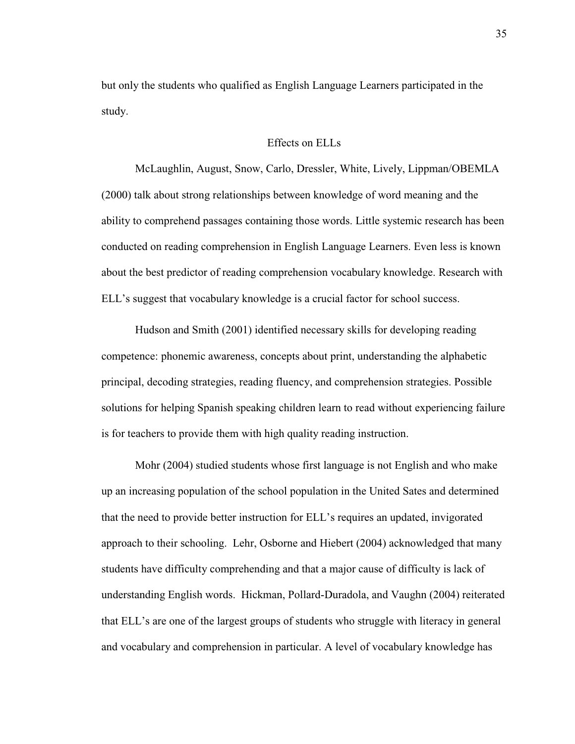but only the students who qualified as English Language Learners participated in the study.

## Effects on ELLs

McLaughlin, August, Snow, Carlo, Dressler, White, Lively, Lippman/OBEMLA (2000) talk about strong relationships between knowledge of word meaning and the ability to comprehend passages containing those words. Little systemic research has been conducted on reading comprehension in English Language Learners. Even less is known about the best predictor of reading comprehension vocabulary knowledge. Research with ELL's suggest that vocabulary knowledge is a crucial factor for school success.

Hudson and Smith (2001) identified necessary skills for developing reading competence: phonemic awareness, concepts about print, understanding the alphabetic principal, decoding strategies, reading fluency, and comprehension strategies. Possible solutions for helping Spanish speaking children learn to read without experiencing failure is for teachers to provide them with high quality reading instruction.

Mohr (2004) studied students whose first language is not English and who make up an increasing population of the school population in the United Sates and determined that the need to provide better instruction for ELL's requires an updated, invigorated approach to their schooling. Lehr, Osborne and Hiebert (2004) acknowledged that many students have difficulty comprehending and that a major cause of difficulty is lack of understanding English words. Hickman, Pollard-Duradola, and Vaughn (2004) reiterated that ELL's are one of the largest groups of students who struggle with literacy in general and vocabulary and comprehension in particular. A level of vocabulary knowledge has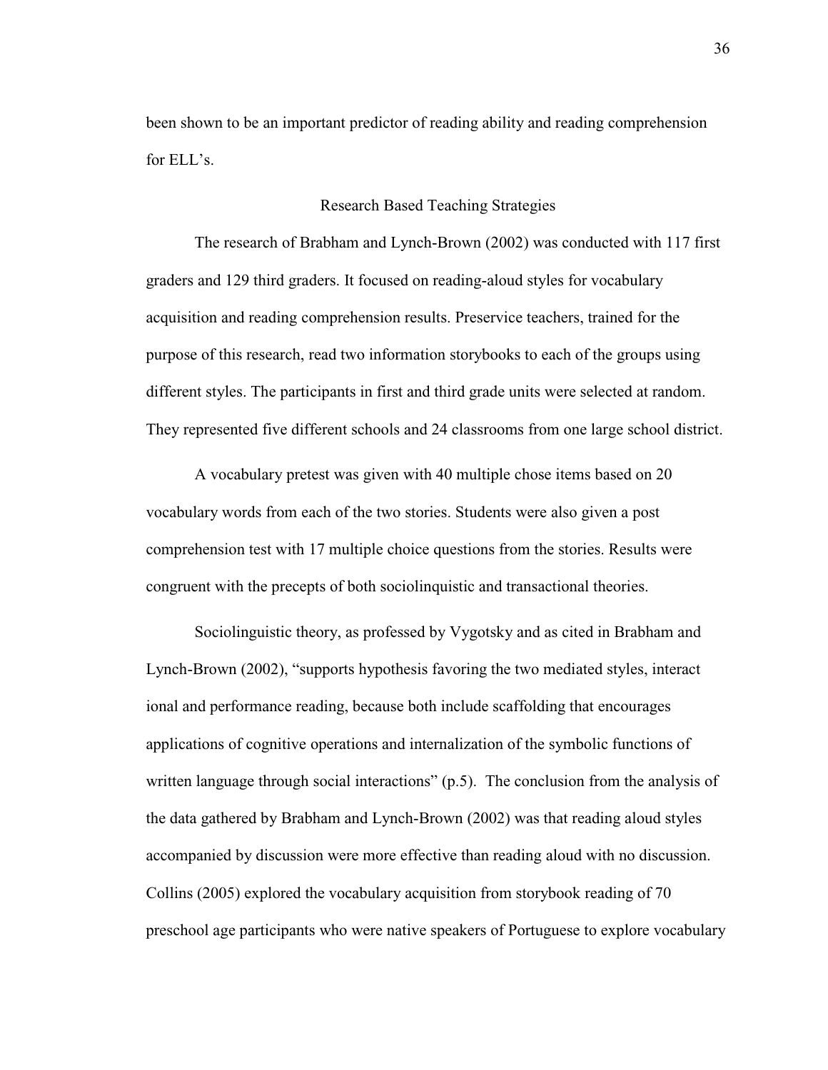been shown to be an important predictor of reading ability and reading comprehension for ELL's.

## Research Based Teaching Strategies

The research of Brabham and Lynch-Brown (2002) was conducted with 117 first graders and 129 third graders. It focused on reading-aloud styles for vocabulary acquisition and reading comprehension results. Preservice teachers, trained for the purpose of this research, read two information storybooks to each of the groups using different styles. The participants in first and third grade units were selected at random. They represented five different schools and 24 classrooms from one large school district.

A vocabulary pretest was given with 40 multiple chose items based on 20 vocabulary words from each of the two stories. Students were also given a post comprehension test with 17 multiple choice questions from the stories. Results were congruent with the precepts of both sociolinquistic and transactional theories.

Sociolinguistic theory, as professed by Vygotsky and as cited in Brabham and Lynch-Brown (2002), "supports hypothesis favoring the two mediated styles, interact ional and performance reading, because both include scaffolding that encourages applications of cognitive operations and internalization of the symbolic functions of written language through social interactions" (p.5). The conclusion from the analysis of the data gathered by Brabham and Lynch-Brown (2002) was that reading aloud styles accompanied by discussion were more effective than reading aloud with no discussion. Collins (2005) explored the vocabulary acquisition from storybook reading of 70 preschool age participants who were native speakers of Portuguese to explore vocabulary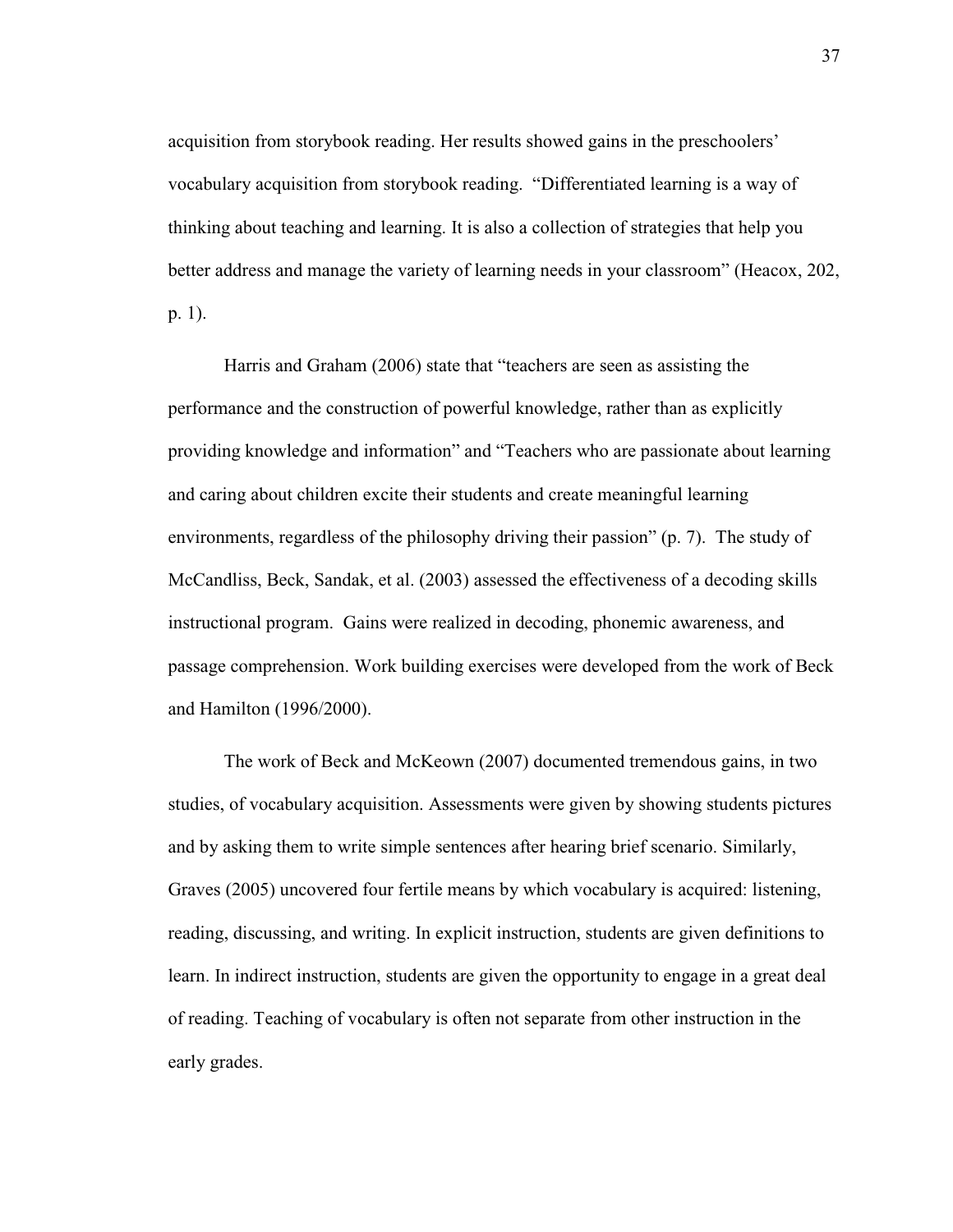acquisition from storybook reading. Her results showed gains in the preschoolers' vocabulary acquisition from storybook reading. "Differentiated learning is a way of thinking about teaching and learning. It is also a collection of strategies that help you better address and manage the variety of learning needs in your classroom" (Heacox, 202, p. 1).

Harris and Graham (2006) state that "teachers are seen as assisting the performance and the construction of powerful knowledge, rather than as explicitly providing knowledge and information" and "Teachers who are passionate about learning and caring about children excite their students and create meaningful learning environments, regardless of the philosophy driving their passion" (p. 7). The study of McCandliss, Beck, Sandak, et al. (2003) assessed the effectiveness of a decoding skills instructional program. Gains were realized in decoding, phonemic awareness, and passage comprehension. Work building exercises were developed from the work of Beck and Hamilton (1996/2000).

The work of Beck and McKeown (2007) documented tremendous gains, in two studies, of vocabulary acquisition. Assessments were given by showing students pictures and by asking them to write simple sentences after hearing brief scenario. Similarly, Graves (2005) uncovered four fertile means by which vocabulary is acquired: listening, reading, discussing, and writing. In explicit instruction, students are given definitions to learn. In indirect instruction, students are given the opportunity to engage in a great deal of reading. Teaching of vocabulary is often not separate from other instruction in the early grades.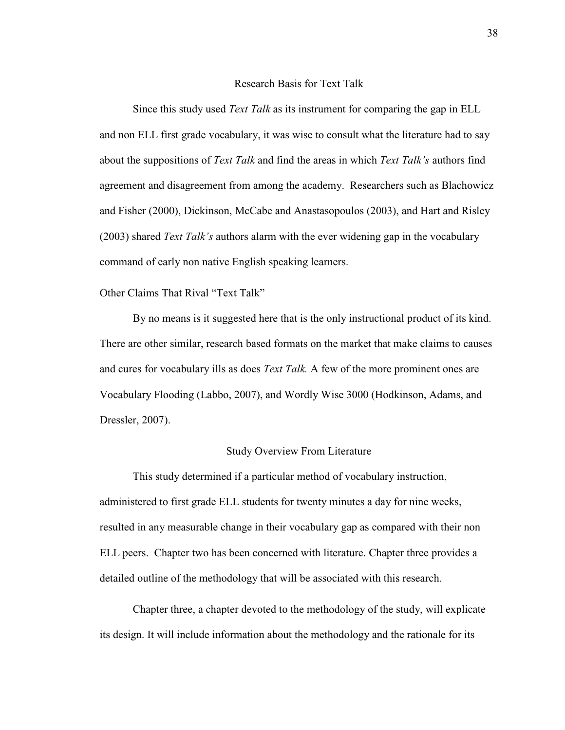## Research Basis for Text Talk

Since this study used *Text Talk* as its instrument for comparing the gap in ELL and non ELL first grade vocabulary, it was wise to consult what the literature had to say about the suppositions of *Text Talk* and find the areas in which *Text Talk's* authors find agreement and disagreement from among the academy. Researchers such as Blachowicz and Fisher (2000), Dickinson, McCabe and Anastasopoulos (2003), and Hart and Risley (2003) shared *Text Talk's* authors alarm with the ever widening gap in the vocabulary command of early non native English speaking learners.

### Other Claims That Rival "Text Talk"

By no means is it suggested here that is the only instructional product of its kind. There are other similar, research based formats on the market that make claims to causes and cures for vocabulary ills as does *Text Talk.* A few of the more prominent ones are Vocabulary Flooding (Labbo, 2007), and Wordly Wise 3000 (Hodkinson, Adams, and Dressler, 2007).

## Study Overview From Literature

This study determined if a particular method of vocabulary instruction, administered to first grade ELL students for twenty minutes a day for nine weeks, resulted in any measurable change in their vocabulary gap as compared with their non ELL peers. Chapter two has been concerned with literature. Chapter three provides a detailed outline of the methodology that will be associated with this research.

Chapter three, a chapter devoted to the methodology of the study, will explicate its design. It will include information about the methodology and the rationale for its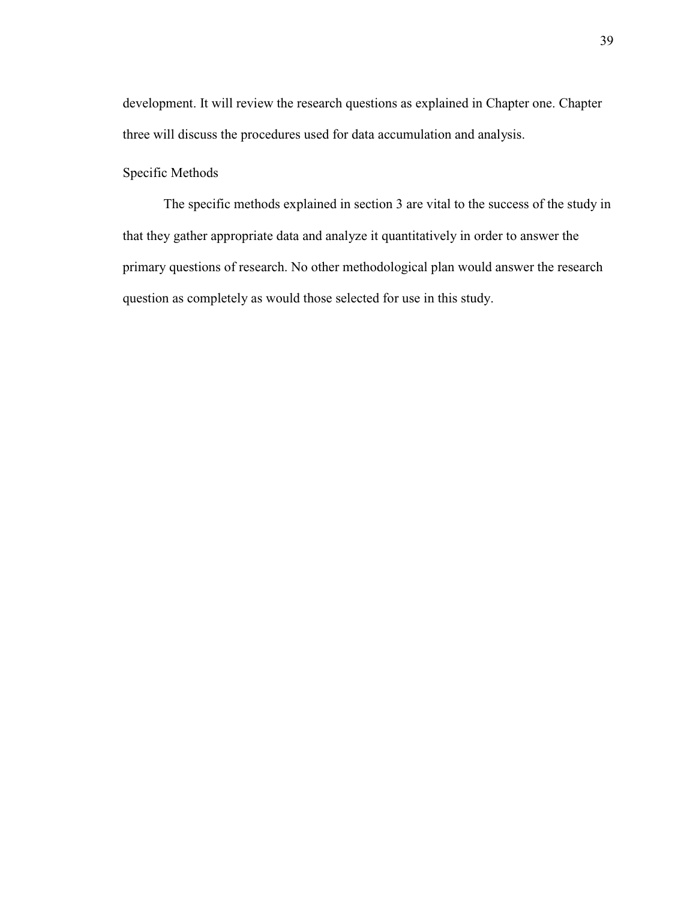development. It will review the research questions as explained in Chapter one. Chapter three will discuss the procedures used for data accumulation and analysis.

## Specific Methods

The specific methods explained in section 3 are vital to the success of the study in that they gather appropriate data and analyze it quantitatively in order to answer the primary questions of research. No other methodological plan would answer the research question as completely as would those selected for use in this study.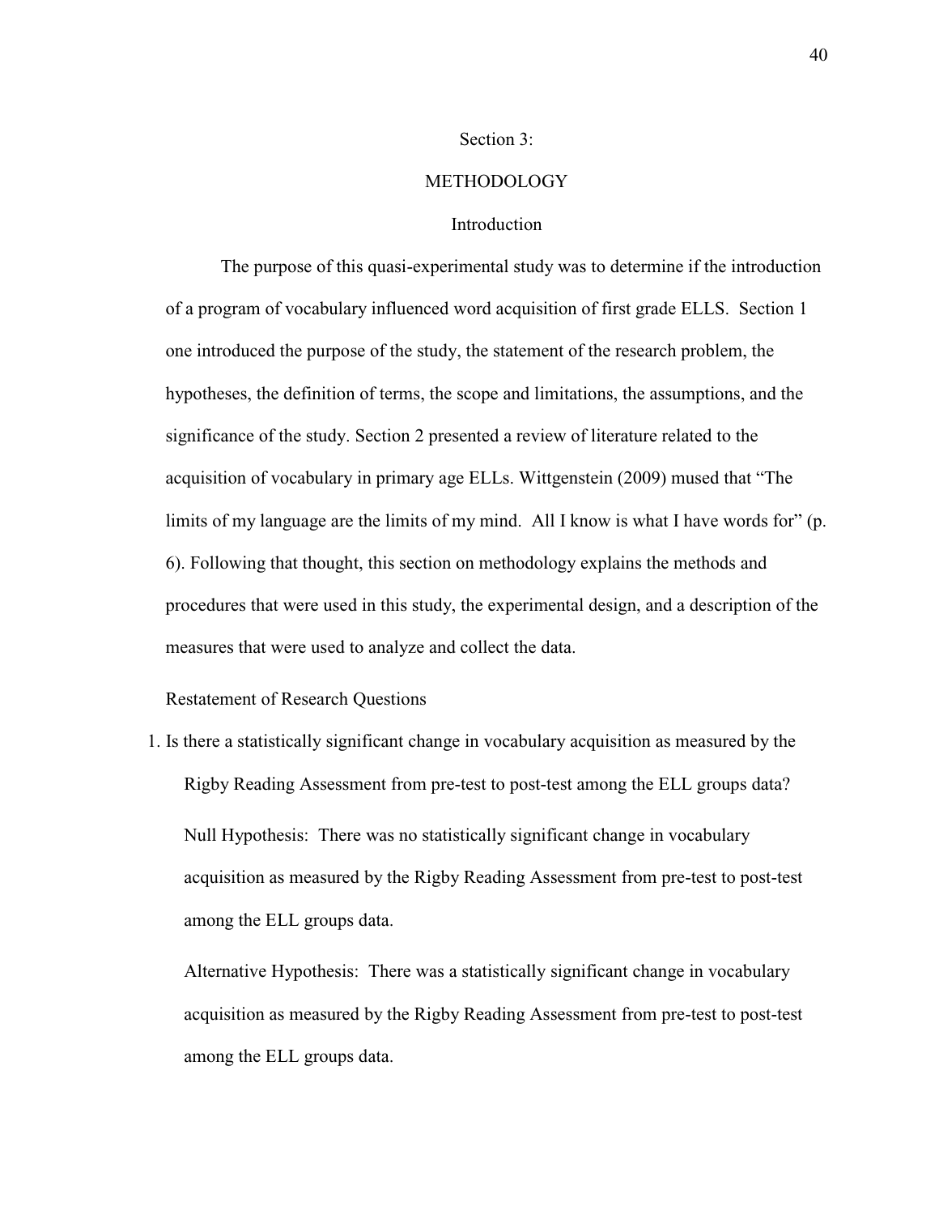## Section 3:

## METHODOLOGY

### Introduction

The purpose of this quasi-experimental study was to determine if the introduction of a program of vocabulary influenced word acquisition of first grade ELLS. Section 1 one introduced the purpose of the study, the statement of the research problem, the hypotheses, the definition of terms, the scope and limitations, the assumptions, and the significance of the study. Section 2 presented a review of literature related to the acquisition of vocabulary in primary age ELLs. Wittgenstein (2009) mused that "The limits of my language are the limits of my mind. All I know is what I have words for" (p. 6). Following that thought, this section on methodology explains the methods and procedures that were used in this study, the experimental design, and a description of the measures that were used to analyze and collect the data.

Restatement of Research Questions

1. Is there a statistically significant change in vocabulary acquisition as measured by the Rigby Reading Assessment from pre-test to post-test among the ELL groups data?

   Null Hypothesis: There was no statistically significant change in vocabulary acquisition as measured by the Rigby Reading Assessment from pre-test to post-test among the ELL groups data.

   Alternative Hypothesis: There was a statistically significant change in vocabulary acquisition as measured by the Rigby Reading Assessment from pre-test to post-test among the ELL groups data.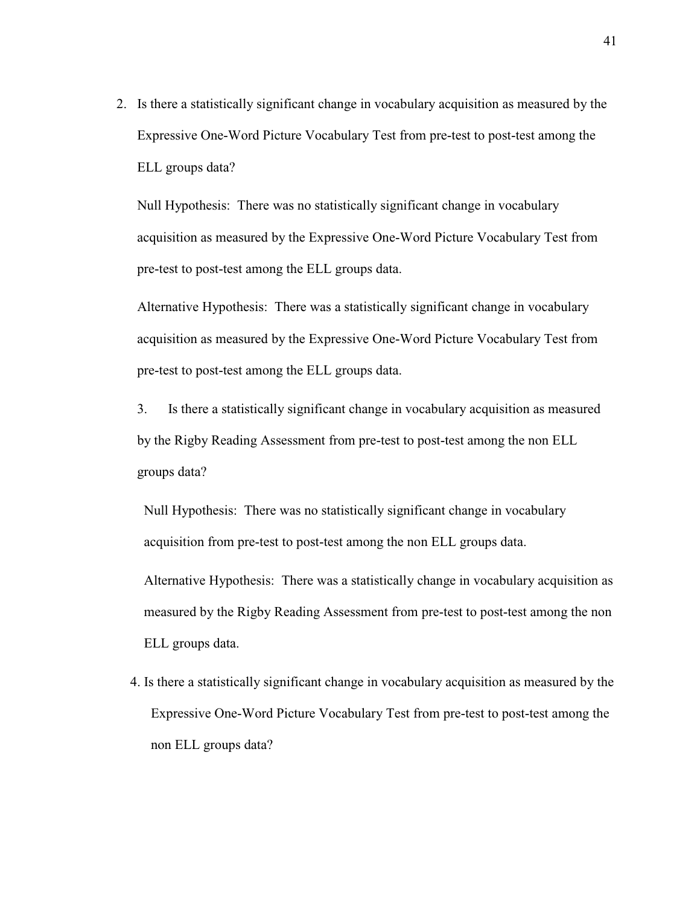2. Is there a statistically significant change in vocabulary acquisition as measured by the Expressive One-Word Picture Vocabulary Test from pre-test to post-test among the ELL groups data?

   Null Hypothesis: There was no statistically significant change in vocabulary acquisition as measured by the Expressive One-Word Picture Vocabulary Test from pre-test to post-test among the ELL groups data.

   Alternative Hypothesis: There was a statistically significant change in vocabulary acquisition as measured by the Expressive One-Word Picture Vocabulary Test from pre-test to post-test among the ELL groups data.

3. Is there a statistically significant change in vocabulary acquisition as measured by the Rigby Reading Assessment from pre-test to post-test among the non ELL groups data?

   Null Hypothesis: There was no statistically significant change in vocabulary acquisition from pre-test to post-test among the non ELL groups data.

   Alternative Hypothesis: There was a statistically change in vocabulary acquisition as measured by the Rigby Reading Assessment from pre-test to post-test among the non ELL groups data.

4. Is there a statistically significant change in vocabulary acquisition as measured by the Expressive One-Word Picture Vocabulary Test from pre-test to post-test among the non ELL groups data?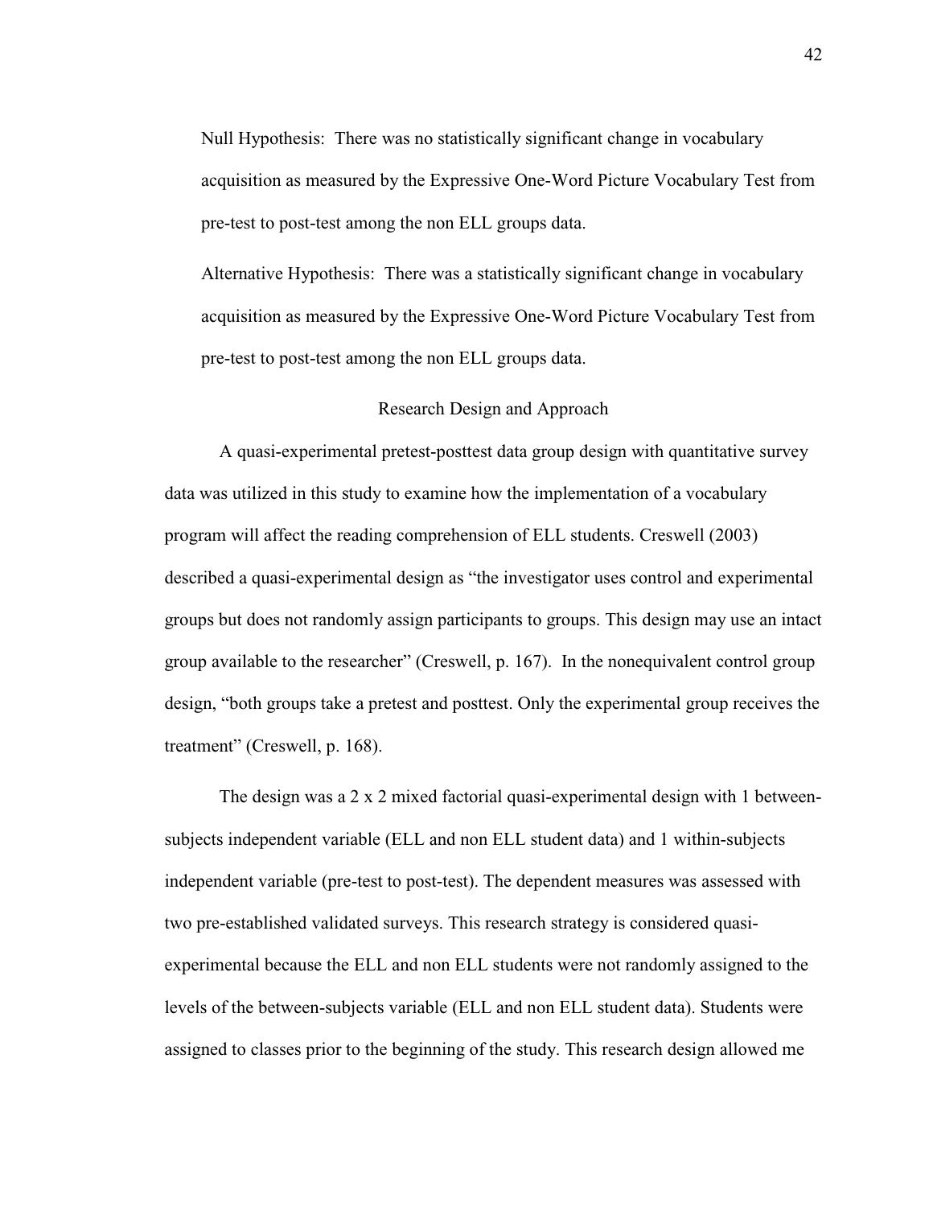Null Hypothesis: There was no statistically significant change in vocabulary acquisition as measured by the Expressive One-Word Picture Vocabulary Test from pre-test to post-test among the non ELL groups data.

Alternative Hypothesis: There was a statistically significant change in vocabulary acquisition as measured by the Expressive One-Word Picture Vocabulary Test from pre-test to post-test among the non ELL groups data.

## Research Design and Approach

A quasi-experimental pretest-posttest data group design with quantitative survey data was utilized in this study to examine how the implementation of a vocabulary program will affect the reading comprehension of ELL students. Creswell (2003) described a quasi-experimental design as "the investigator uses control and experimental groups but does not randomly assign participants to groups. This design may use an intact group available to the researcher" (Creswell, p. 167). In the nonequivalent control group design, "both groups take a pretest and posttest. Only the experimental group receives the treatment" (Creswell, p. 168).

The design was a 2 x 2 mixed factorial quasi-experimental design with 1 between-subjects independent variable (ELL and non ELL student data) and 1 within-subjects independent variable (pre-test to post-test). The dependent measures was assessed with two pre-established validated surveys. This research strategy is considered quasi-experimental because the ELL and non ELL students were not randomly assigned to the levels of the between-subjects variable (ELL and non ELL student data). Students were assigned to classes prior to the beginning of the study. This research design allowed me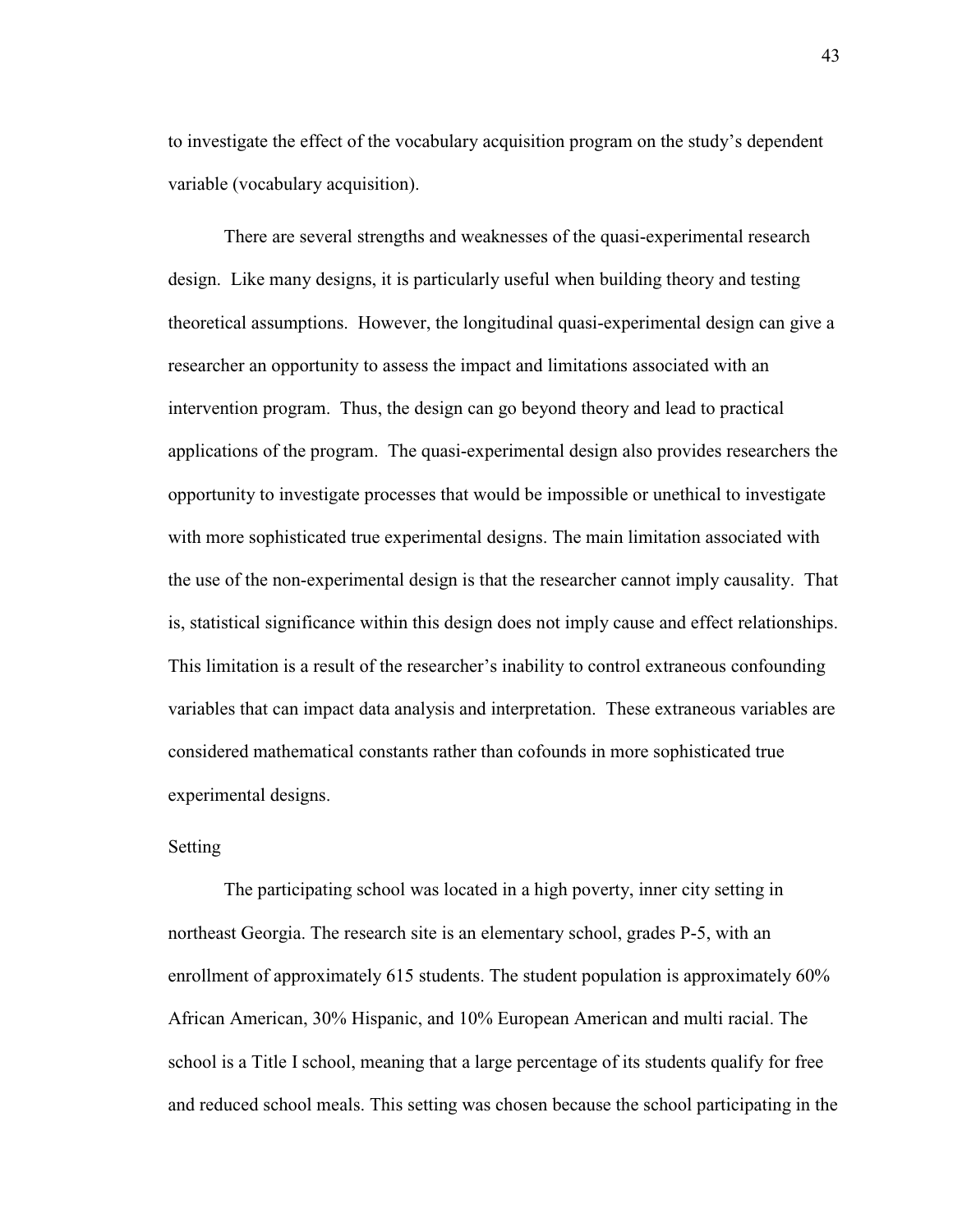to investigate the effect of the vocabulary acquisition program on the study's dependent variable (vocabulary acquisition).

There are several strengths and weaknesses of the quasi-experimental research design. Like many designs, it is particularly useful when building theory and testing theoretical assumptions. However, the longitudinal quasi-experimental design can give a researcher an opportunity to assess the impact and limitations associated with an intervention program. Thus, the design can go beyond theory and lead to practical applications of the program. The quasi-experimental design also provides researchers the opportunity to investigate processes that would be impossible or unethical to investigate with more sophisticated true experimental designs. The main limitation associated with the use of the non-experimental design is that the researcher cannot imply causality. That is, statistical significance within this design does not imply cause and effect relationships. This limitation is a result of the researcher's inability to control extraneous confounding variables that can impact data analysis and interpretation. These extraneous variables are considered mathematical constants rather than cofounds in more sophisticated true experimental designs.

## Setting

The participating school was located in a high poverty, inner city setting in northeast Georgia. The research site is an elementary school, grades P-5, with an enrollment of approximately 615 students. The student population is approximately 60% African American, 30% Hispanic, and 10% European American and multi racial. The school is a Title I school, meaning that a large percentage of its students qualify for free and reduced school meals. This setting was chosen because the school participating in the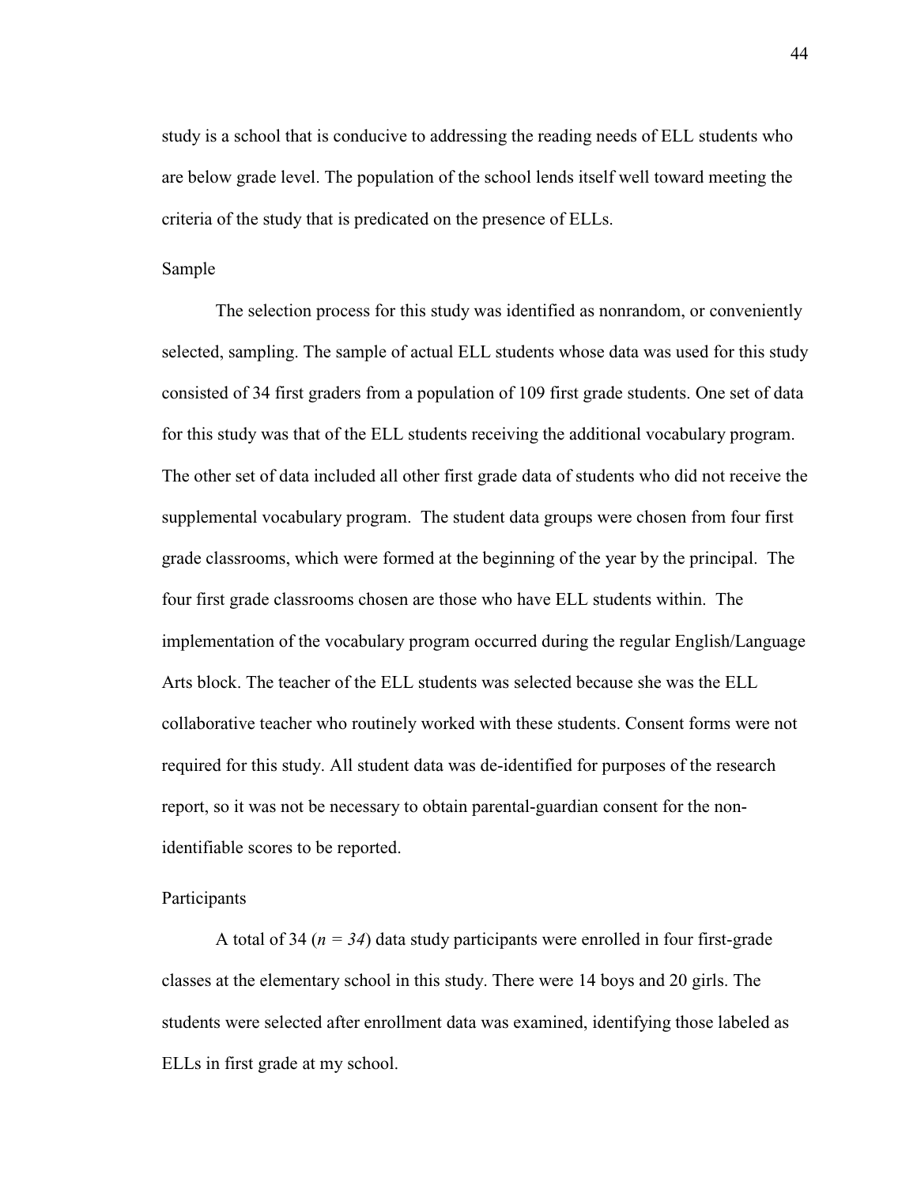study is a school that is conducive to addressing the reading needs of ELL students who are below grade level. The population of the school lends itself well toward meeting the criteria of the study that is predicated on the presence of ELLs.

## Sample

The selection process for this study was identified as nonrandom, or conveniently selected, sampling. The sample of actual ELL students whose data was used for this study consisted of 34 first graders from a population of 109 first grade students. One set of data for this study was that of the ELL students receiving the additional vocabulary program. The other set of data included all other first grade data of students who did not receive the supplemental vocabulary program. The student data groups were chosen from four first grade classrooms, which were formed at the beginning of the year by the principal. The four first grade classrooms chosen are those who have ELL students within. The implementation of the vocabulary program occurred during the regular English/Language Arts block. The teacher of the ELL students was selected because she was the ELL collaborative teacher who routinely worked with these students. Consent forms were not required for this study. All student data was de-identified for purposes of the research report, so it was not be necessary to obtain parental-guardian consent for the non-identifiable scores to be reported.

## Participants

A total of 34 ($n = 34$) data study participants were enrolled in four first-grade classes at the elementary school in this study. There were 14 boys and 20 girls. The students were selected after enrollment data was examined, identifying those labeled as ELLs in first grade at my school.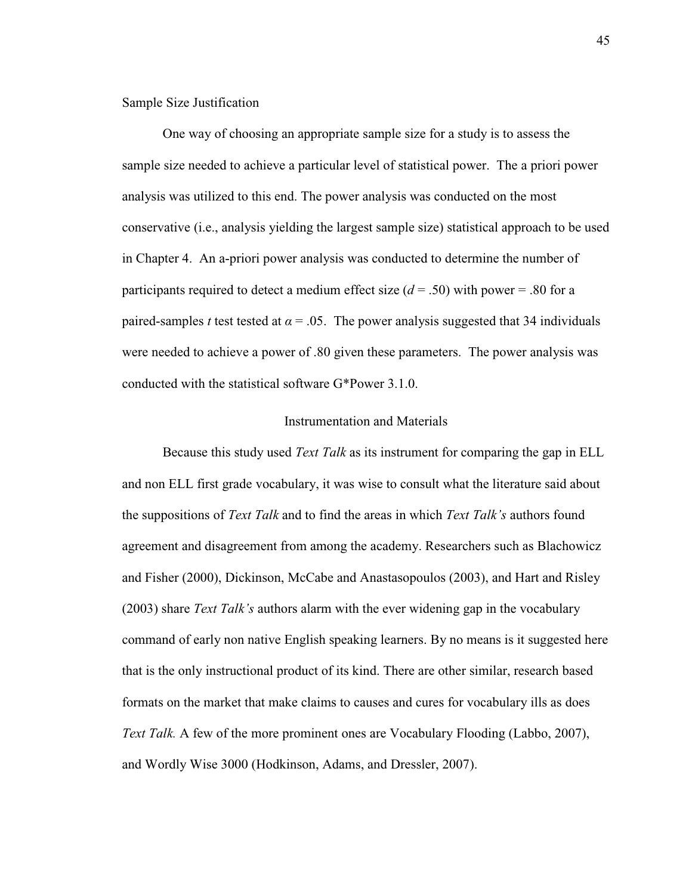Sample Size Justification

One way of choosing an appropriate sample size for a study is to assess the sample size needed to achieve a particular level of statistical power. The a priori power analysis was utilized to this end. The power analysis was conducted on the most conservative (i.e., analysis yielding the largest sample size) statistical approach to be used in Chapter 4. An a-priori power analysis was conducted to determine the number of participants required to detect a medium effect size ($d = .50$) with power = .80 for a paired-samples $t$ test tested at $\alpha = .05$. The power analysis suggested that 34 individuals were needed to achieve a power of .80 given these parameters. The power analysis was conducted with the statistical software G*Power 3.1.0.

## Instrumentation and Materials

Because this study used *Text Talk* as its instrument for comparing the gap in ELL and non ELL first grade vocabulary, it was wise to consult what the literature said about the suppositions of *Text Talk* and to find the areas in which *Text Talk's* authors found agreement and disagreement from among the academy. Researchers such as Blachowicz and Fisher (2000), Dickinson, McCabe and Anastasopoulos (2003), and Hart and Risley (2003) share *Text Talk's* authors alarm with the ever widening gap in the vocabulary command of early non native English speaking learners. By no means is it suggested here that is the only instructional product of its kind. There are other similar, research based formats on the market that make claims to causes and cures for vocabulary ills as does *Text Talk.* A few of the more prominent ones are Vocabulary Flooding (Labbo, 2007), and Wordly Wise 3000 (Hodkinson, Adams, and Dressler, 2007).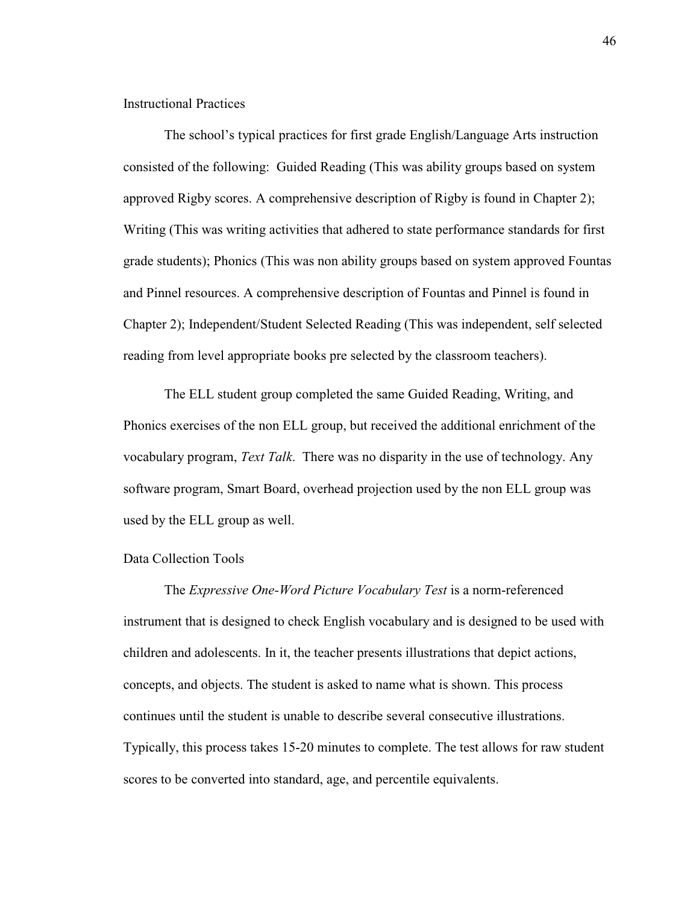### Instructional Practices

The school's typical practices for first grade English/Language Arts instruction consisted of the following: Guided Reading (This was ability groups based on system approved Rigby scores. A comprehensive description of Rigby is found in Chapter 2); Writing (This was writing activities that adhered to state performance standards for first grade students); Phonics (This was non ability groups based on system approved Fountas and Pinnel resources. A comprehensive description of Fountas and Pinnel is found in Chapter 2); Independent/Student Selected Reading (This was independent, self selected reading from level appropriate books pre selected by the classroom teachers).

The ELL student group completed the same Guided Reading, Writing, and Phonics exercises of the non ELL group, but received the additional enrichment of the vocabulary program, *Text Talk*. There was no disparity in the use of technology. Any software program, Smart Board, overhead projection used by the non ELL group was used by the ELL group as well.

### Data Collection Tools

The *Expressive One-Word Picture Vocabulary Test* is a norm-referenced instrument that is designed to check English vocabulary and is designed to be used with children and adolescents. In it, the teacher presents illustrations that depict actions, concepts, and objects. The student is asked to name what is shown. This process continues until the student is unable to describe several consecutive illustrations. Typically, this process takes 15-20 minutes to complete. The test allows for raw student scores to be converted into standard, age, and percentile equivalents.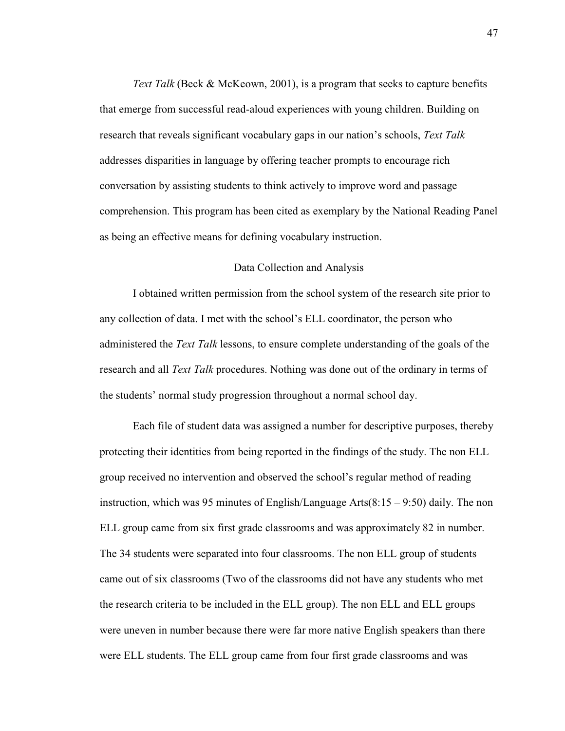*Text Talk* (Beck & McKeown, 2001), is a program that seeks to capture benefits that emerge from successful read-aloud experiences with young children. Building on research that reveals significant vocabulary gaps in our nation's schools, *Text Talk* addresses disparities in language by offering teacher prompts to encourage rich conversation by assisting students to think actively to improve word and passage comprehension. This program has been cited as exemplary by the National Reading Panel as being an effective means for defining vocabulary instruction.

## Data Collection and Analysis

I obtained written permission from the school system of the research site prior to any collection of data. I met with the school's ELL coordinator, the person who administered the *Text Talk* lessons, to ensure complete understanding of the goals of the research and all *Text Talk* procedures. Nothing was done out of the ordinary in terms of the students' normal study progression throughout a normal school day.

Each file of student data was assigned a number for descriptive purposes, thereby protecting their identities from being reported in the findings of the study. The non ELL group received no intervention and observed the school's regular method of reading instruction, which was 95 minutes of English/Language Arts(8:15 – 9:50) daily. The non ELL group came from six first grade classrooms and was approximately 82 in number. The 34 students were separated into four classrooms. The non ELL group of students came out of six classrooms (Two of the classrooms did not have any students who met the research criteria to be included in the ELL group). The non ELL and ELL groups were uneven in number because there were far more native English speakers than there were ELL students. The ELL group came from four first grade classrooms and was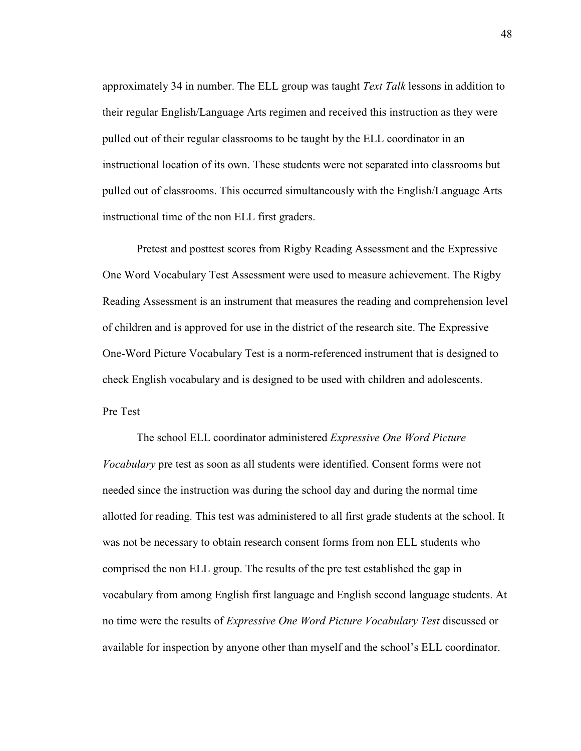approximately 34 in number. The ELL group was taught *Text Talk* lessons in addition to their regular English/Language Arts regimen and received this instruction as they were pulled out of their regular classrooms to be taught by the ELL coordinator in an instructional location of its own. These students were not separated into classrooms but pulled out of classrooms. This occurred simultaneously with the English/Language Arts instructional time of the non ELL first graders.

Pretest and posttest scores from Rigby Reading Assessment and the Expressive One Word Vocabulary Test Assessment were used to measure achievement. The Rigby Reading Assessment is an instrument that measures the reading and comprehension level of children and is approved for use in the district of the research site. The Expressive One-Word Picture Vocabulary Test is a norm-referenced instrument that is designed to check English vocabulary and is designed to be used with children and adolescents.

Pre Test

The school ELL coordinator administered *Expressive One Word Picture Vocabulary* pre test as soon as all students were identified. Consent forms were not needed since the instruction was during the school day and during the normal time allotted for reading. This test was administered to all first grade students at the school. It was not be necessary to obtain research consent forms from non ELL students who comprised the non ELL group. The results of the pre test established the gap in vocabulary from among English first language and English second language students. At no time were the results of *Expressive One Word Picture Vocabulary Test* discussed or available for inspection by anyone other than myself and the school's ELL coordinator.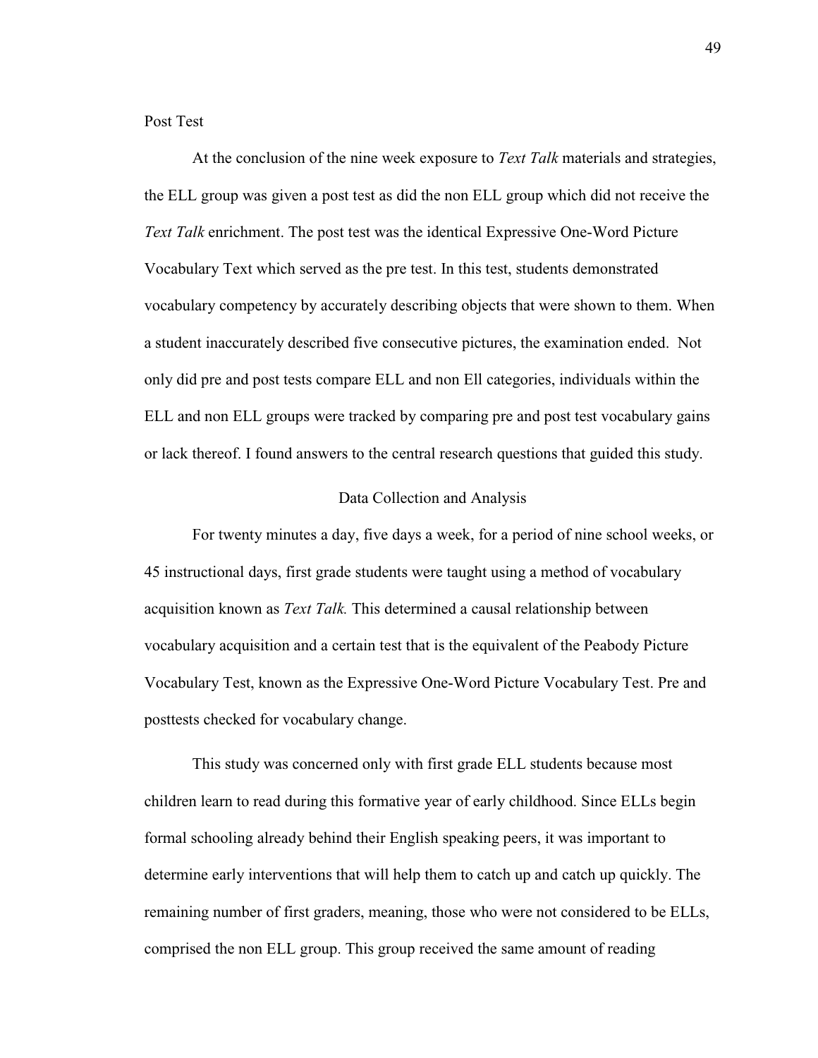Post Test

At the conclusion of the nine week exposure to *Text Talk* materials and strategies, the ELL group was given a post test as did the non ELL group which did not receive the *Text Talk* enrichment. The post test was the identical Expressive One-Word Picture Vocabulary Text which served as the pre test. In this test, students demonstrated vocabulary competency by accurately describing objects that were shown to them. When a student inaccurately described five consecutive pictures, the examination ended. Not only did pre and post tests compare ELL and non Ell categories, individuals within the ELL and non ELL groups were tracked by comparing pre and post test vocabulary gains or lack thereof. I found answers to the central research questions that guided this study.

## Data Collection and Analysis

For twenty minutes a day, five days a week, for a period of nine school weeks, or 45 instructional days, first grade students were taught using a method of vocabulary acquisition known as *Text Talk.* This determined a causal relationship between vocabulary acquisition and a certain test that is the equivalent of the Peabody Picture Vocabulary Test, known as the Expressive One-Word Picture Vocabulary Test. Pre and posttests checked for vocabulary change.

This study was concerned only with first grade ELL students because most children learn to read during this formative year of early childhood. Since ELLs begin formal schooling already behind their English speaking peers, it was important to determine early interventions that will help them to catch up and catch up quickly. The remaining number of first graders, meaning, those who were not considered to be ELLs, comprised the non ELL group. This group received the same amount of reading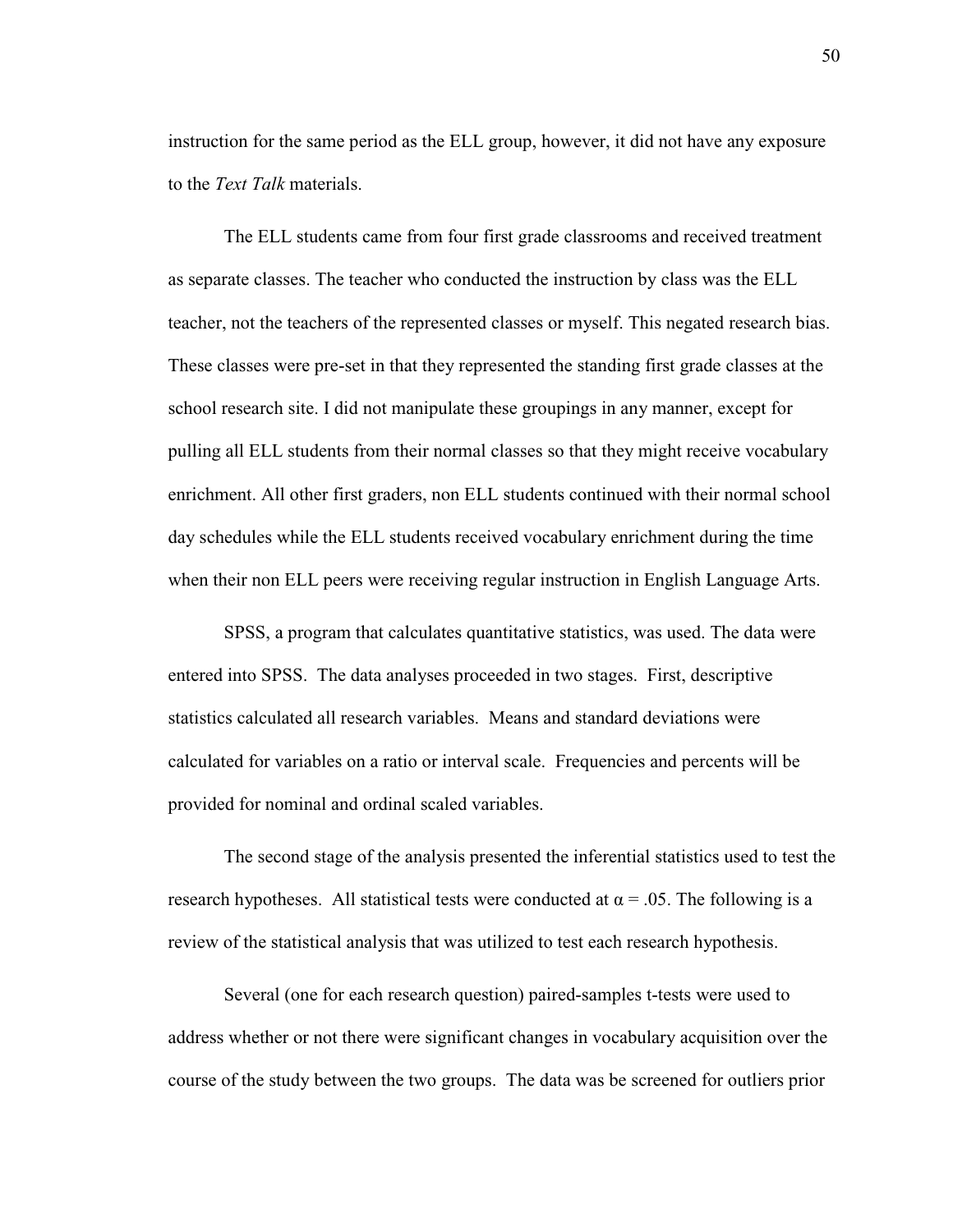instruction for the same period as the ELL group, however, it did not have any exposure to the *Text Talk* materials.

The ELL students came from four first grade classrooms and received treatment as separate classes. The teacher who conducted the instruction by class was the ELL teacher, not the teachers of the represented classes or myself. This negated research bias. These classes were pre-set in that they represented the standing first grade classes at the school research site. I did not manipulate these groupings in any manner, except for pulling all ELL students from their normal classes so that they might receive vocabulary enrichment. All other first graders, non ELL students continued with their normal school day schedules while the ELL students received vocabulary enrichment during the time when their non ELL peers were receiving regular instruction in English Language Arts.

SPSS, a program that calculates quantitative statistics, was used. The data were entered into SPSS. The data analyses proceeded in two stages. First, descriptive statistics calculated all research variables. Means and standard deviations were calculated for variables on a ratio or interval scale. Frequencies and percents will be provided for nominal and ordinal scaled variables.

The second stage of the analysis presented the inferential statistics used to test the research hypotheses. All statistical tests were conducted at $\alpha = .05$. The following is a review of the statistical analysis that was utilized to test each research hypothesis.

Several (one for each research question) paired-samples t-tests were used to address whether or not there were significant changes in vocabulary acquisition over the course of the study between the two groups. The data was be screened for outliers prior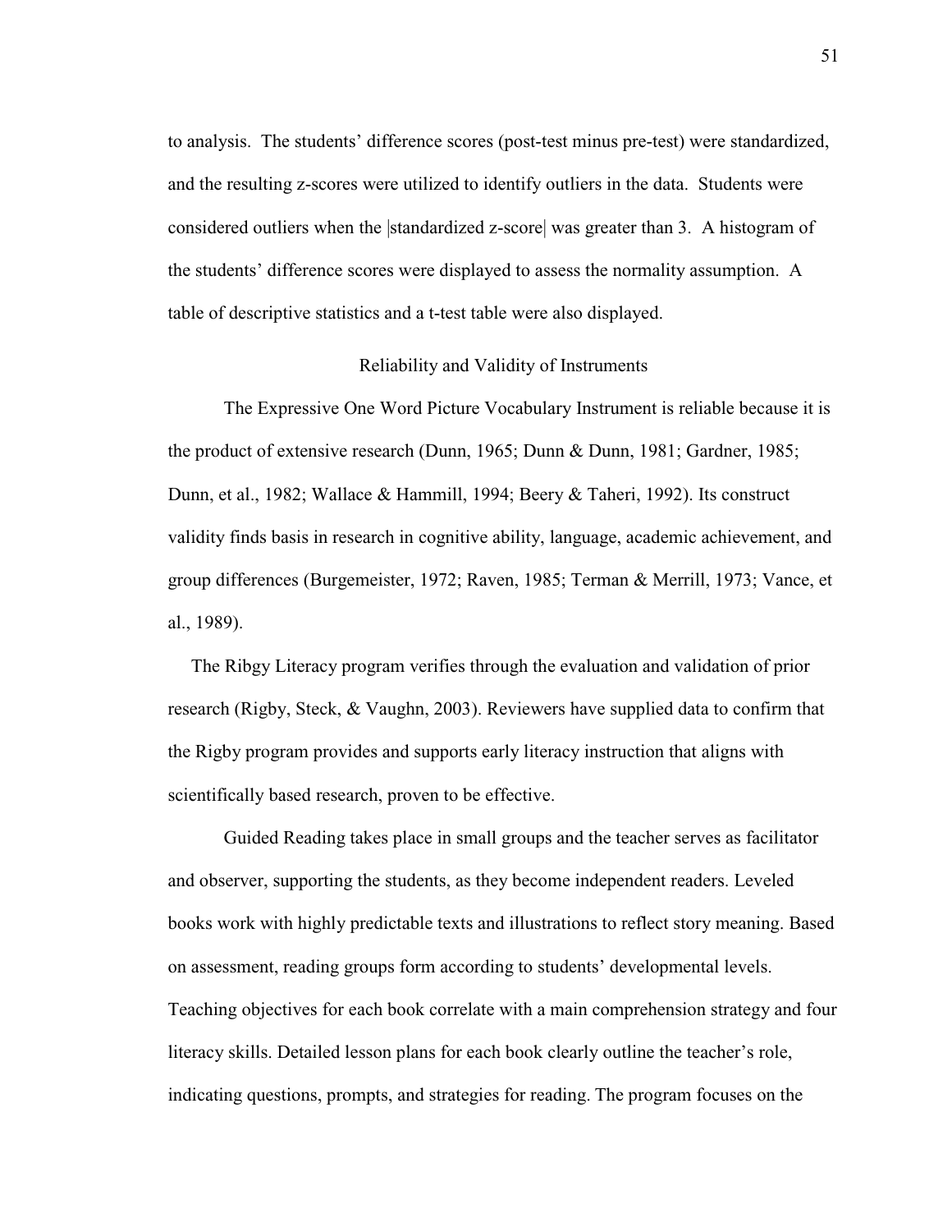to analysis. The students' difference scores (post-test minus pre-test) were standardized, and the resulting z-scores were utilized to identify outliers in the data. Students were considered outliers when the |standardized z-score| was greater than 3. A histogram of the students' difference scores were displayed to assess the normality assumption. A table of descriptive statistics and a t-test table were also displayed.

## Reliability and Validity of Instruments

The Expressive One Word Picture Vocabulary Instrument is reliable because it is the product of extensive research (Dunn, 1965; Dunn & Dunn, 1981; Gardner, 1985; Dunn, et al., 1982; Wallace & Hammill, 1994; Beery & Taheri, 1992). Its construct validity finds basis in research in cognitive ability, language, academic achievement, and group differences (Burgemeister, 1972; Raven, 1985; Terman & Merrill, 1973; Vance, et al., 1989).

The Ribgy Literacy program verifies through the evaluation and validation of prior research (Rigby, Steck, & Vaughn, 2003). Reviewers have supplied data to confirm that the Rigby program provides and supports early literacy instruction that aligns with scientifically based research, proven to be effective.

Guided Reading takes place in small groups and the teacher serves as facilitator and observer, supporting the students, as they become independent readers. Leveled books work with highly predictable texts and illustrations to reflect story meaning. Based on assessment, reading groups form according to students' developmental levels. Teaching objectives for each book correlate with a main comprehension strategy and four literacy skills. Detailed lesson plans for each book clearly outline the teacher's role, indicating questions, prompts, and strategies for reading. The program focuses on the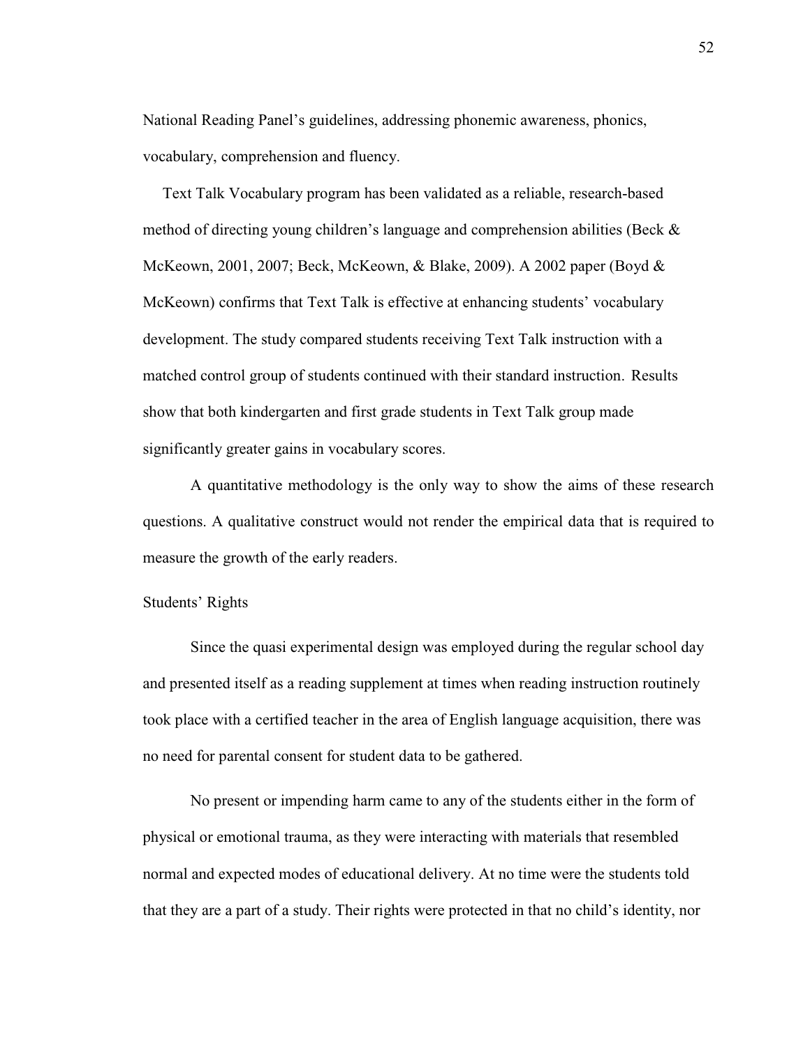National Reading Panel's guidelines, addressing phonemic awareness, phonics, vocabulary, comprehension and fluency.

Text Talk Vocabulary program has been validated as a reliable, research-based method of directing young children's language and comprehension abilities (Beck & McKeown, 2001, 2007; Beck, McKeown, & Blake, 2009). A 2002 paper (Boyd & McKeown) confirms that Text Talk is effective at enhancing students' vocabulary development. The study compared students receiving Text Talk instruction with a matched control group of students continued with their standard instruction. Results show that both kindergarten and first grade students in Text Talk group made significantly greater gains in vocabulary scores.

A quantitative methodology is the only way to show the aims of these research questions. A qualitative construct would not render the empirical data that is required to measure the growth of the early readers.

## Students' Rights

Since the quasi experimental design was employed during the regular school day and presented itself as a reading supplement at times when reading instruction routinely took place with a certified teacher in the area of English language acquisition, there was no need for parental consent for student data to be gathered.

No present or impending harm came to any of the students either in the form of physical or emotional trauma, as they were interacting with materials that resembled normal and expected modes of educational delivery. At no time were the students told that they are a part of a study. Their rights were protected in that no child's identity, nor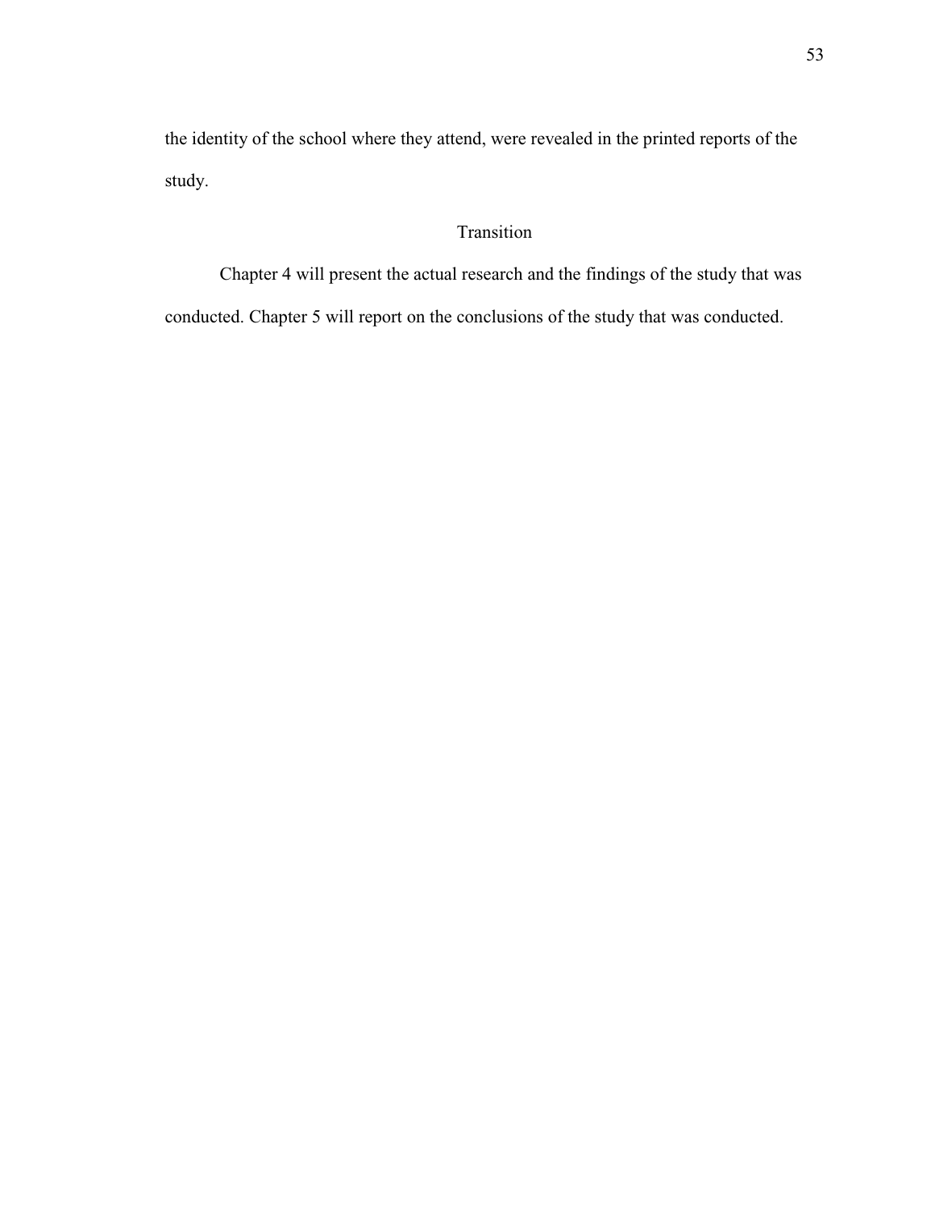the identity of the school where they attend, were revealed in the printed reports of the study.

## Transition

Chapter 4 will present the actual research and the findings of the study that was conducted. Chapter 5 will report on the conclusions of the study that was conducted.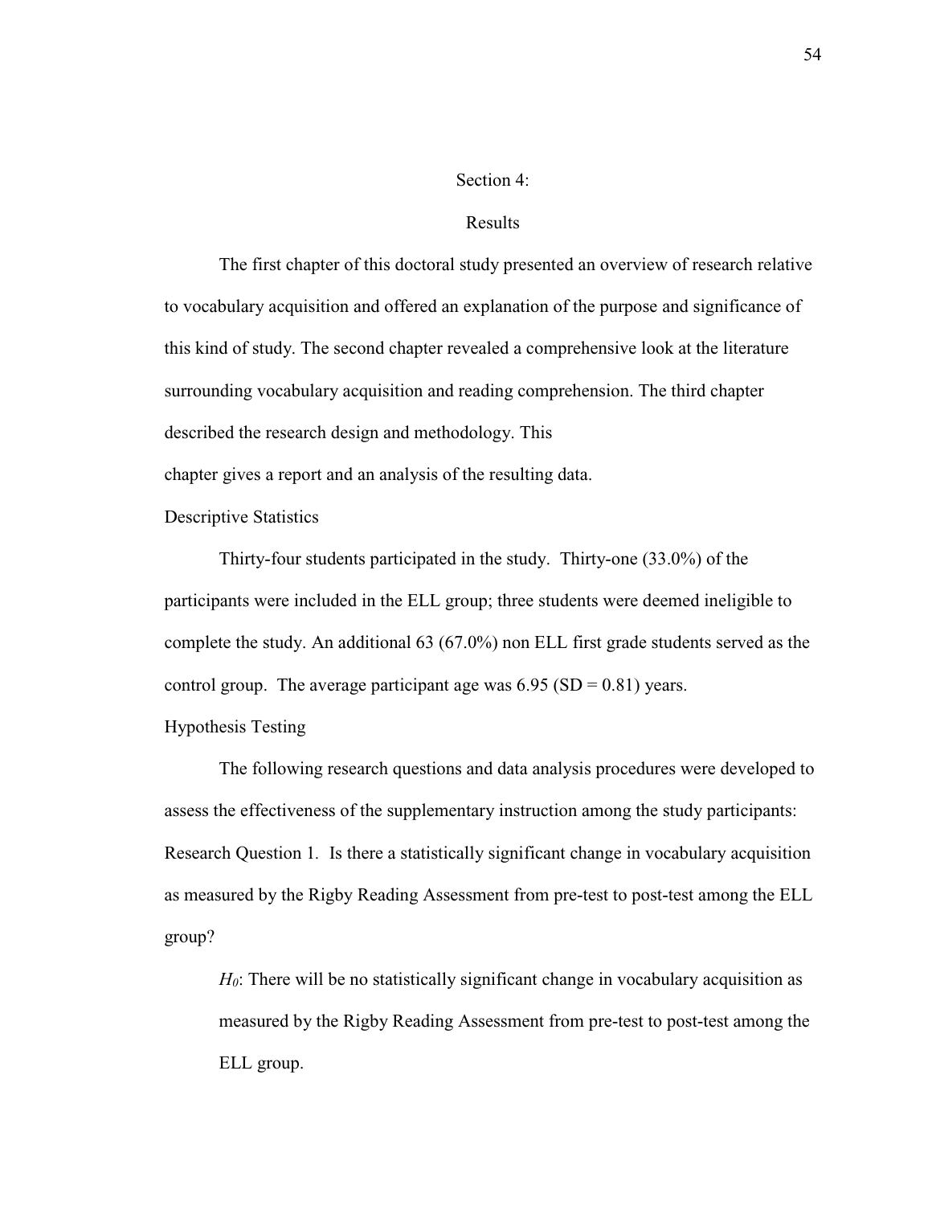## Section 4:

## Results

The first chapter of this doctoral study presented an overview of research relative to vocabulary acquisition and offered an explanation of the purpose and significance of this kind of study. The second chapter revealed a comprehensive look at the literature surrounding vocabulary acquisition and reading comprehension. The third chapter described the research design and methodology. This chapter gives a report and an analysis of the resulting data.

### Descriptive Statistics

Thirty-four students participated in the study. Thirty-one (33.0%) of the participants were included in the ELL group; three students were deemed ineligible to complete the study. An additional 63 (67.0%) non ELL first grade students served as the control group. The average participant age was 6.95 (SD = 0.81) years.

### Hypothesis Testing

The following research questions and data analysis procedures were developed to assess the effectiveness of the supplementary instruction among the study participants:

Research Question 1. Is there a statistically significant change in vocabulary acquisition as measured by the Rigby Reading Assessment from pre-test to post-test among the ELL group?

> $H_0$: There will be no statistically significant change in vocabulary acquisition as measured by the Rigby Reading Assessment from pre-test to post-test among the ELL group.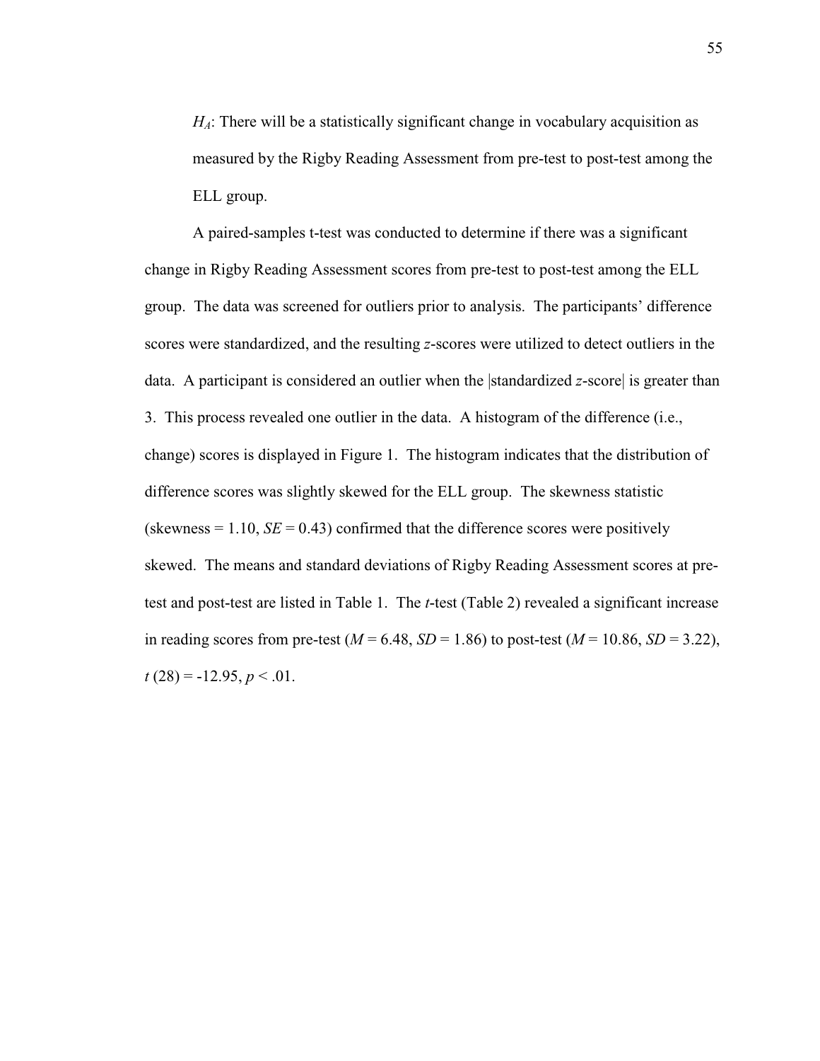*$H_A$*: There will be a statistically significant change in vocabulary acquisition as measured by the Rigby Reading Assessment from pre-test to post-test among the ELL group.

A paired-samples t-test was conducted to determine if there was a significant change in Rigby Reading Assessment scores from pre-test to post-test among the ELL group. The data was screened for outliers prior to analysis. The participants' difference scores were standardized, and the resulting *z*-scores were utilized to detect outliers in the data. A participant is considered an outlier when the |standardized *z*-score| is greater than 3. This process revealed one outlier in the data. A histogram of the difference (i.e., change) scores is displayed in Figure 1. The histogram indicates that the distribution of difference scores was slightly skewed for the ELL group. The skewness statistic (skewness = 1.10, *SE* = 0.43) confirmed that the difference scores were positively skewed. The means and standard deviations of Rigby Reading Assessment scores at pre-test and post-test are listed in Table 1. The *t*-test (Table 2) revealed a significant increase in reading scores from pre-test ($M = 6.48$, $SD = 1.86$) to post-test ($M = 10.86$, $SD = 3.22$), $t(28) = -12.95$, $p < .01$.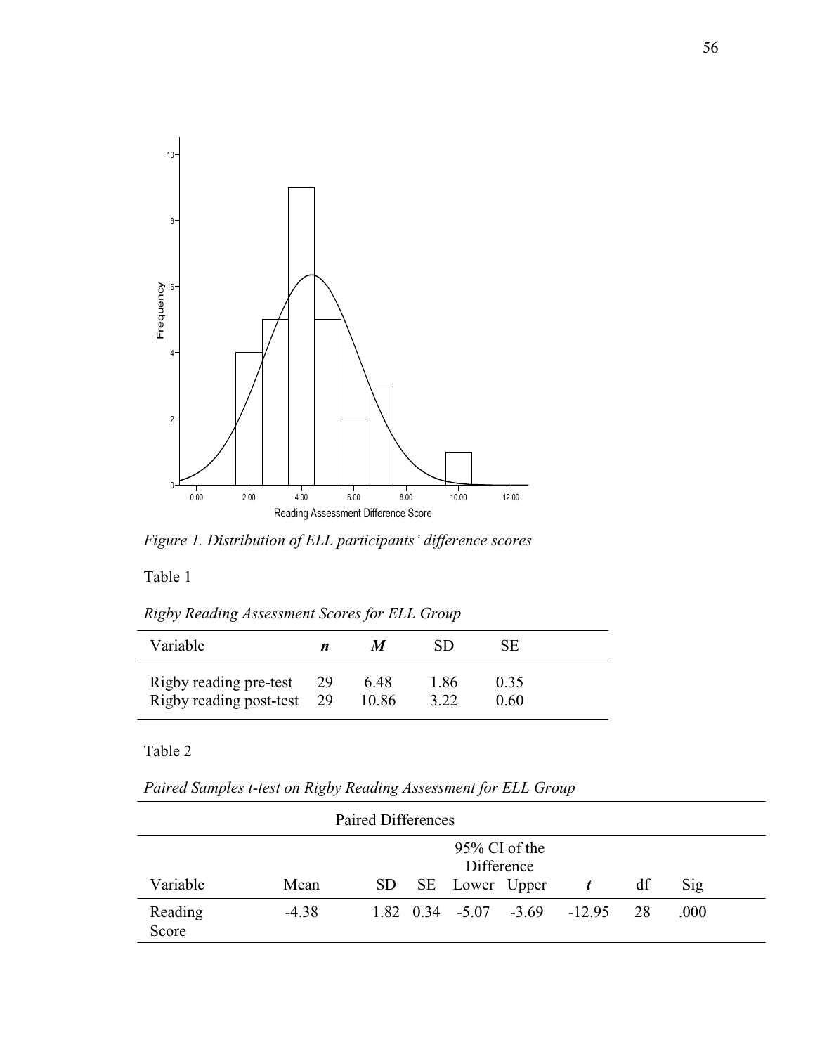*Figure 1. Distribution of ELL participants' difference scores*

Table 1

*Rigby Reading Assessment Scores for ELL Group*

| Variable | ***n*** | ***M*** | SD | SE |
|---|---|---|---|---|
| Rigby reading pre-test | 29 | 6.48 | 1.86 | 0.35 |
| Rigby reading post-test | 29 | 10.86 | 3.22 | 0.60 |

Table 2

*Paired Samples t-test on Rigby Reading Assessment for ELL Group*

| | Paired Differences | | | | | | | |
|---|---|---|---|---|---|---|---|---|
| | | | | 95% CI of the Difference | | | | |
| Variable | Mean | SD | SE | Lower | Upper | ***t*** | df | Sig |
| Reading Score | -4.38 | 1.82 | 0.34 | -5.07 | -3.69 | -12.95 | 28 | .000 |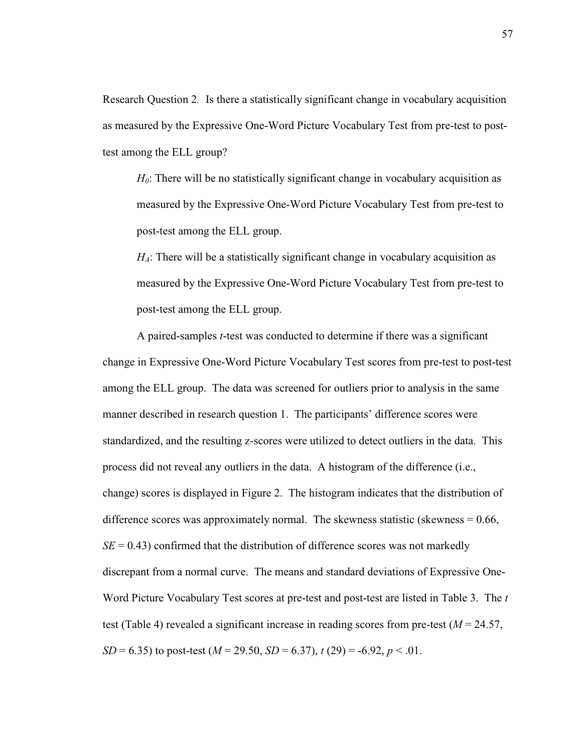Research Question 2. Is there a statistically significant change in vocabulary acquisition as measured by the Expressive One-Word Picture Vocabulary Test from pre-test to post-test among the ELL group?

> $H_0$: There will be no statistically significant change in vocabulary acquisition as measured by the Expressive One-Word Picture Vocabulary Test from pre-test to post-test among the ELL group.
>
> $H_A$: There will be a statistically significant change in vocabulary acquisition as measured by the Expressive One-Word Picture Vocabulary Test from pre-test to post-test among the ELL group.

A paired-samples *t*-test was conducted to determine if there was a significant change in Expressive One-Word Picture Vocabulary Test scores from pre-test to post-test among the ELL group. The data was screened for outliers prior to analysis in the same manner described in research question 1. The participants' difference scores were standardized, and the resulting z-scores were utilized to detect outliers in the data. This process did not reveal any outliers in the data. A histogram of the difference (i.e., change) scores is displayed in Figure 2. The histogram indicates that the distribution of difference scores was approximately normal. The skewness statistic (skewness = 0.66, *SE* = 0.43) confirmed that the distribution of difference scores was not markedly discrepant from a normal curve. The means and standard deviations of Expressive One-Word Picture Vocabulary Test scores at pre-test and post-test are listed in Table 3. The *t* test (Table 4) revealed a significant increase in reading scores from pre-test ($M = 24.57$, $SD = 6.35$) to post-test ($M = 29.50$, $SD = 6.37$), $t(29) = -6.92$, $p < .01$.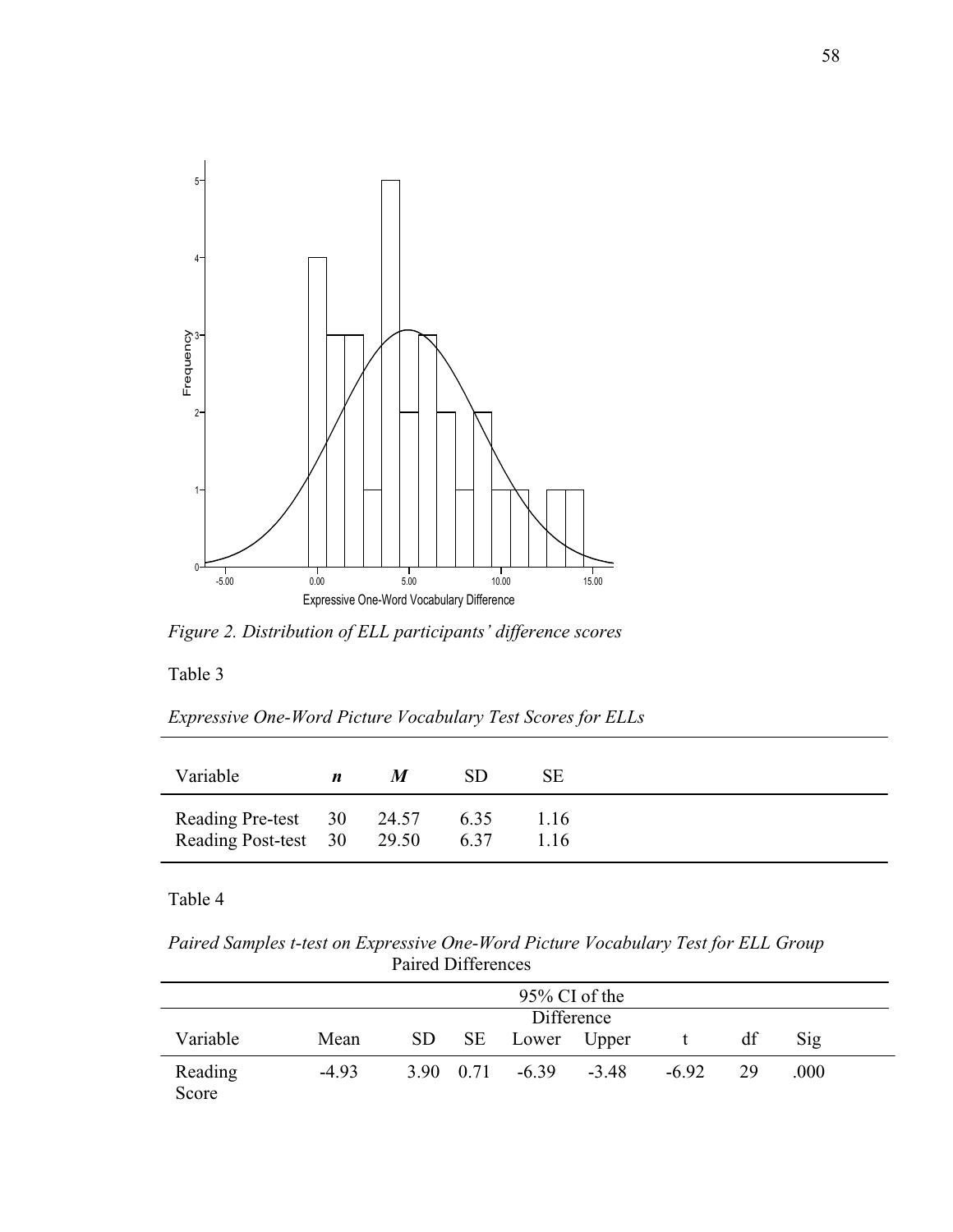*Figure 2. Distribution of ELL participants' difference scores*

Table 3

*Expressive One-Word Picture Vocabulary Test Scores for ELLs*

| Variable | ***n*** | ***M*** | SD | SE |
|---|---|---|---|---|
| Reading Pre-test | 30 | 24.57 | 6.35 | 1.16 |
| Reading Post-test | 30 | 29.50 | 6.37 | 1.16 |

Table 4

*Paired Samples t-test on Expressive One-Word Picture Vocabulary Test for ELL Group*

| | Paired Differences | | | | | | | |
|---|---|---|---|---|---|---|---|---|
| | | | | 95% CI of the Difference | | | | |
| Variable | Mean | SD | SE | Lower | Upper | t | df | Sig |
| Reading Score | -4.93 | 3.90 | 0.71 | -6.39 | -3.48 | -6.92 | 29 | .000 |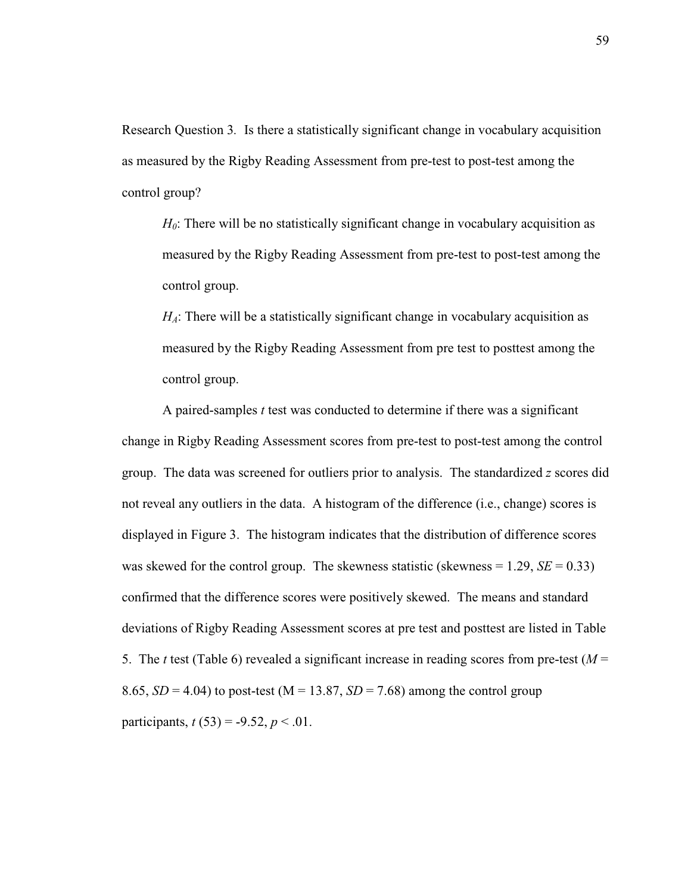Research Question 3. Is there a statistically significant change in vocabulary acquisition as measured by the Rigby Reading Assessment from pre-test to post-test among the control group?

> $H_0$: There will be no statistically significant change in vocabulary acquisition as measured by the Rigby Reading Assessment from pre-test to post-test among the control group.
>
> $H_A$: There will be a statistically significant change in vocabulary acquisition as measured by the Rigby Reading Assessment from pre test to posttest among the control group.

A paired-samples *t* test was conducted to determine if there was a significant change in Rigby Reading Assessment scores from pre-test to post-test among the control group. The data was screened for outliers prior to analysis. The standardized *z* scores did not reveal any outliers in the data. A histogram of the difference (i.e., change) scores is displayed in Figure 3. The histogram indicates that the distribution of difference scores was skewed for the control group. The skewness statistic (skewness = 1.29, *SE* = 0.33) confirmed that the difference scores were positively skewed. The means and standard deviations of Rigby Reading Assessment scores at pre test and posttest are listed in Table 5. The *t* test (Table 6) revealed a significant increase in reading scores from pre-test ($M$ = 8.65, $SD$ = 4.04) to post-test (M = 13.87, $SD$ = 7.68) among the control group participants, $t$ (53) = -9.52, $p < .01$.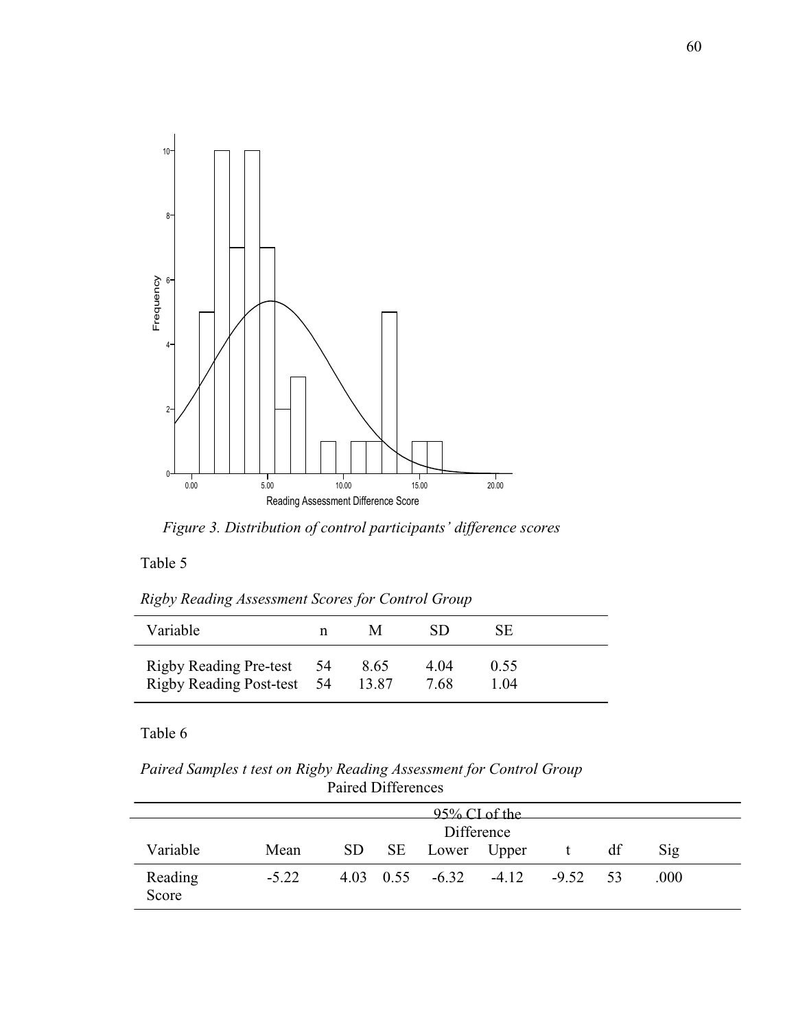*Figure 3. Distribution of control participants' difference scores*

Table 5

*Rigby Reading Assessment Scores for Control Group*

| Variable | n | M | SD | SE |
|---|---|---|---|---|
| Rigby Reading Pre-test | 54 | 8.65 | 4.04 | 0.55 |
| Rigby Reading Post-test | 54 | 13.87 | 7.68 | 1.04 |

Table 6

*Paired Samples t test on Rigby Reading Assessment for Control Group*

| | Paired Differences | | | | | | | |
|---|---|---|---|---|---|---|---|---|
| | | | | 95% CI of the Difference | | | | |
| Variable | Mean | SD | SE | Lower | Upper | t | df | Sig |
| Reading Score | -5.22 | 4.03 | 0.55 | -6.32 | -4.12 | -9.52 | 53 | .000 |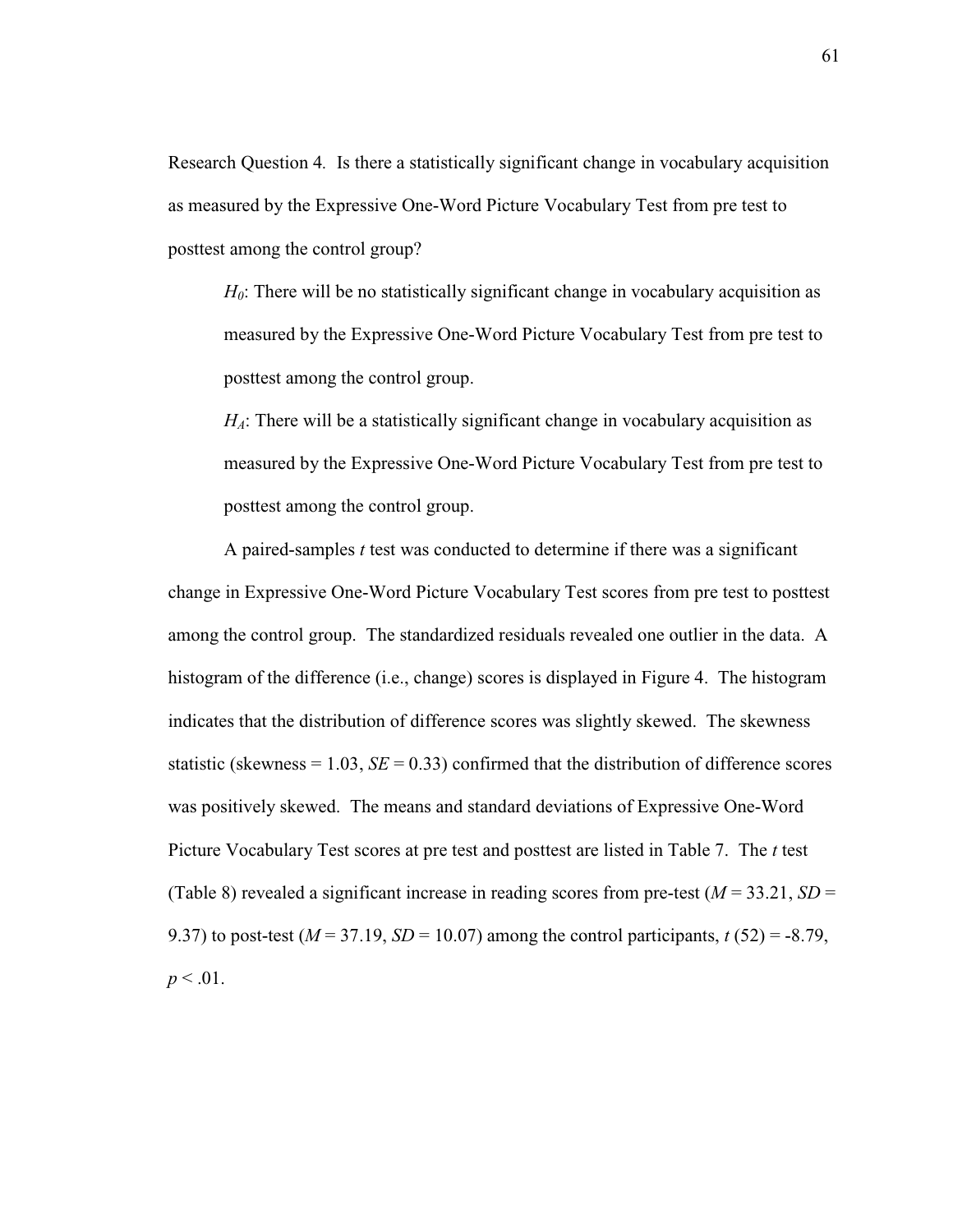Research Question 4. Is there a statistically significant change in vocabulary acquisition as measured by the Expressive One-Word Picture Vocabulary Test from pre test to posttest among the control group?

> $H_0$: There will be no statistically significant change in vocabulary acquisition as measured by the Expressive One-Word Picture Vocabulary Test from pre test to posttest among the control group.
>
> $H_A$: There will be a statistically significant change in vocabulary acquisition as measured by the Expressive One-Word Picture Vocabulary Test from pre test to posttest among the control group.

A paired-samples *t* test was conducted to determine if there was a significant change in Expressive One-Word Picture Vocabulary Test scores from pre test to posttest among the control group. The standardized residuals revealed one outlier in the data. A histogram of the difference (i.e., change) scores is displayed in Figure 4. The histogram indicates that the distribution of difference scores was slightly skewed. The skewness statistic (skewness = 1.03, *SE* = 0.33) confirmed that the distribution of difference scores was positively skewed. The means and standard deviations of Expressive One-Word Picture Vocabulary Test scores at pre test and posttest are listed in Table 7. The *t* test (Table 8) revealed a significant increase in reading scores from pre-test ($M = 33.21$, $SD = 9.37$) to post-test ($M = 37.19$, $SD = 10.07$) among the control participants, $t(52) = -8.79$, $p < .01$.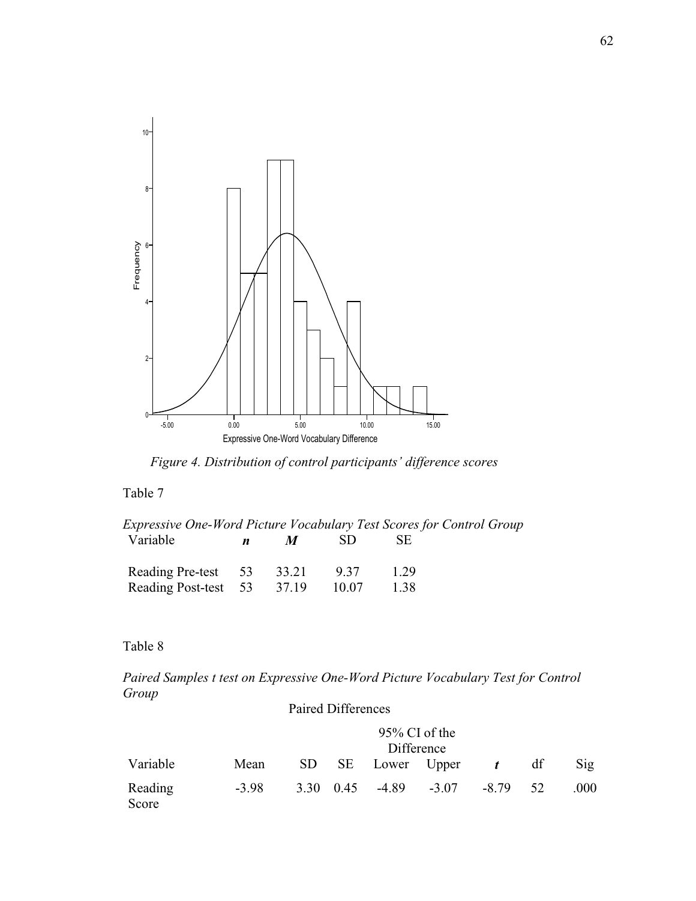*Figure 4. Distribution of control participants' difference scores*

Table 7

*Expressive One-Word Picture Vocabulary Test Scores for Control Group*

| Variable | *n* | *M* | SD | SE |
|---|---|---|---|---|
| Reading Pre-test | 53 | 33.21 | 9.37 | 1.29 |
| Reading Post-test | 53 | 37.19 | 10.07 | 1.38 |

Table 8

*Paired Samples t test on Expressive One-Word Picture Vocabulary Test for Control Group*

| | Paired Differences | | | | | | | |
|---|---|---|---|---|---|---|---|---|
| | | | | 95% CI of the Difference | | | | |
| Variable | Mean | SD | SE | Lower | Upper | *t* | df | Sig |
| Reading Score | -3.98 | 3.30 | 0.45 | -4.89 | -3.07 | -8.79 | 52 | .000 |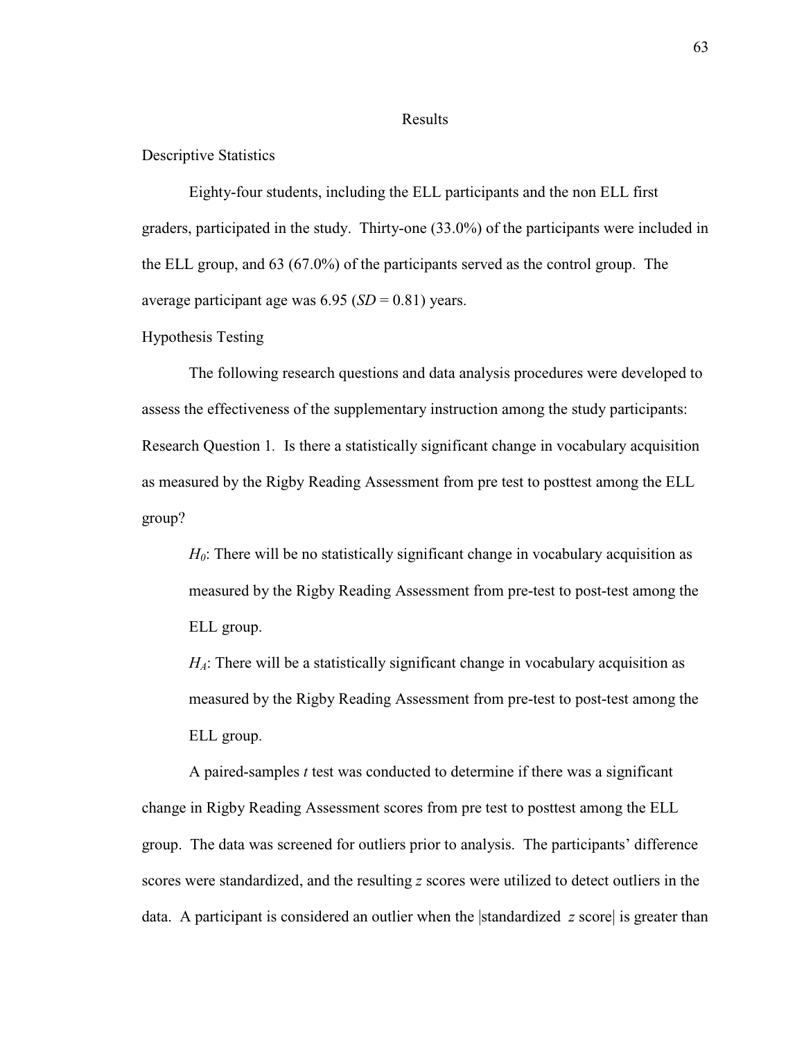# Results

## Descriptive Statistics

Eighty-four students, including the ELL participants and the non ELL first graders, participated in the study. Thirty-one (33.0%) of the participants were included in the ELL group, and 63 (67.0%) of the participants served as the control group. The average participant age was 6.95 (*SD* = 0.81) years.

## Hypothesis Testing

The following research questions and data analysis procedures were developed to assess the effectiveness of the supplementary instruction among the study participants:

Research Question 1. Is there a statistically significant change in vocabulary acquisition as measured by the Rigby Reading Assessment from pre test to posttest among the ELL group?

> $H_0$: There will be no statistically significant change in vocabulary acquisition as measured by the Rigby Reading Assessment from pre-test to post-test among the ELL group.
>
> $H_A$: There will be a statistically significant change in vocabulary acquisition as measured by the Rigby Reading Assessment from pre-test to post-test among the ELL group.

A paired-samples *t* test was conducted to determine if there was a significant change in Rigby Reading Assessment scores from pre test to posttest among the ELL group. The data was screened for outliers prior to analysis. The participants' difference scores were standardized, and the resulting *z* scores were utilized to detect outliers in the data. A participant is considered an outlier when the |standardized *z* score| is greater than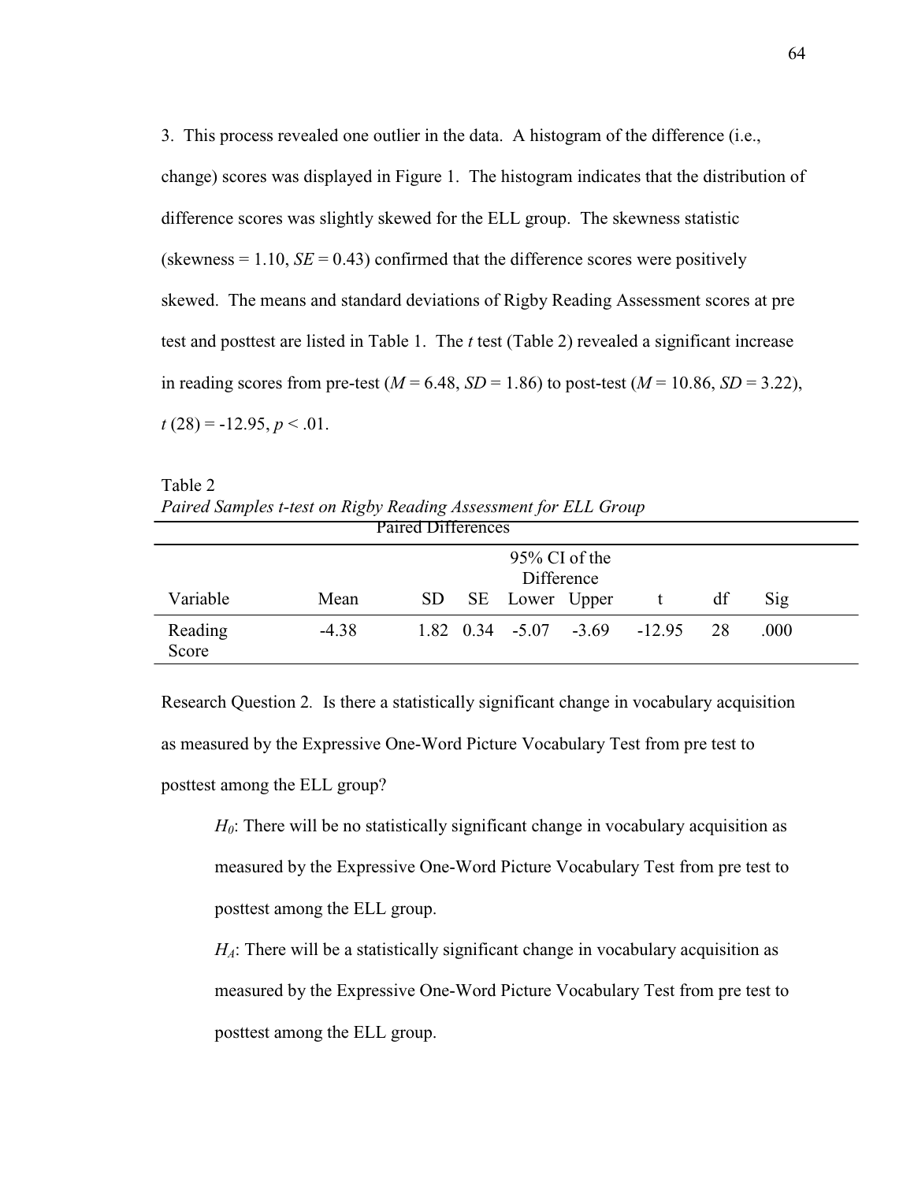3. This process revealed one outlier in the data. A histogram of the difference (i.e., change) scores was displayed in Figure 1. The histogram indicates that the distribution of difference scores was slightly skewed for the ELL group. The skewness statistic (skewness = 1.10, *SE* = 0.43) confirmed that the difference scores were positively skewed. The means and standard deviations of Rigby Reading Assessment scores at pre test and posttest are listed in Table 1. The *t* test (Table 2) revealed a significant increase in reading scores from pre-test ($M = 6.48$, $SD = 1.86$) to post-test ($M = 10.86$, $SD = 3.22$), $t(28) = -12.95$, $p < .01$.

Table 2
*Paired Samples t-test on Rigby Reading Assessment for ELL Group*

| | Paired Differences | | | | | | | |
|---|---|---|---|---|---|---|---|---|
| | | | | 95% CI of the Difference | | | | |
| Variable | Mean | SD | SE | Lower | Upper | t | df | Sig |
| Reading Score | -4.38 | 1.82 | 0.34 | -5.07 | -3.69 | -12.95 | 28 | .000 |

Research Question 2. Is there a statistically significant change in vocabulary acquisition as measured by the Expressive One-Word Picture Vocabulary Test from pre test to posttest among the ELL group?

> $H_0$: There will be no statistically significant change in vocabulary acquisition as measured by the Expressive One-Word Picture Vocabulary Test from pre test to posttest among the ELL group.
>
> $H_A$: There will be a statistically significant change in vocabulary acquisition as measured by the Expressive One-Word Picture Vocabulary Test from pre test to posttest among the ELL group.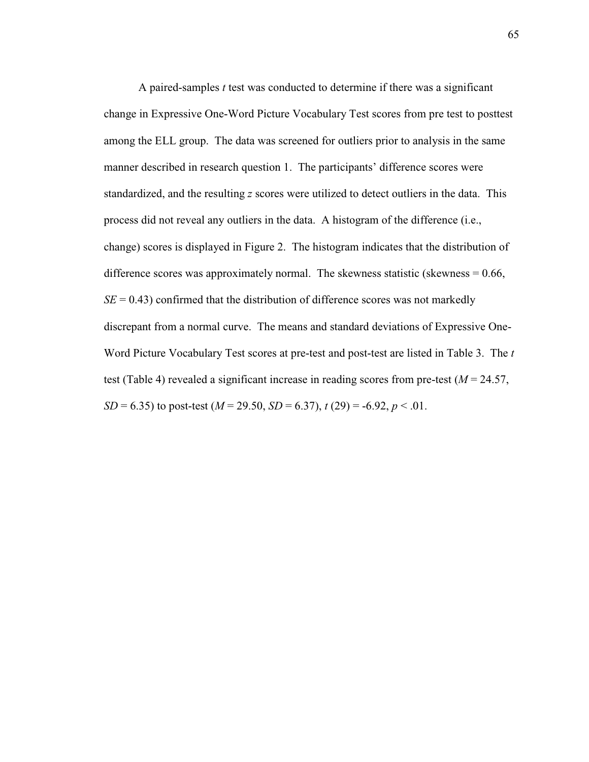A paired-samples *t* test was conducted to determine if there was a significant change in Expressive One-Word Picture Vocabulary Test scores from pre test to posttest among the ELL group. The data was screened for outliers prior to analysis in the same manner described in research question 1. The participants' difference scores were standardized, and the resulting *z* scores were utilized to detect outliers in the data. This process did not reveal any outliers in the data. A histogram of the difference (i.e., change) scores is displayed in Figure 2. The histogram indicates that the distribution of difference scores was approximately normal. The skewness statistic (skewness = 0.66, $SE = 0.43$) confirmed that the distribution of difference scores was not markedly discrepant from a normal curve. The means and standard deviations of Expressive One-Word Picture Vocabulary Test scores at pre-test and post-test are listed in Table 3. The *t* test (Table 4) revealed a significant increase in reading scores from pre-test ($M = 24.57$, $SD = 6.35$) to post-test ($M = 29.50$, $SD = 6.37$), $t(29) = -6.92$, $p < .01$.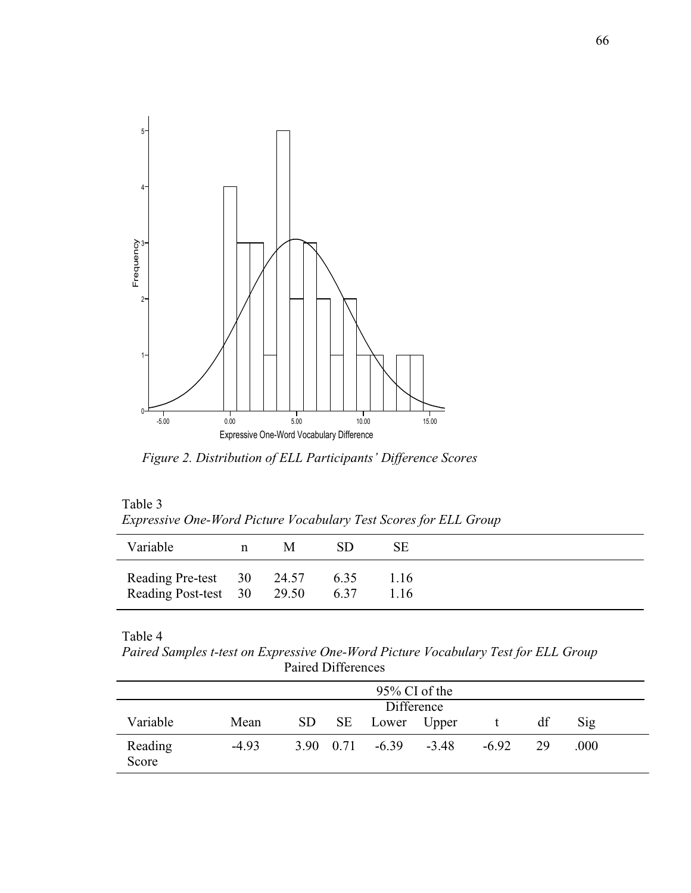*Figure 2. Distribution of ELL Participants' Difference Scores*

Table 3

*Expressive One-Word Picture Vocabulary Test Scores for ELL Group*

| Variable | n | M | SD | SE |
|---|---|---|---|---|
| Reading Pre-test | 30 | 24.57 | 6.35 | 1.16 |
| Reading Post-test | 30 | 29.50 | 6.37 | 1.16 |

Table 4

*Paired Samples t-test on Expressive One-Word Picture Vocabulary Test for ELL Group*

| | Paired Differences | | | | | | | |
|---|---|---|---|---|---|---|---|---|
| | | | | 95% CI of the Difference | | | | |
| Variable | Mean | SD | SE | Lower | Upper | t | df | Sig |
| Reading Score | -4.93 | 3.90 | 0.71 | -6.39 | -3.48 | -6.92 | 29 | .000 |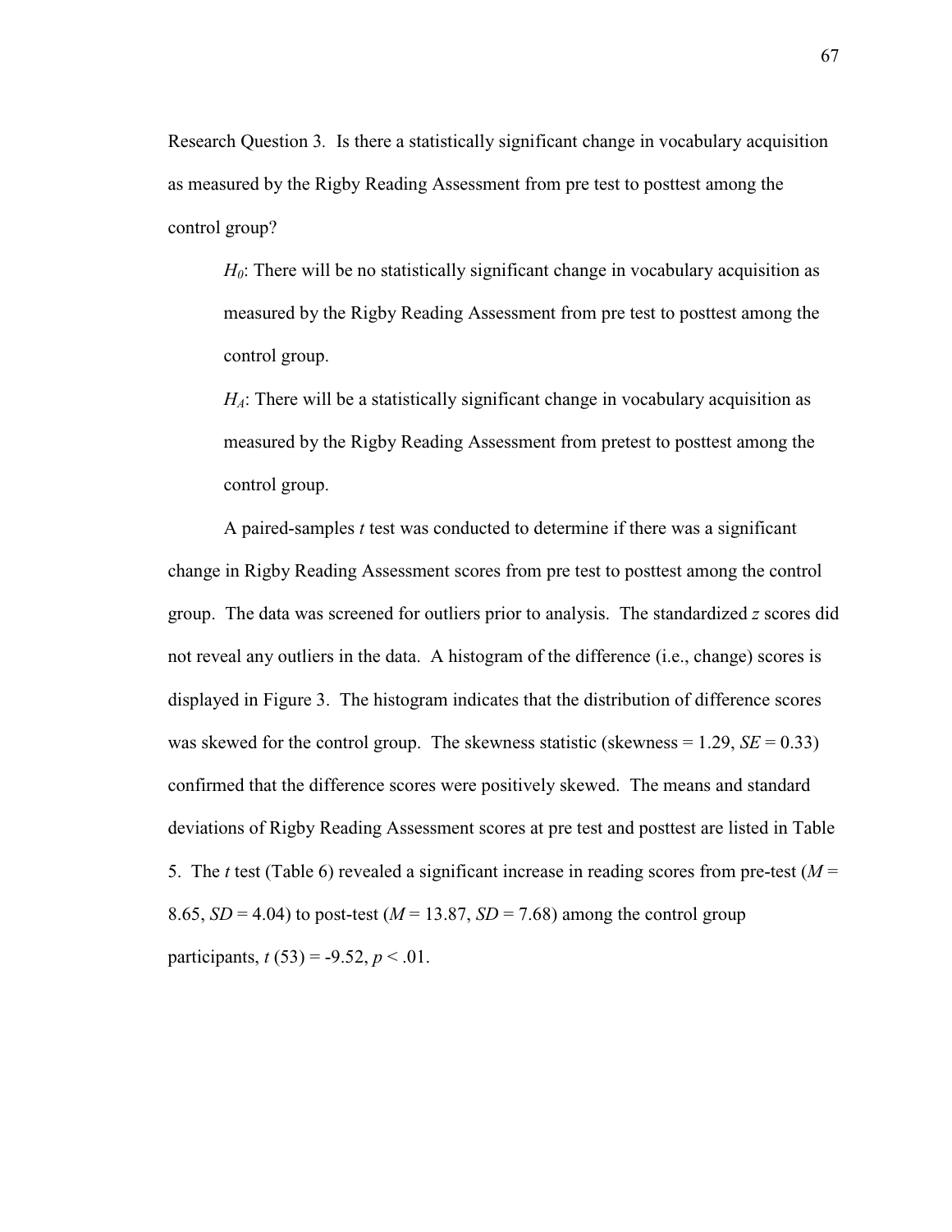Research Question 3. Is there a statistically significant change in vocabulary acquisition as measured by the Rigby Reading Assessment from pre test to posttest among the control group?

> $H_0$: There will be no statistically significant change in vocabulary acquisition as measured by the Rigby Reading Assessment from pre test to posttest among the control group.
>
> $H_A$: There will be a statistically significant change in vocabulary acquisition as measured by the Rigby Reading Assessment from pretest to posttest among the control group.

A paired-samples *t* test was conducted to determine if there was a significant change in Rigby Reading Assessment scores from pre test to posttest among the control group. The data was screened for outliers prior to analysis. The standardized *z* scores did not reveal any outliers in the data. A histogram of the difference (i.e., change) scores is displayed in Figure 3. The histogram indicates that the distribution of difference scores was skewed for the control group. The skewness statistic (skewness = 1.29, $SE = 0.33$) confirmed that the difference scores were positively skewed. The means and standard deviations of Rigby Reading Assessment scores at pre test and posttest are listed in Table 5. The *t* test (Table 6) revealed a significant increase in reading scores from pre-test ($M = 8.65$, $SD = 4.04$) to post-test ($M = 13.87$, $SD = 7.68$) among the control group participants, $t(53) = -9.52$, $p < .01$.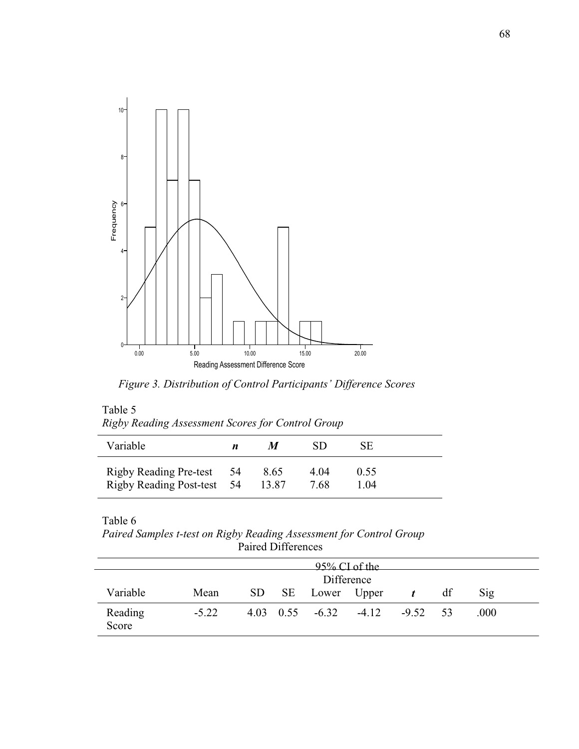*Figure 3. Distribution of Control Participants' Difference Scores*

Table 5

*Rigby Reading Assessment Scores for Control Group*

| Variable | ***n*** | ***M*** | SD | SE |
|---|---|---|---|---|
| Rigby Reading Pre-test | 54 | 8.65 | 4.04 | 0.55 |
| Rigby Reading Post-test | 54 | 13.87 | 7.68 | 1.04 |

Table 6

*Paired Samples t-test on Rigby Reading Assessment for Control Group*

| | Paired Differences | | | | | | | |
|---|---|---|---|---|---|---|---|---|
| | | | | 95% CI of the Difference | | | | |
| Variable | Mean | SD | SE | Lower | Upper | ***t*** | df | Sig |
| Reading Score | -5.22 | 4.03 | 0.55 | -6.32 | -4.12 | -9.52 | 53 | .000 |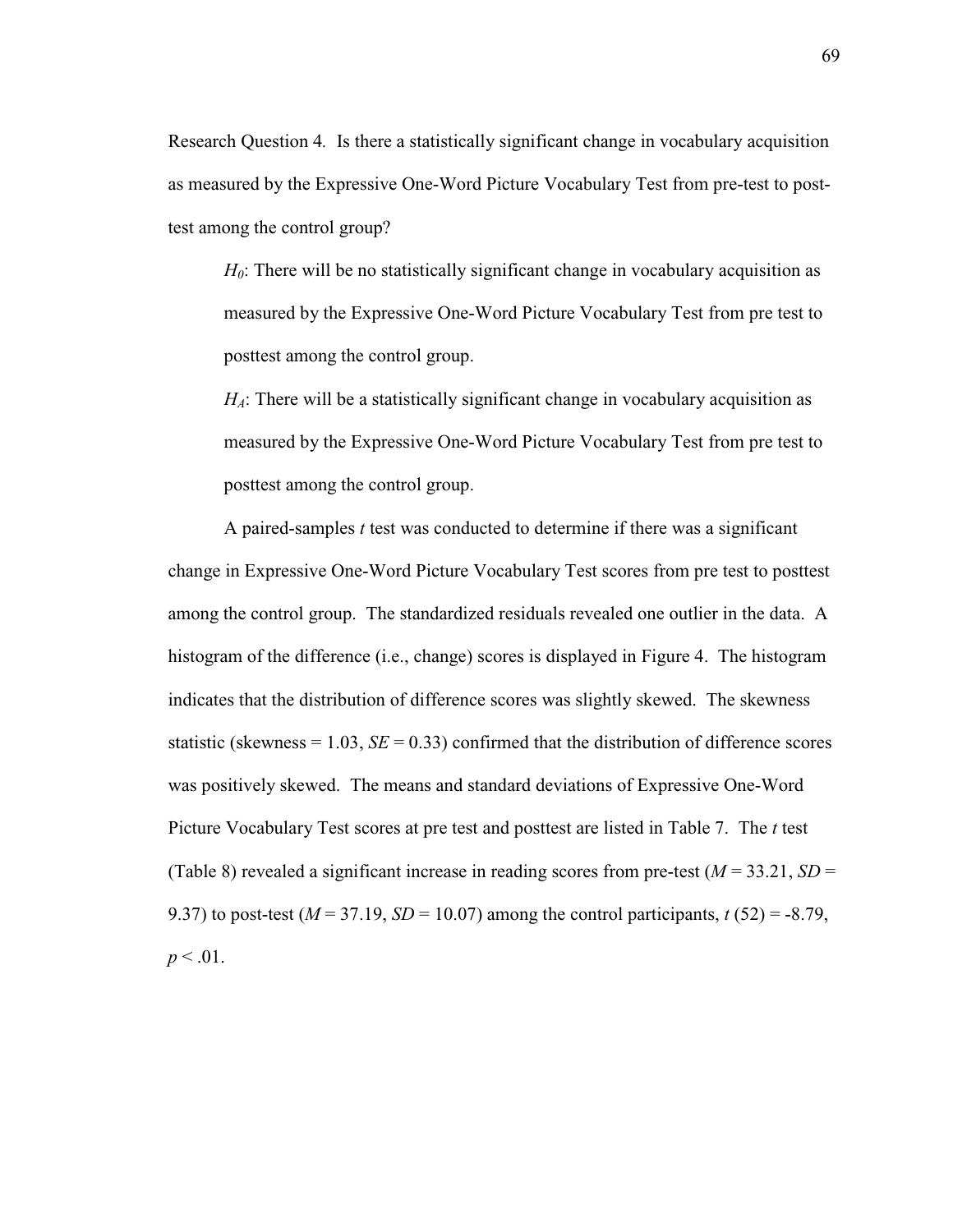Research Question 4. Is there a statistically significant change in vocabulary acquisition as measured by the Expressive One-Word Picture Vocabulary Test from pre-test to post-test among the control group?

> $H_0$: There will be no statistically significant change in vocabulary acquisition as measured by the Expressive One-Word Picture Vocabulary Test from pre test to posttest among the control group.
>
> $H_A$: There will be a statistically significant change in vocabulary acquisition as measured by the Expressive One-Word Picture Vocabulary Test from pre test to posttest among the control group.

A paired-samples *t* test was conducted to determine if there was a significant change in Expressive One-Word Picture Vocabulary Test scores from pre test to posttest among the control group. The standardized residuals revealed one outlier in the data. A histogram of the difference (i.e., change) scores is displayed in Figure 4. The histogram indicates that the distribution of difference scores was slightly skewed. The skewness statistic (skewness = 1.03, $SE = 0.33$) confirmed that the distribution of difference scores was positively skewed. The means and standard deviations of Expressive One-Word Picture Vocabulary Test scores at pre test and posttest are listed in Table 7. The *t* test (Table 8) revealed a significant increase in reading scores from pre-test ($M = 33.21$, $SD = 9.37$) to post-test ($M = 37.19$, $SD = 10.07$) among the control participants, $t\,(52) = -8.79$, $p < .01$.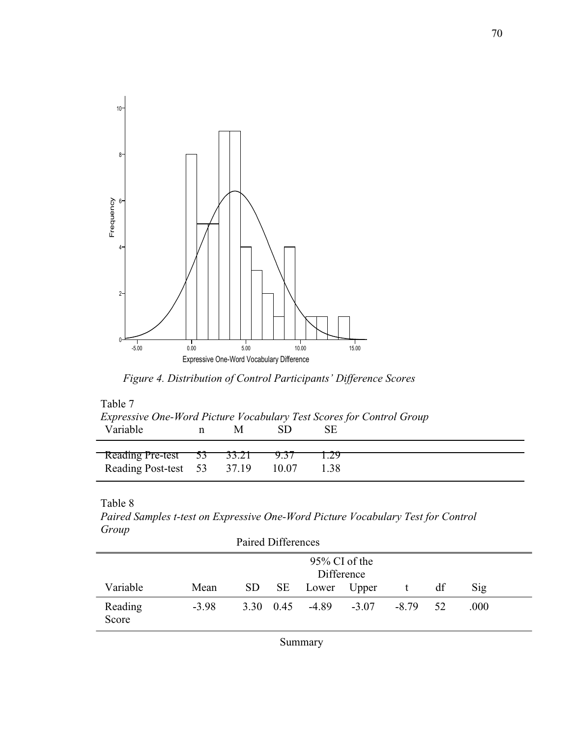*Figure 4. Distribution of Control Participants' Difference Scores*

Table 7

*Expressive One-Word Picture Vocabulary Test Scores for Control Group*

| Variable | n | M | SD | SE |
|---|---|---|---|---|
| Reading Pre-test | 53 | 33.21 | 9.37 | 1.29 |
| Reading Post-test | 53 | 37.19 | 10.07 | 1.38 |

Table 8

*Paired Samples t-test on Expressive One-Word Picture Vocabulary Test for Control Group*

| | Paired Differences | | | | | | | |
|---|---|---|---|---|---|---|---|---|
| | | | | 95% CI of the Difference | | | | |
| Variable | Mean | SD | SE | Lower | Upper | t | df | Sig |
| Reading Score | -3.98 | 3.30 | 0.45 | -4.89 | -3.07 | -8.79 | 52 | .000 |

Summary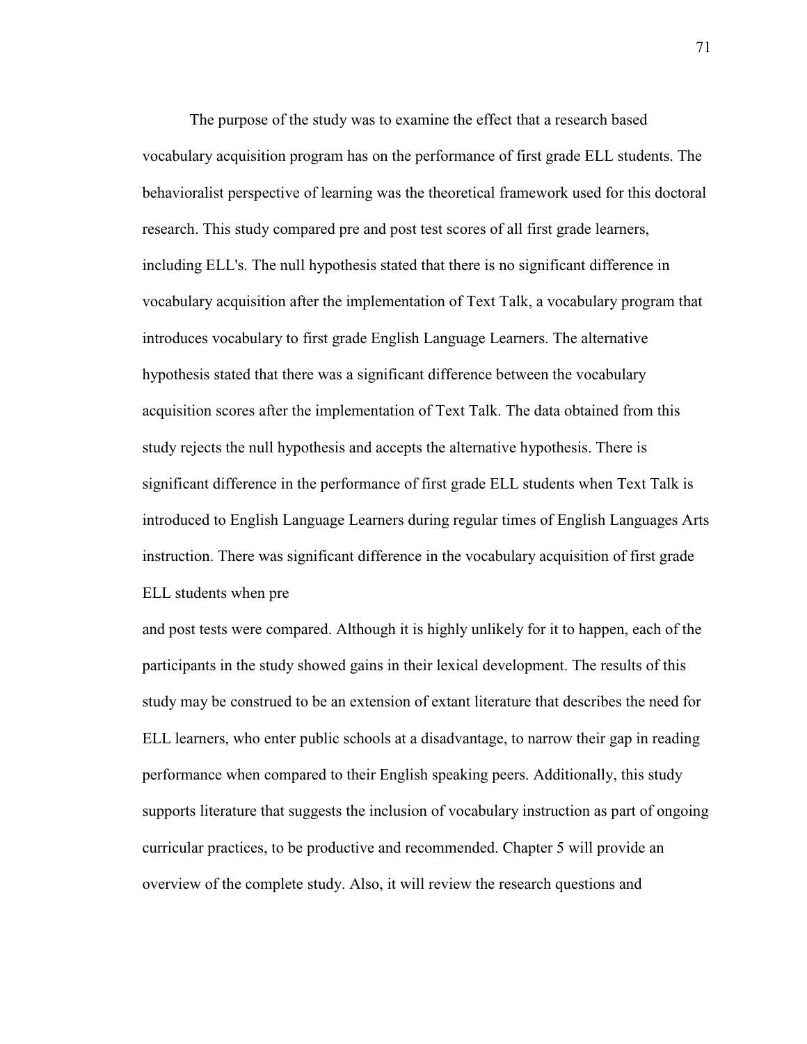The purpose of the study was to examine the effect that a research based vocabulary acquisition program has on the performance of first grade ELL students. The behavioralist perspective of learning was the theoretical framework used for this doctoral research. This study compared pre and post test scores of all first grade learners, including ELL's. The null hypothesis stated that there is no significant difference in vocabulary acquisition after the implementation of Text Talk, a vocabulary program that introduces vocabulary to first grade English Language Learners. The alternative hypothesis stated that there was a significant difference between the vocabulary acquisition scores after the implementation of Text Talk. The data obtained from this study rejects the null hypothesis and accepts the alternative hypothesis. There is significant difference in the performance of first grade ELL students when Text Talk is introduced to English Language Learners during regular times of English Languages Arts instruction. There was significant difference in the vocabulary acquisition of first grade ELL students when pre and post tests were compared. Although it is highly unlikely for it to happen, each of the participants in the study showed gains in their lexical development. The results of this study may be construed to be an extension of extant literature that describes the need for ELL learners, who enter public schools at a disadvantage, to narrow their gap in reading performance when compared to their English speaking peers. Additionally, this study supports literature that suggests the inclusion of vocabulary instruction as part of ongoing curricular practices, to be productive and recommended. Chapter 5 will provide an overview of the complete study. Also, it will review the research questions and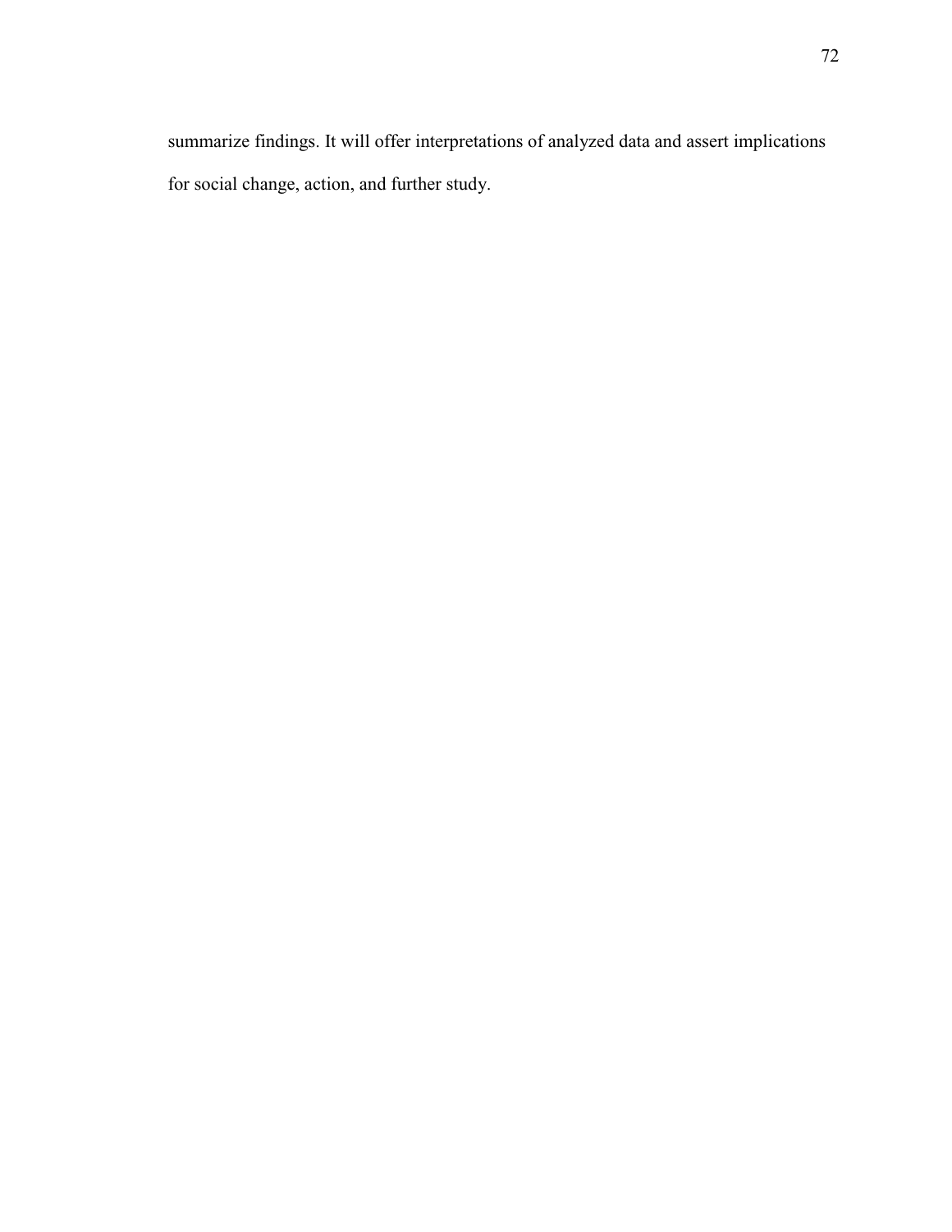summarize findings. It will offer interpretations of analyzed data and assert implications for social change, action, and further study.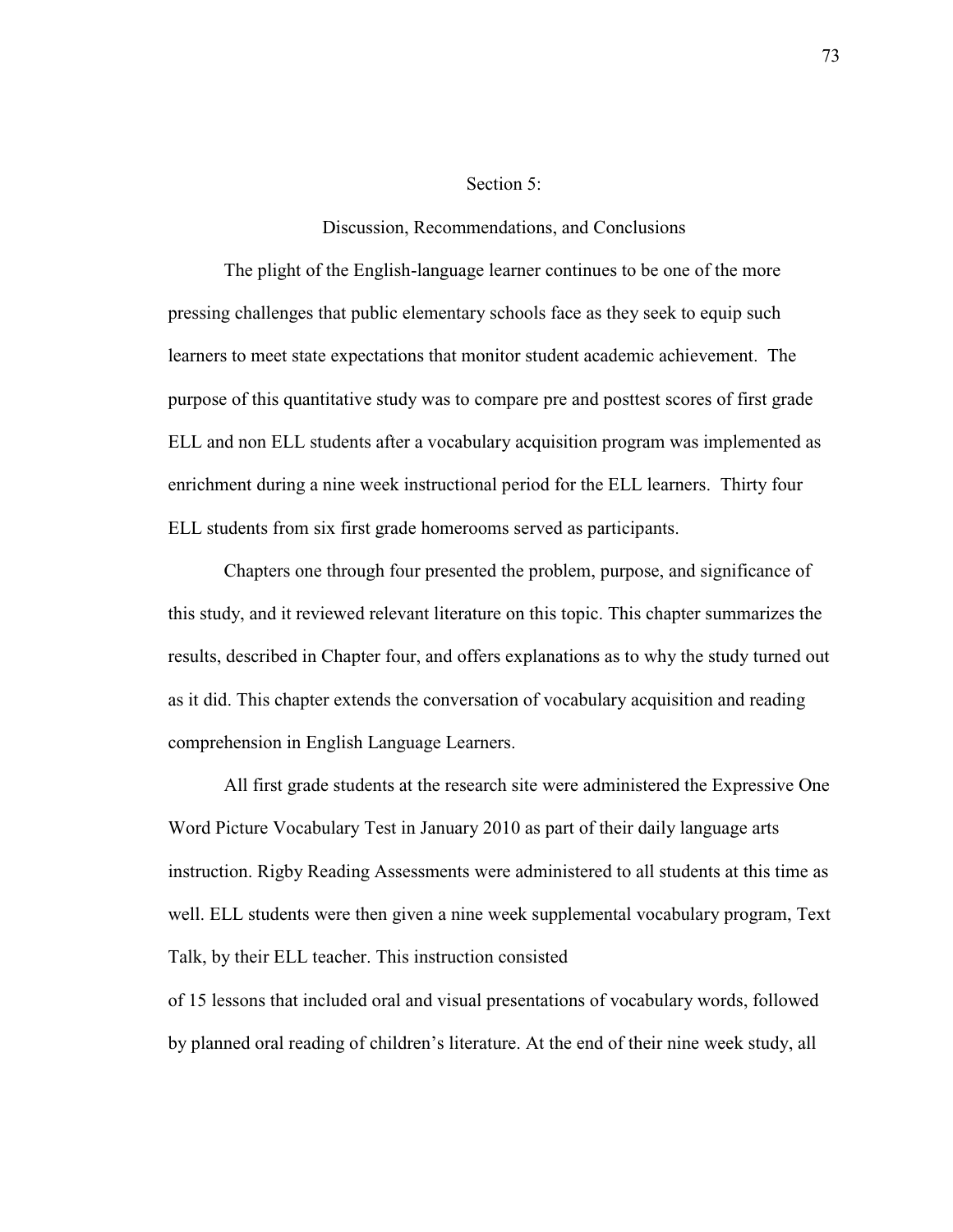# Section 5:

## Discussion, Recommendations, and Conclusions

The plight of the English-language learner continues to be one of the more pressing challenges that public elementary schools face as they seek to equip such learners to meet state expectations that monitor student academic achievement. The purpose of this quantitative study was to compare pre and posttest scores of first grade ELL and non ELL students after a vocabulary acquisition program was implemented as enrichment during a nine week instructional period for the ELL learners. Thirty four ELL students from six first grade homerooms served as participants.

Chapters one through four presented the problem, purpose, and significance of this study, and it reviewed relevant literature on this topic. This chapter summarizes the results, described in Chapter four, and offers explanations as to why the study turned out as it did. This chapter extends the conversation of vocabulary acquisition and reading comprehension in English Language Learners.

All first grade students at the research site were administered the Expressive One Word Picture Vocabulary Test in January 2010 as part of their daily language arts instruction. Rigby Reading Assessments were administered to all students at this time as well. ELL students were then given a nine week supplemental vocabulary program, Text Talk, by their ELL teacher. This instruction consisted of 15 lessons that included oral and visual presentations of vocabulary words, followed by planned oral reading of children's literature. At the end of their nine week study, all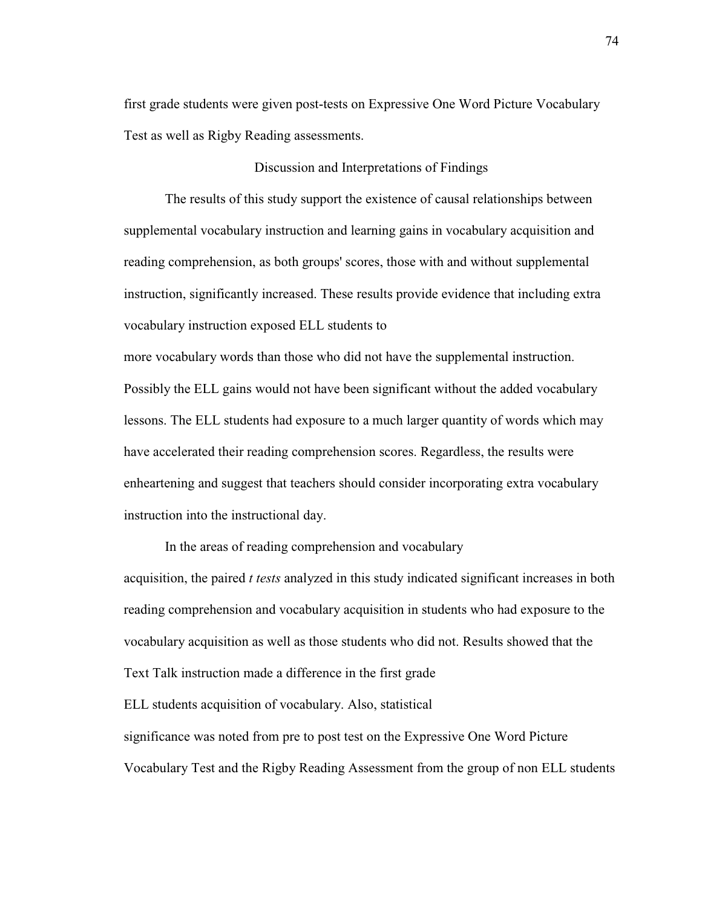first grade students were given post-tests on Expressive One Word Picture Vocabulary Test as well as Rigby Reading assessments.

## Discussion and Interpretations of Findings

The results of this study support the existence of causal relationships between supplemental vocabulary instruction and learning gains in vocabulary acquisition and reading comprehension, as both groups' scores, those with and without supplemental instruction, significantly increased. These results provide evidence that including extra vocabulary instruction exposed ELL students to more vocabulary words than those who did not have the supplemental instruction. Possibly the ELL gains would not have been significant without the added vocabulary lessons. The ELL students had exposure to a much larger quantity of words which may have accelerated their reading comprehension scores. Regardless, the results were enheartening and suggest that teachers should consider incorporating extra vocabulary instruction into the instructional day.

In the areas of reading comprehension and vocabulary acquisition, the paired *t tests* analyzed in this study indicated significant increases in both reading comprehension and vocabulary acquisition in students who had exposure to the vocabulary acquisition as well as those students who did not. Results showed that the Text Talk instruction made a difference in the first grade ELL students acquisition of vocabulary. Also, statistical significance was noted from pre to post test on the Expressive One Word Picture Vocabulary Test and the Rigby Reading Assessment from the group of non ELL students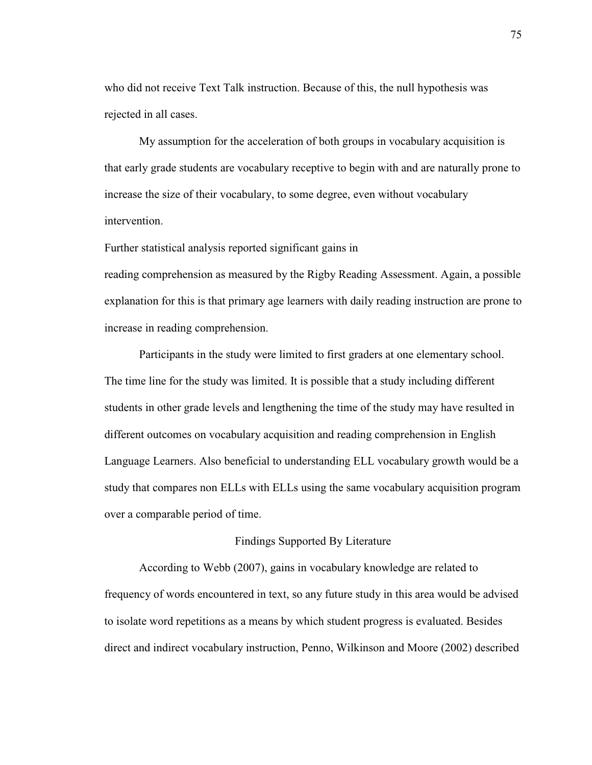who did not receive Text Talk instruction. Because of this, the null hypothesis was rejected in all cases.

My assumption for the acceleration of both groups in vocabulary acquisition is that early grade students are vocabulary receptive to begin with and are naturally prone to increase the size of their vocabulary, to some degree, even without vocabulary intervention.

Further statistical analysis reported significant gains in reading comprehension as measured by the Rigby Reading Assessment. Again, a possible explanation for this is that primary age learners with daily reading instruction are prone to increase in reading comprehension.

Participants in the study were limited to first graders at one elementary school. The time line for the study was limited. It is possible that a study including different students in other grade levels and lengthening the time of the study may have resulted in different outcomes on vocabulary acquisition and reading comprehension in English Language Learners. Also beneficial to understanding ELL vocabulary growth would be a study that compares non ELLs with ELLs using the same vocabulary acquisition program over a comparable period of time.

## Findings Supported By Literature

According to Webb (2007), gains in vocabulary knowledge are related to frequency of words encountered in text, so any future study in this area would be advised to isolate word repetitions as a means by which student progress is evaluated. Besides direct and indirect vocabulary instruction, Penno, Wilkinson and Moore (2002) described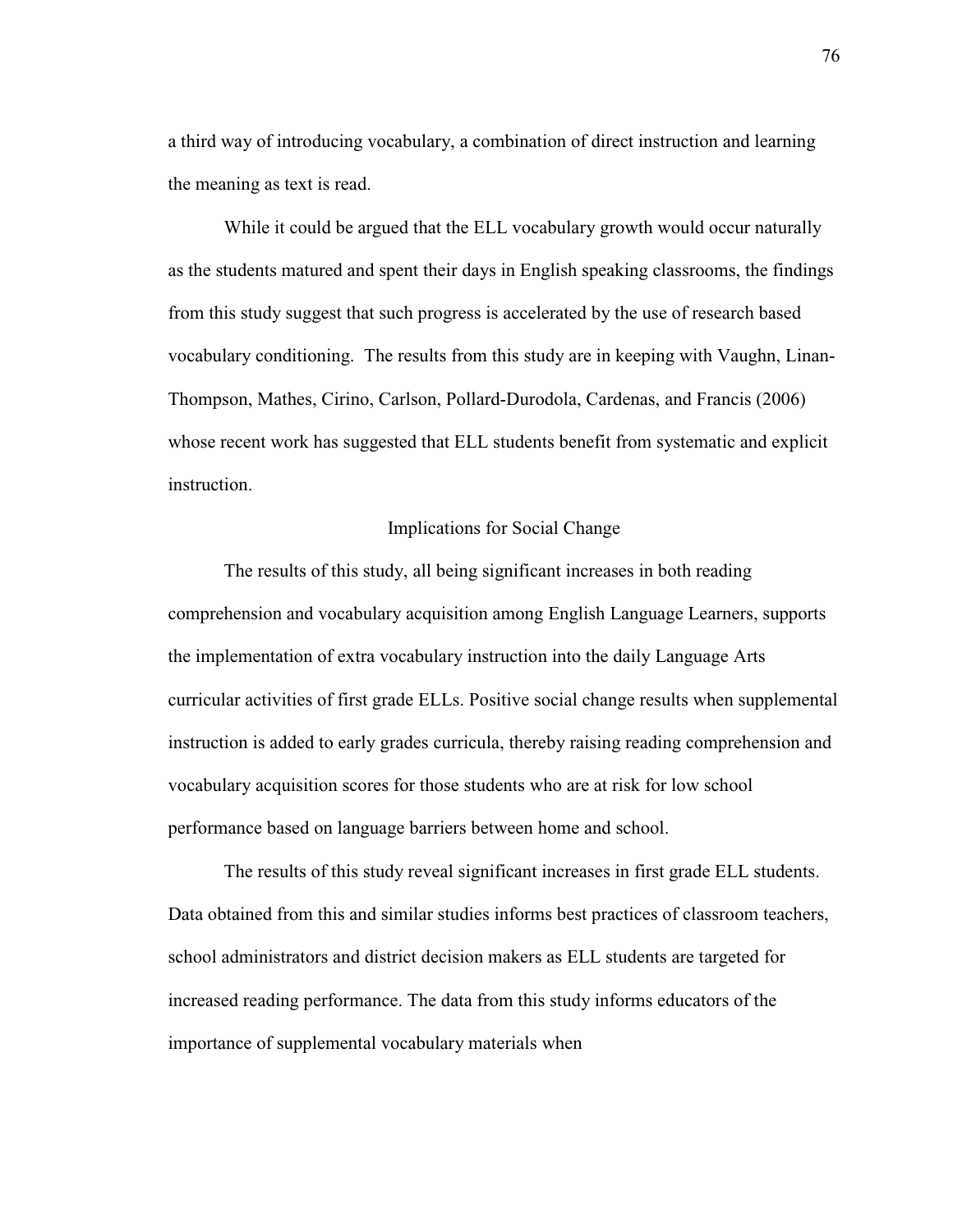a third way of introducing vocabulary, a combination of direct instruction and learning the meaning as text is read.

While it could be argued that the ELL vocabulary growth would occur naturally as the students matured and spent their days in English speaking classrooms, the findings from this study suggest that such progress is accelerated by the use of research based vocabulary conditioning. The results from this study are in keeping with Vaughn, Linan-Thompson, Mathes, Cirino, Carlson, Pollard-Durodola, Cardenas, and Francis (2006) whose recent work has suggested that ELL students benefit from systematic and explicit instruction.

## Implications for Social Change

The results of this study, all being significant increases in both reading comprehension and vocabulary acquisition among English Language Learners, supports the implementation of extra vocabulary instruction into the daily Language Arts curricular activities of first grade ELLs. Positive social change results when supplemental instruction is added to early grades curricula, thereby raising reading comprehension and vocabulary acquisition scores for those students who are at risk for low school performance based on language barriers between home and school.

The results of this study reveal significant increases in first grade ELL students. Data obtained from this and similar studies informs best practices of classroom teachers, school administrators and district decision makers as ELL students are targeted for increased reading performance. The data from this study informs educators of the importance of supplemental vocabulary materials when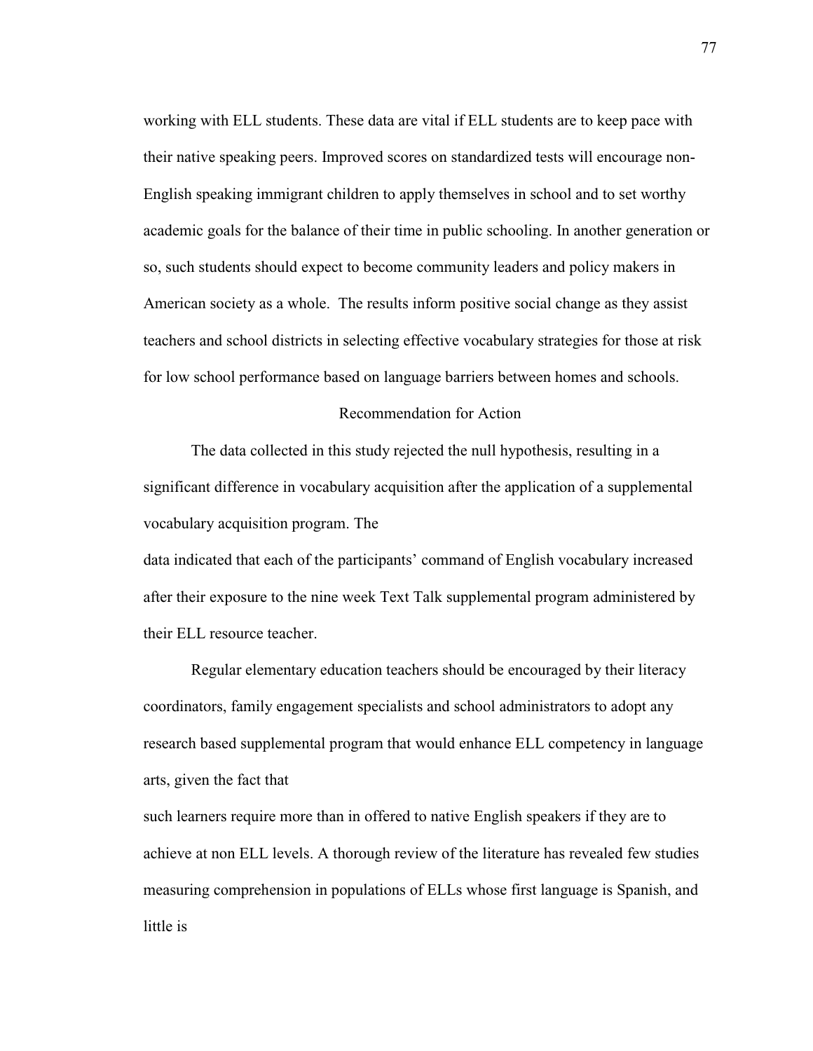working with ELL students. These data are vital if ELL students are to keep pace with their native speaking peers. Improved scores on standardized tests will encourage non-English speaking immigrant children to apply themselves in school and to set worthy academic goals for the balance of their time in public schooling. In another generation or so, such students should expect to become community leaders and policy makers in American society as a whole. The results inform positive social change as they assist teachers and school districts in selecting effective vocabulary strategies for those at risk for low school performance based on language barriers between homes and schools.

## Recommendation for Action

The data collected in this study rejected the null hypothesis, resulting in a significant difference in vocabulary acquisition after the application of a supplemental vocabulary acquisition program. The data indicated that each of the participants' command of English vocabulary increased after their exposure to the nine week Text Talk supplemental program administered by their ELL resource teacher.

Regular elementary education teachers should be encouraged by their literacy coordinators, family engagement specialists and school administrators to adopt any research based supplemental program that would enhance ELL competency in language arts, given the fact that such learners require more than in offered to native English speakers if they are to achieve at non ELL levels. A thorough review of the literature has revealed few studies measuring comprehension in populations of ELLs whose first language is Spanish, and little is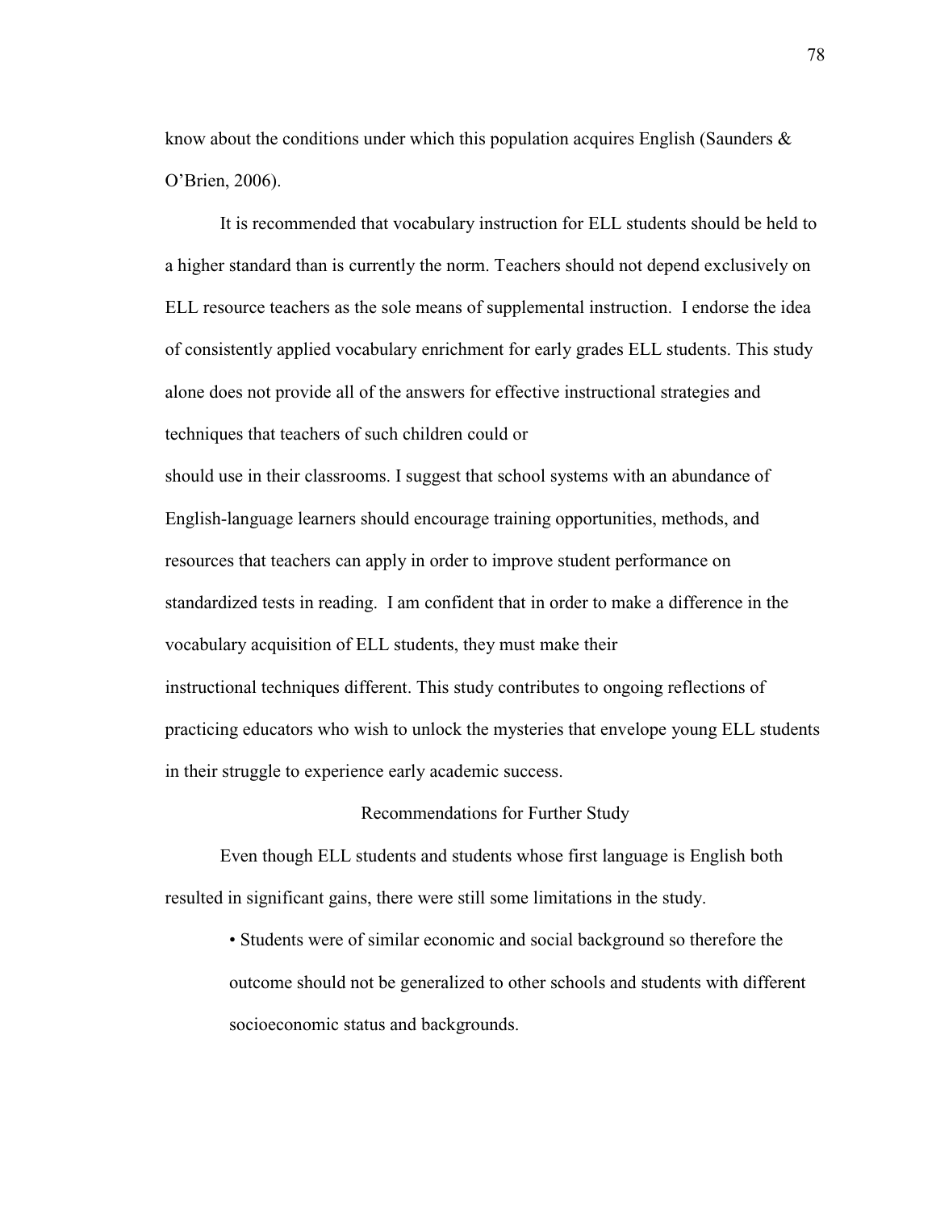know about the conditions under which this population acquires English (Saunders & O'Brien, 2006).

It is recommended that vocabulary instruction for ELL students should be held to a higher standard than is currently the norm. Teachers should not depend exclusively on ELL resource teachers as the sole means of supplemental instruction. I endorse the idea of consistently applied vocabulary enrichment for early grades ELL students. This study alone does not provide all of the answers for effective instructional strategies and techniques that teachers of such children could or should use in their classrooms. I suggest that school systems with an abundance of English-language learners should encourage training opportunities, methods, and resources that teachers can apply in order to improve student performance on standardized tests in reading. I am confident that in order to make a difference in the vocabulary acquisition of ELL students, they must make their instructional techniques different. This study contributes to ongoing reflections of practicing educators who wish to unlock the mysteries that envelope young ELL students in their struggle to experience early academic success.

## Recommendations for Further Study

Even though ELL students and students whose first language is English both resulted in significant gains, there were still some limitations in the study.

- Students were of similar economic and social background so therefore the outcome should not be generalized to other schools and students with different socioeconomic status and backgrounds.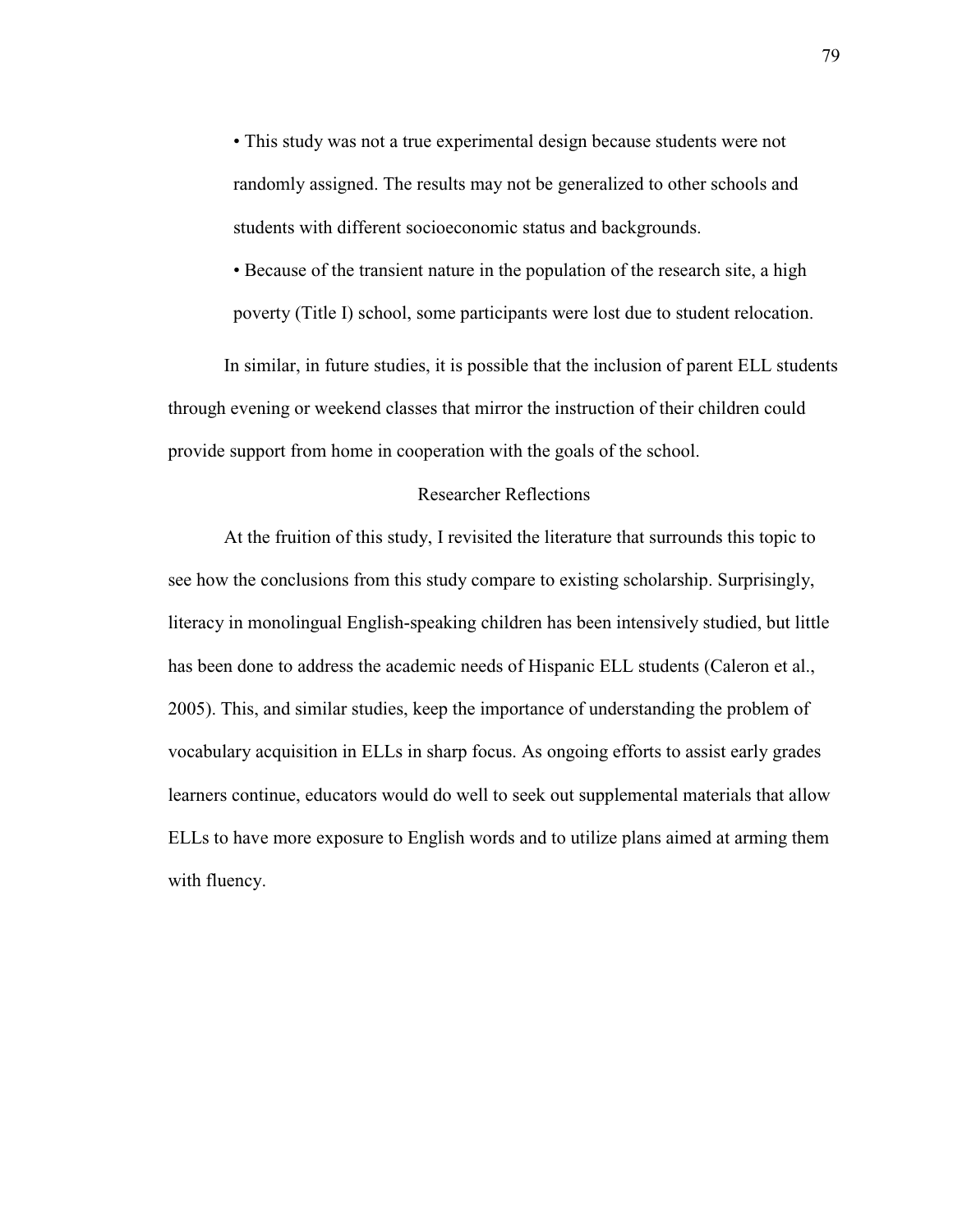- This study was not a true experimental design because students were not randomly assigned. The results may not be generalized to other schools and students with different socioeconomic status and backgrounds.
- Because of the transient nature in the population of the research site, a high poverty (Title I) school, some participants were lost due to student relocation.

In similar, in future studies, it is possible that the inclusion of parent ELL students through evening or weekend classes that mirror the instruction of their children could provide support from home in cooperation with the goals of the school.

## Researcher Reflections

At the fruition of this study, I revisited the literature that surrounds this topic to see how the conclusions from this study compare to existing scholarship. Surprisingly, literacy in monolingual English-speaking children has been intensively studied, but little has been done to address the academic needs of Hispanic ELL students (Caleron et al., 2005). This, and similar studies, keep the importance of understanding the problem of vocabulary acquisition in ELLs in sharp focus. As ongoing efforts to assist early grades learners continue, educators would do well to seek out supplemental materials that allow ELLs to have more exposure to English words and to utilize plans aimed at arming them with fluency.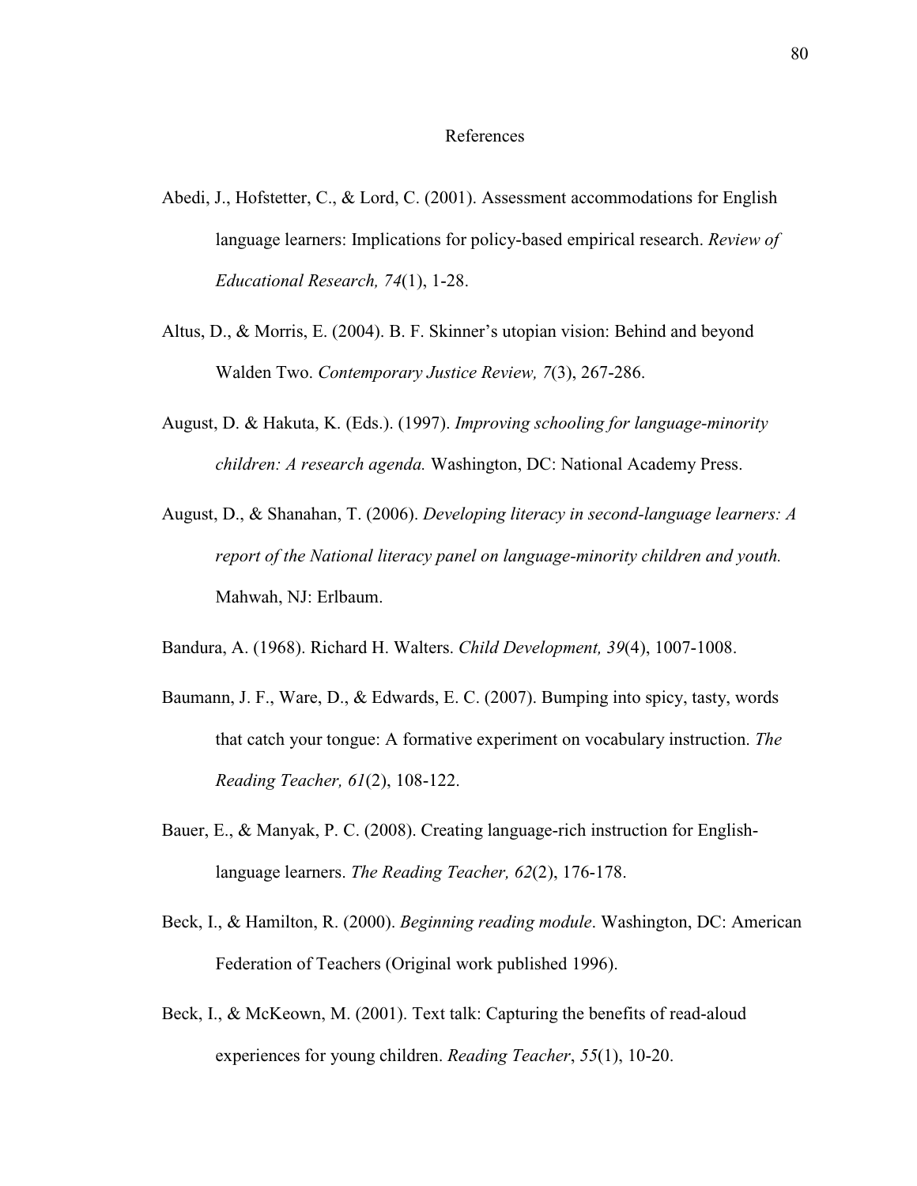# References

Abedi, J., Hofstetter, C., & Lord, C. (2001). Assessment accommodations for English language learners: Implications for policy-based empirical research. *Review of Educational Research, 74*(1), 1-28.

Altus, D., & Morris, E. (2004). B. F. Skinner's utopian vision: Behind and beyond Walden Two. *Contemporary Justice Review, 7*(3), 267-286.

August, D. & Hakuta, K. (Eds.). (1997). *Improving schooling for language-minority children: A research agenda.* Washington, DC: National Academy Press.

August, D., & Shanahan, T. (2006). *Developing literacy in second-language learners: A report of the National literacy panel on language-minority children and youth.* Mahwah, NJ: Erlbaum.

Bandura, A. (1968). Richard H. Walters. *Child Development, 39*(4), 1007-1008.

Baumann, J. F., Ware, D., & Edwards, E. C. (2007). Bumping into spicy, tasty, words that catch your tongue: A formative experiment on vocabulary instruction. *The Reading Teacher, 61*(2), 108-122.

Bauer, E., & Manyak, P. C. (2008). Creating language-rich instruction for English-language learners. *The Reading Teacher, 62*(2), 176-178.

Beck, I., & Hamilton, R. (2000). *Beginning reading module*. Washington, DC: American Federation of Teachers (Original work published 1996).

Beck, I., & McKeown, M. (2001). Text talk: Capturing the benefits of read-aloud experiences for young children. *Reading Teacher*, *55*(1), 10-20.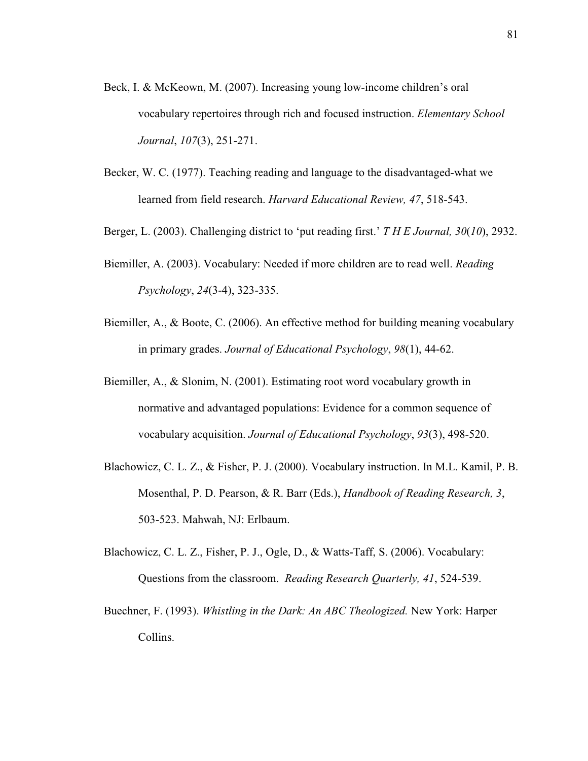Beck, I. & McKeown, M. (2007). Increasing young low-income children's oral vocabulary repertoires through rich and focused instruction. *Elementary School Journal*, *107*(3), 251-271.

Becker, W. C. (1977). Teaching reading and language to the disadvantaged-what we learned from field research. *Harvard Educational Review, 47*, 518-543.

Berger, L. (2003). Challenging district to 'put reading first.' *T H E Journal, 30*(*10*), 2932.

Biemiller, A. (2003). Vocabulary: Needed if more children are to read well. *Reading Psychology*, *24*(3-4), 323-335.

Biemiller, A., & Boote, C. (2006). An effective method for building meaning vocabulary in primary grades. *Journal of Educational Psychology*, *98*(1), 44-62.

Biemiller, A., & Slonim, N. (2001). Estimating root word vocabulary growth in normative and advantaged populations: Evidence for a common sequence of vocabulary acquisition. *Journal of Educational Psychology*, *93*(3), 498-520.

Blachowicz, C. L. Z., & Fisher, P. J. (2000). Vocabulary instruction. In M.L. Kamil, P. B. Mosenthal, P. D. Pearson, & R. Barr (Eds.), *Handbook of Reading Research, 3*, 503-523. Mahwah, NJ: Erlbaum.

Blachowicz, C. L. Z., Fisher, P. J., Ogle, D., & Watts-Taff, S. (2006). Vocabulary: Questions from the classroom. *Reading Research Quarterly, 41*, 524-539.

Buechner, F. (1993). *Whistling in the Dark: An ABC Theologized.* New York: Harper Collins.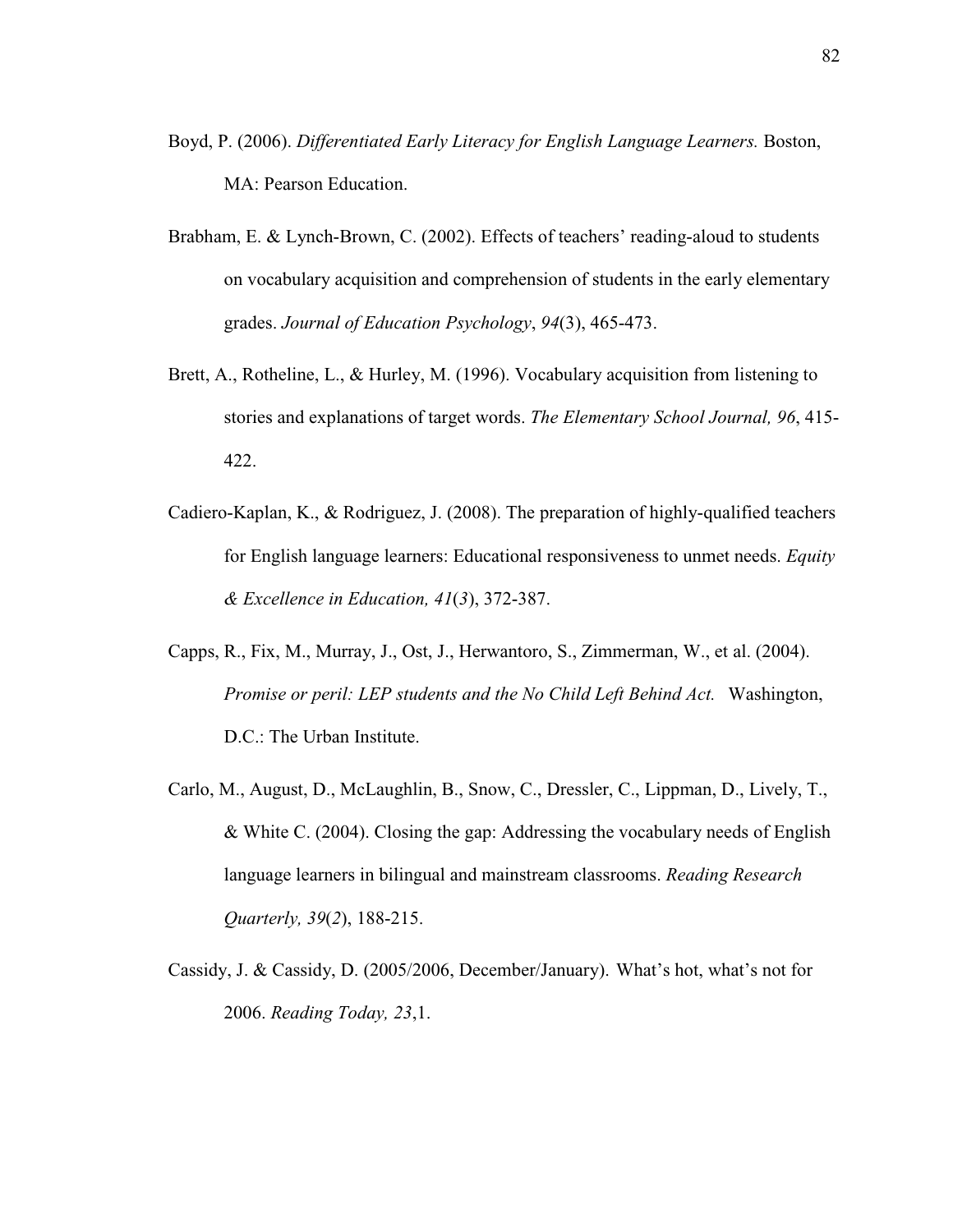Boyd, P. (2006). *Differentiated Early Literacy for English Language Learners.* Boston, MA: Pearson Education.

Brabham, E. & Lynch-Brown, C. (2002). Effects of teachers' reading-aloud to students on vocabulary acquisition and comprehension of students in the early elementary grades. *Journal of Education Psychology*, *94*(3), 465-473.

Brett, A., Rotheline, L., & Hurley, M. (1996). Vocabulary acquisition from listening to stories and explanations of target words. *The Elementary School Journal, 96*, 415-422.

Cadiero-Kaplan, K., & Rodriguez, J. (2008). The preparation of highly-qualified teachers for English language learners: Educational responsiveness to unmet needs. *Equity & Excellence in Education, 41*(*3*), 372-387.

Capps, R., Fix, M., Murray, J., Ost, J., Herwantoro, S., Zimmerman, W., et al. (2004). *Promise or peril: LEP students and the No Child Left Behind Act.* Washington, D.C.: The Urban Institute.

Carlo, M., August, D., McLaughlin, B., Snow, C., Dressler, C., Lippman, D., Lively, T., & White C. (2004). Closing the gap: Addressing the vocabulary needs of English language learners in bilingual and mainstream classrooms. *Reading Research Quarterly, 39*(*2*), 188-215.

Cassidy, J. & Cassidy, D. (2005/2006, December/January). What's hot, what's not for 2006. *Reading Today, 23*,1.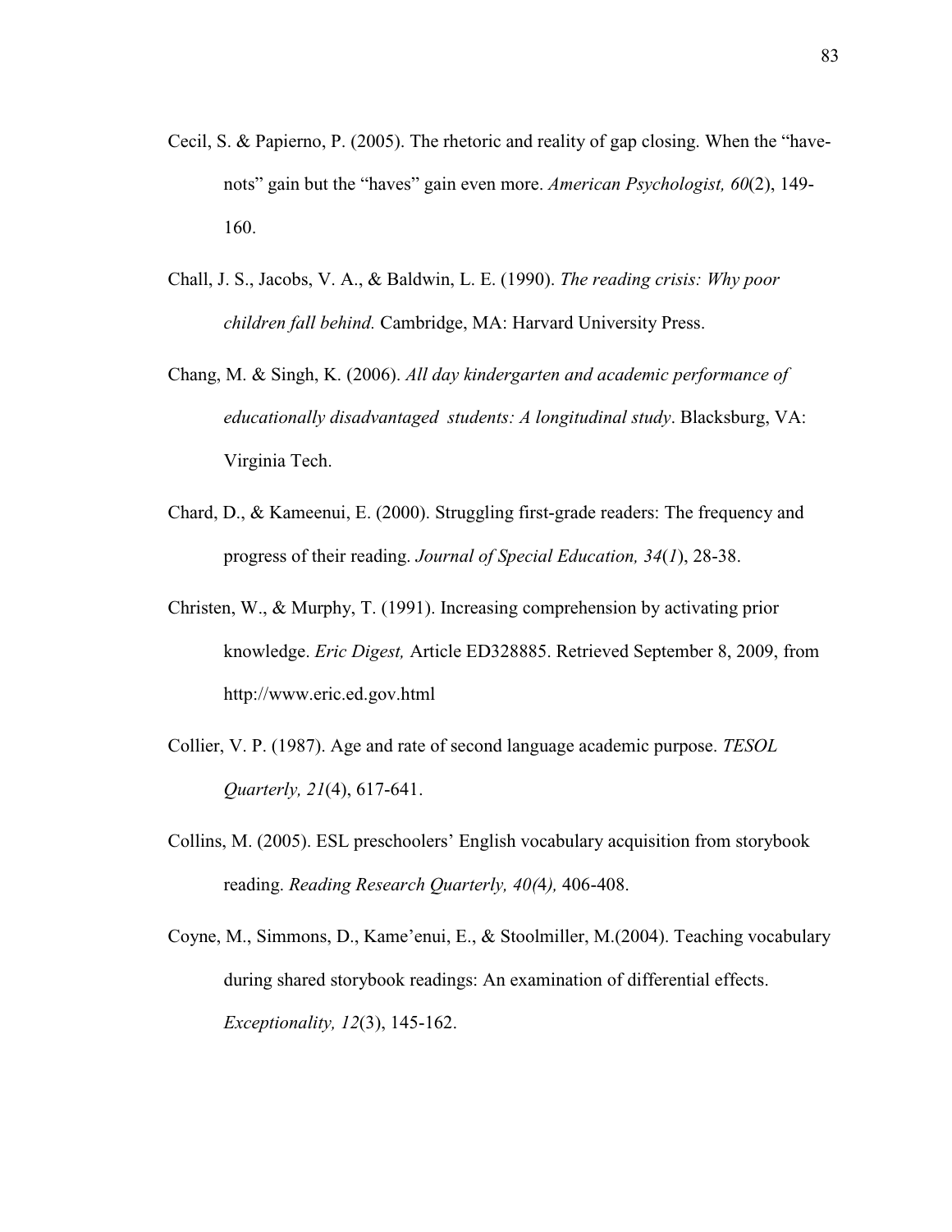Cecil, S. & Papierno, P. (2005). The rhetoric and reality of gap closing. When the "have-nots" gain but the "haves" gain even more. *American Psychologist, 60*(2), 149-160.

Chall, J. S., Jacobs, V. A., & Baldwin, L. E. (1990). *The reading crisis: Why poor children fall behind.* Cambridge, MA: Harvard University Press.

Chang, M. & Singh, K. (2006). *All day kindergarten and academic performance of educationally disadvantaged students: A longitudinal study*. Blacksburg, VA: Virginia Tech.

Chard, D., & Kameenui, E. (2000). Struggling first-grade readers: The frequency and progress of their reading. *Journal of Special Education, 34*(*1*), 28-38.

Christen, W., & Murphy, T. (1991). Increasing comprehension by activating prior knowledge. *Eric Digest,* Article ED328885. Retrieved September 8, 2009, from http://www.eric.ed.gov.html

Collier, V. P. (1987). Age and rate of second language academic purpose. *TESOL Quarterly, 21*(4), 617-641.

Collins, M. (2005). ESL preschoolers' English vocabulary acquisition from storybook reading. *Reading Research Quarterly, 40(*4*),* 406-408.

Coyne, M., Simmons, D., Kame'enui, E., & Stoolmiller, M.(2004). Teaching vocabulary during shared storybook readings: An examination of differential effects. *Exceptionality, 12*(3), 145-162.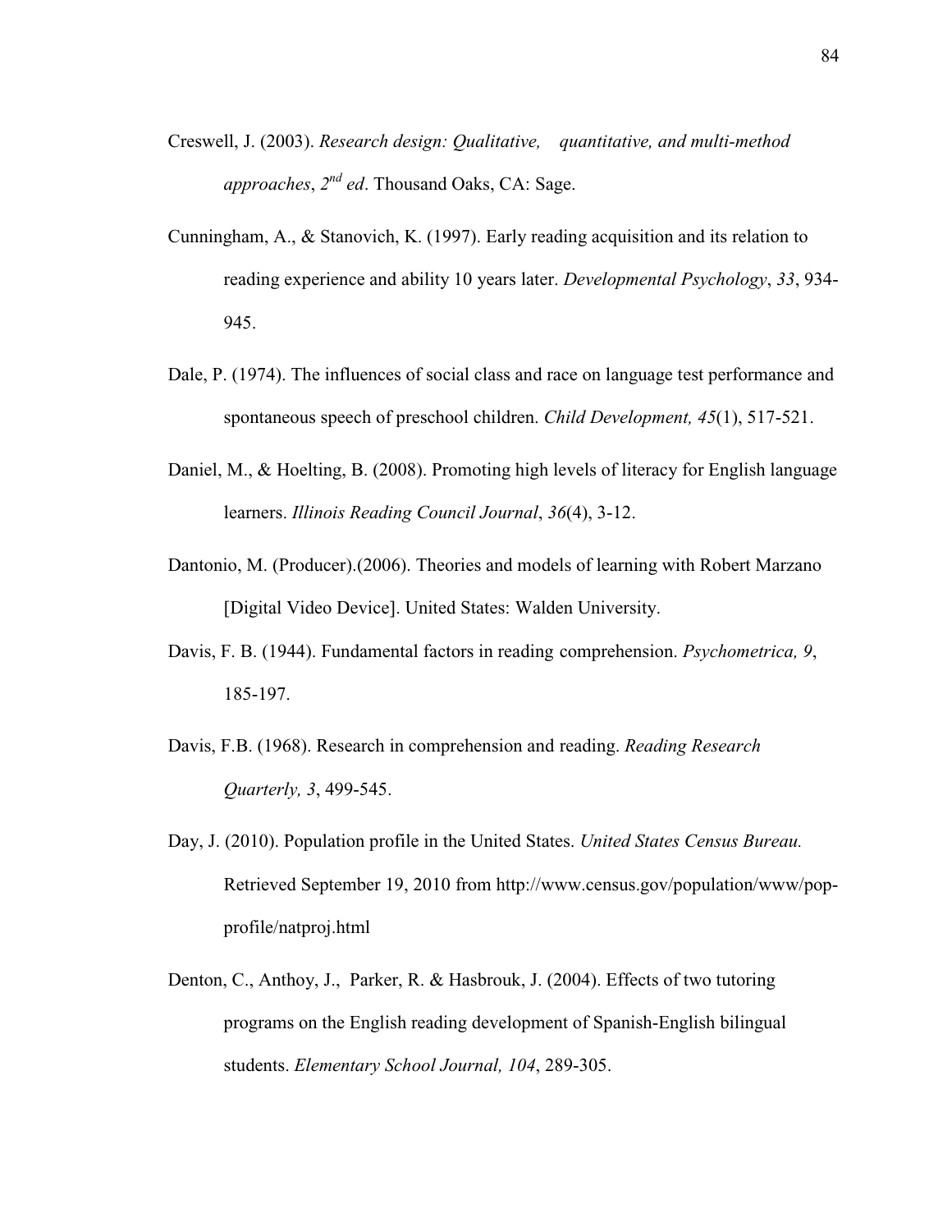Creswell, J. (2003). *Research design: Qualitative, quantitative, and multi-method approaches*, *2nd ed*. Thousand Oaks, CA: Sage.

Cunningham, A., & Stanovich, K. (1997). Early reading acquisition and its relation to reading experience and ability 10 years later. *Developmental Psychology*, *33*, 934-945.

Dale, P. (1974). The influences of social class and race on language test performance and spontaneous speech of preschool children. *Child Development, 45*(1), 517-521.

Daniel, M., & Hoelting, B. (2008). Promoting high levels of literacy for English language learners. *Illinois Reading Council Journal*, *36*(4), 3-12.

Dantonio, M. (Producer).(2006). Theories and models of learning with Robert Marzano [Digital Video Device]. United States: Walden University.

Davis, F. B. (1944). Fundamental factors in reading comprehension. *Psychometrica, 9*, 185-197.

Davis, F.B. (1968). Research in comprehension and reading. *Reading Research Quarterly, 3*, 499-545.

Day, J. (2010). Population profile in the United States. *United States Census Bureau.* Retrieved September 19, 2010 from http://www.census.gov/population/www/pop-profile/natproj.html

Denton, C., Anthoy, J., Parker, R. & Hasbrouk, J. (2004). Effects of two tutoring programs on the English reading development of Spanish-English bilingual students. *Elementary School Journal, 104*, 289-305.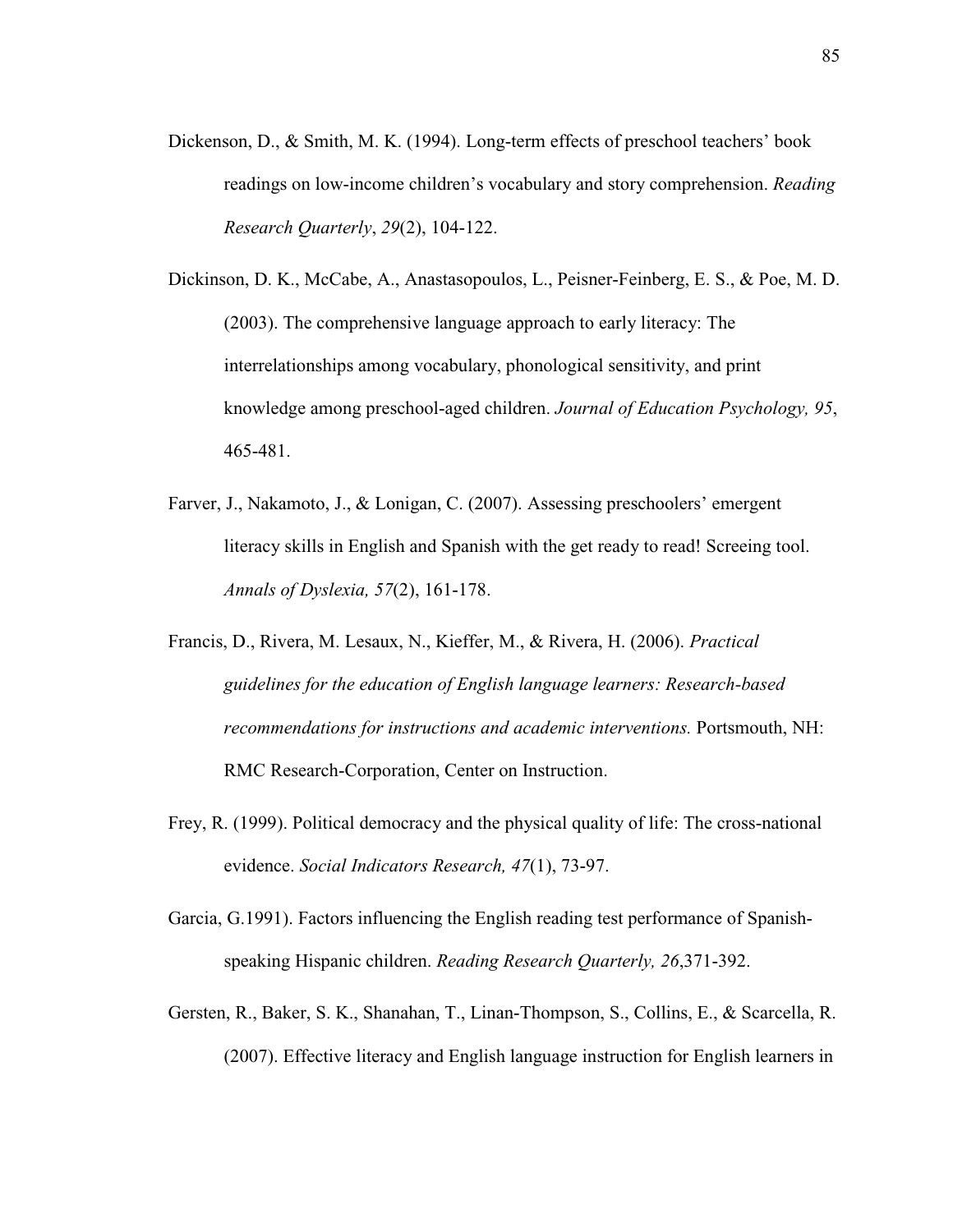Dickenson, D., & Smith, M. K. (1994). Long-term effects of preschool teachers' book readings on low-income children's vocabulary and story comprehension. *Reading Research Quarterly*, *29*(2), 104-122.

Dickinson, D. K., McCabe, A., Anastasopoulos, L., Peisner-Feinberg, E. S., & Poe, M. D. (2003). The comprehensive language approach to early literacy: The interrelationships among vocabulary, phonological sensitivity, and print knowledge among preschool-aged children. *Journal of Education Psychology, 95*, 465-481.

Farver, J., Nakamoto, J., & Lonigan, C. (2007). Assessing preschoolers' emergent literacy skills in English and Spanish with the get ready to read! Screeing tool. *Annals of Dyslexia, 57*(2), 161-178.

Francis, D., Rivera, M. Lesaux, N., Kieffer, M., & Rivera, H. (2006). *Practical guidelines for the education of English language learners: Research-based recommendations for instructions and academic interventions.* Portsmouth, NH: RMC Research-Corporation, Center on Instruction.

Frey, R. (1999). Political democracy and the physical quality of life: The cross-national evidence. *Social Indicators Research, 47*(1), 73-97.

Garcia, G.1991). Factors influencing the English reading test performance of Spanish-speaking Hispanic children. *Reading Research Quarterly, 26*,371-392.

Gersten, R., Baker, S. K., Shanahan, T., Linan-Thompson, S., Collins, E., & Scarcella, R. (2007). Effective literacy and English language instruction for English learners in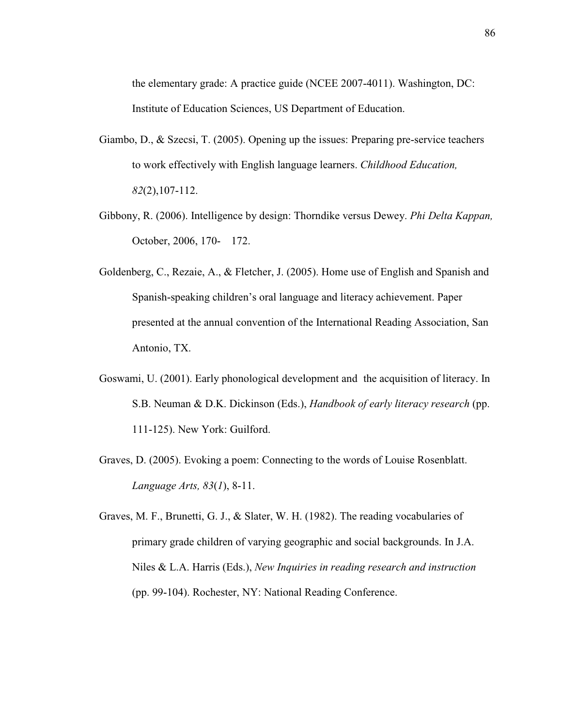the elementary grade: A practice guide (NCEE 2007-4011). Washington, DC: Institute of Education Sciences, US Department of Education.

Giambo, D., & Szecsi, T. (2005). Opening up the issues: Preparing pre-service teachers to work effectively with English language learners. *Childhood Education, 82*(2),107-112.

Gibbony, R. (2006). Intelligence by design: Thorndike versus Dewey. *Phi Delta Kappan,* October, 2006, 170- 172.

Goldenberg, C., Rezaie, A., & Fletcher, J. (2005). Home use of English and Spanish and Spanish-speaking children's oral language and literacy achievement. Paper presented at the annual convention of the International Reading Association, San Antonio, TX.

Goswami, U. (2001). Early phonological development and the acquisition of literacy. In S.B. Neuman & D.K. Dickinson (Eds.), *Handbook of early literacy research* (pp. 111-125). New York: Guilford.

Graves, D. (2005). Evoking a poem: Connecting to the words of Louise Rosenblatt. *Language Arts, 83*(*1*), 8-11.

Graves, M. F., Brunetti, G. J., & Slater, W. H. (1982). The reading vocabularies of primary grade children of varying geographic and social backgrounds. In J.A. Niles & L.A. Harris (Eds.), *New Inquiries in reading research and instruction* (pp. 99-104). Rochester, NY: National Reading Conference.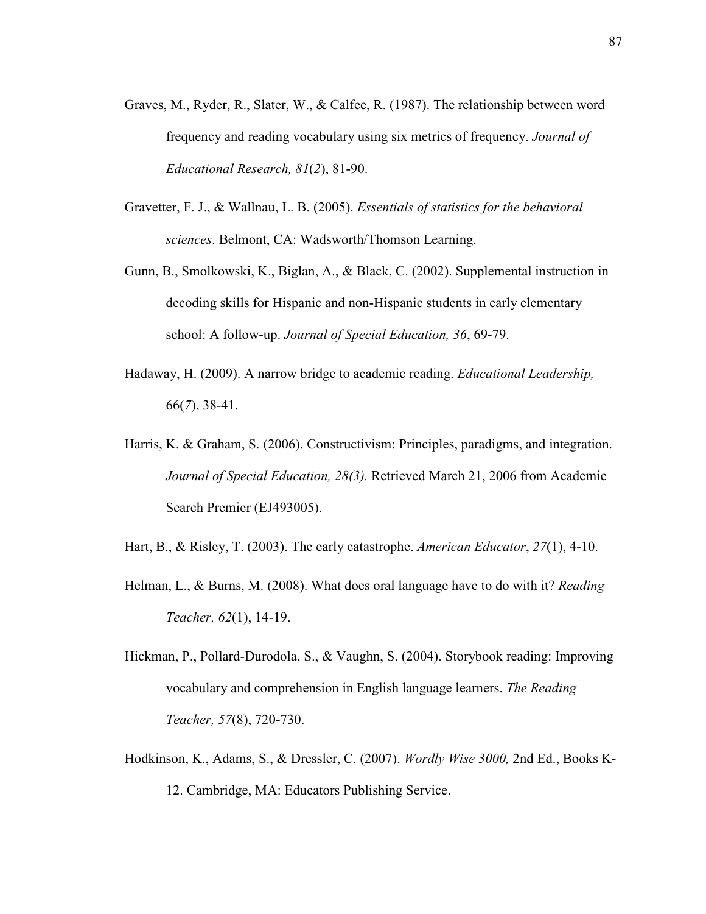Graves, M., Ryder, R., Slater, W., & Calfee, R. (1987). The relationship between word frequency and reading vocabulary using six metrics of frequency. *Journal of Educational Research, 81*(*2*), 81-90.

Gravetter, F. J., & Wallnau, L. B. (2005). *Essentials of statistics for the behavioral sciences*. Belmont, CA: Wadsworth/Thomson Learning.

Gunn, B., Smolkowski, K., Biglan, A., & Black, C. (2002). Supplemental instruction in decoding skills for Hispanic and non-Hispanic students in early elementary school: A follow-up. *Journal of Special Education, 36*, 69-79.

Hadaway, H. (2009). A narrow bridge to academic reading. *Educational Leadership,* 66(*7*), 38-41.

Harris, K. & Graham, S. (2006). Constructivism: Principles, paradigms, and integration. *Journal of Special Education, 28(3).* Retrieved March 21, 2006 from Academic Search Premier (EJ493005).

Hart, B., & Risley, T. (2003). The early catastrophe. *American Educator*, *27*(1), 4-10.

Helman, L., & Burns, M. (2008). What does oral language have to do with it? *Reading Teacher, 62*(1), 14-19.

Hickman, P., Pollard-Durodola, S., & Vaughn, S. (2004). Storybook reading: Improving vocabulary and comprehension in English language learners. *The Reading Teacher, 57*(8), 720-730.

Hodkinson, K., Adams, S., & Dressler, C. (2007). *Wordly Wise 3000,* 2nd Ed., Books K-12. Cambridge, MA: Educators Publishing Service.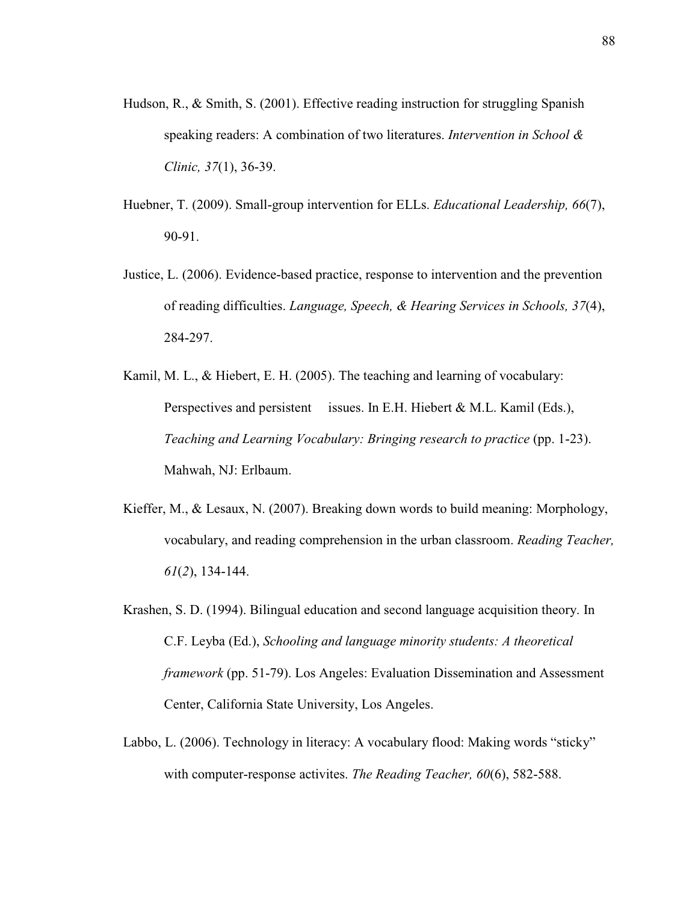Hudson, R., & Smith, S. (2001). Effective reading instruction for struggling Spanish speaking readers: A combination of two literatures. *Intervention in School & Clinic, 37*(1), 36-39.

Huebner, T. (2009). Small-group intervention for ELLs. *Educational Leadership, 66*(7), 90-91.

Justice, L. (2006). Evidence-based practice, response to intervention and the prevention of reading difficulties. *Language, Speech, & Hearing Services in Schools, 37*(4), 284-297.

Kamil, M. L., & Hiebert, E. H. (2005). The teaching and learning of vocabulary: Perspectives and persistent issues. In E.H. Hiebert & M.L. Kamil (Eds.), *Teaching and Learning Vocabulary: Bringing research to practice* (pp. 1-23). Mahwah, NJ: Erlbaum.

Kieffer, M., & Lesaux, N. (2007). Breaking down words to build meaning: Morphology, vocabulary, and reading comprehension in the urban classroom. *Reading Teacher, 61*(*2*), 134-144.

Krashen, S. D. (1994). Bilingual education and second language acquisition theory. In C.F. Leyba (Ed.), *Schooling and language minority students: A theoretical framework* (pp. 51-79). Los Angeles: Evaluation Dissemination and Assessment Center, California State University, Los Angeles.

Labbo, L. (2006). Technology in literacy: A vocabulary flood: Making words "sticky" with computer-response activites. *The Reading Teacher, 60*(6), 582-588.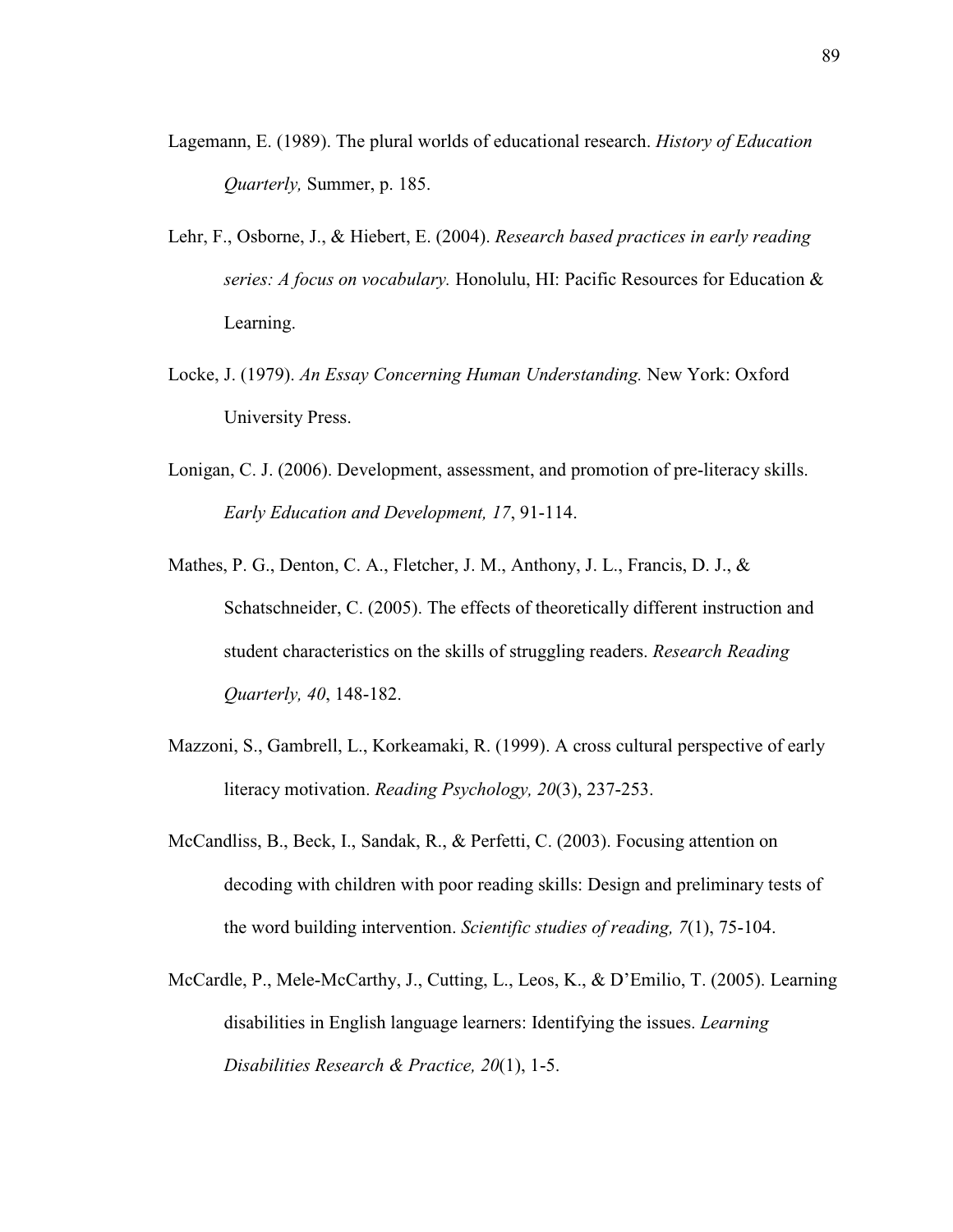Lagemann, E. (1989). The plural worlds of educational research. *History of Education Quarterly,* Summer, p. 185.

Lehr, F., Osborne, J., & Hiebert, E. (2004). *Research based practices in early reading series: A focus on vocabulary.* Honolulu, HI: Pacific Resources for Education & Learning.

Locke, J. (1979). *An Essay Concerning Human Understanding.* New York: Oxford University Press.

Lonigan, C. J. (2006). Development, assessment, and promotion of pre-literacy skills. *Early Education and Development, 17*, 91-114.

Mathes, P. G., Denton, C. A., Fletcher, J. M., Anthony, J. L., Francis, D. J., & Schatschneider, C. (2005). The effects of theoretically different instruction and student characteristics on the skills of struggling readers. *Research Reading Quarterly, 40*, 148-182.

Mazzoni, S., Gambrell, L., Korkeamaki, R. (1999). A cross cultural perspective of early literacy motivation. *Reading Psychology, 20*(3), 237-253.

McCandliss, B., Beck, I., Sandak, R., & Perfetti, C. (2003). Focusing attention on decoding with children with poor reading skills: Design and preliminary tests of the word building intervention. *Scientific studies of reading, 7*(1), 75-104.

McCardle, P., Mele-McCarthy, J., Cutting, L., Leos, K., & D'Emilio, T. (2005). Learning disabilities in English language learners: Identifying the issues. *Learning Disabilities Research & Practice, 20*(1), 1-5.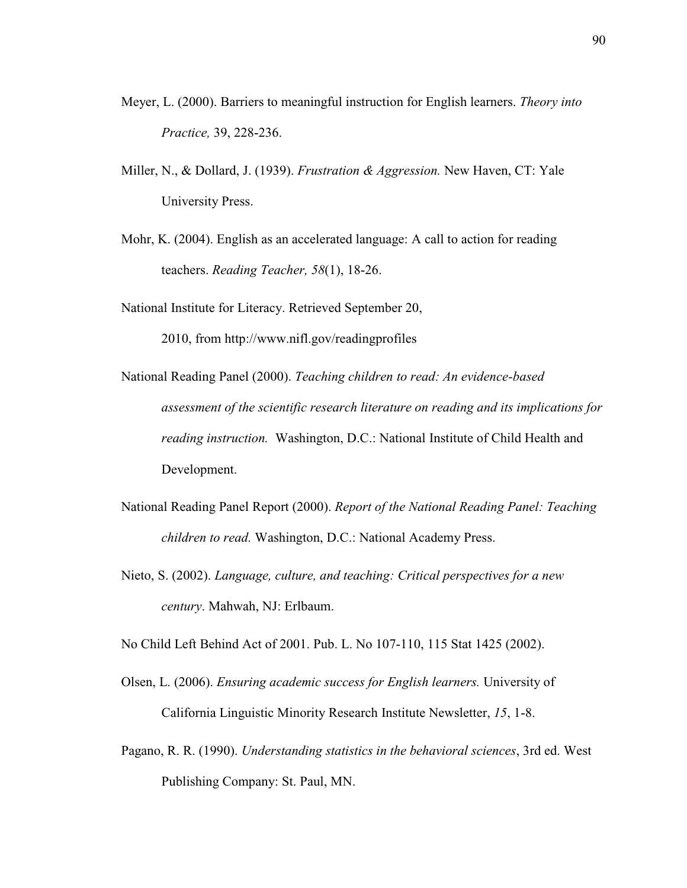Meyer, L. (2000). Barriers to meaningful instruction for English learners. *Theory into Practice,* 39, 228-236.

Miller, N., & Dollard, J. (1939). *Frustration & Aggression.* New Haven, CT: Yale University Press.

Mohr, K. (2004). English as an accelerated language: A call to action for reading teachers. *Reading Teacher, 58*(1), 18-26.

National Institute for Literacy. Retrieved September 20, 2010, from http://www.nifl.gov/readingprofiles

National Reading Panel (2000). *Teaching children to read: An evidence-based assessment of the scientific research literature on reading and its implications for reading instruction.* Washington, D.C.: National Institute of Child Health and Development.

National Reading Panel Report (2000). *Report of the National Reading Panel: Teaching children to read.* Washington, D.C.: National Academy Press.

Nieto, S. (2002). *Language, culture, and teaching: Critical perspectives for a new century*. Mahwah, NJ: Erlbaum.

No Child Left Behind Act of 2001. Pub. L. No 107-110, 115 Stat 1425 (2002).

Olsen, L. (2006). *Ensuring academic success for English learners.* University of California Linguistic Minority Research Institute Newsletter, *15*, 1-8.

Pagano, R. R. (1990). *Understanding statistics in the behavioral sciences*, 3rd ed. West Publishing Company: St. Paul, MN.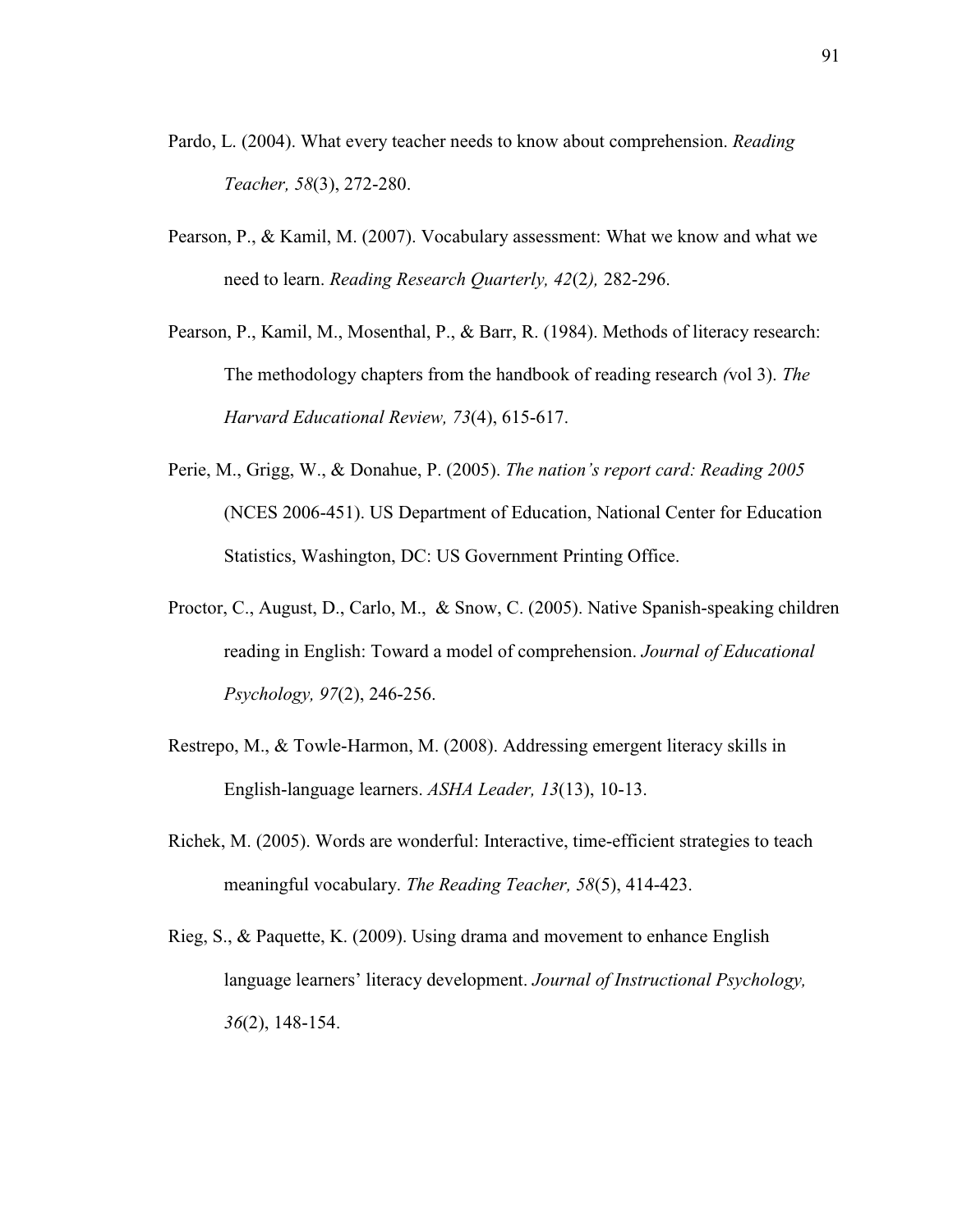Pardo, L. (2004). What every teacher needs to know about comprehension. *Reading Teacher, 58*(3), 272-280.

Pearson, P., & Kamil, M. (2007). Vocabulary assessment: What we know and what we need to learn. *Reading Research Quarterly, 42*(2*),* 282-296.

Pearson, P., Kamil, M., Mosenthal, P., & Barr, R. (1984). Methods of literacy research: The methodology chapters from the handbook of reading research *(*vol 3). *The Harvard Educational Review, 73*(4), 615-617.

Perie, M., Grigg, W., & Donahue, P. (2005). *The nation's report card: Reading 2005* (NCES 2006-451). US Department of Education, National Center for Education Statistics, Washington, DC: US Government Printing Office.

Proctor, C., August, D., Carlo, M., & Snow, C. (2005). Native Spanish-speaking children reading in English: Toward a model of comprehension. *Journal of Educational Psychology, 97*(2), 246-256.

Restrepo, M., & Towle-Harmon, M. (2008). Addressing emergent literacy skills in English-language learners. *ASHA Leader, 13*(13), 10-13.

Richek, M. (2005). Words are wonderful: Interactive, time-efficient strategies to teach meaningful vocabulary. *The Reading Teacher, 58*(5), 414-423.

Rieg, S., & Paquette, K. (2009). Using drama and movement to enhance English language learners' literacy development. *Journal of Instructional Psychology, 36*(2), 148-154.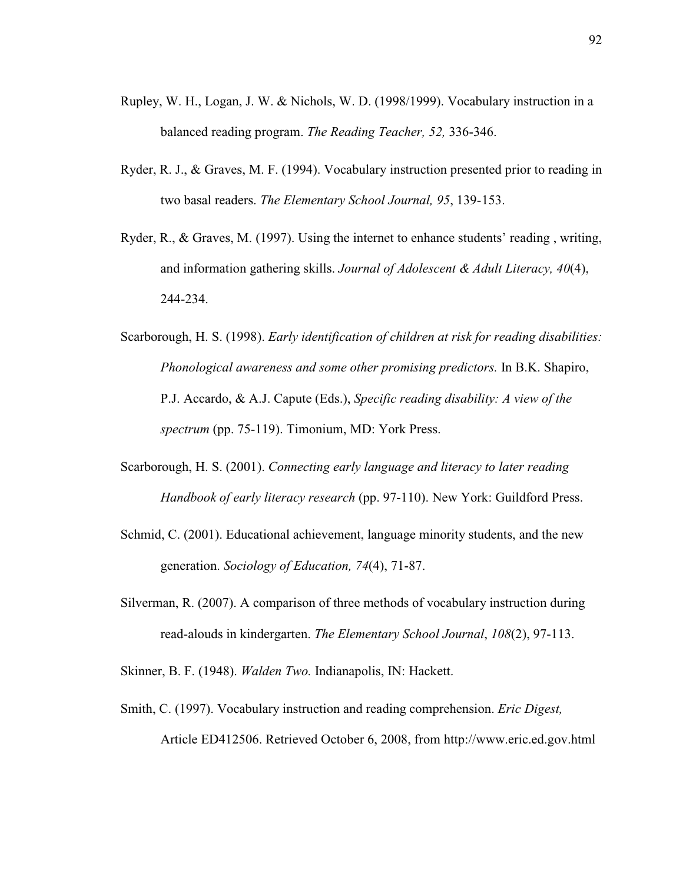Rupley, W. H., Logan, J. W. & Nichols, W. D. (1998/1999). Vocabulary instruction in a balanced reading program. *The Reading Teacher, 52,* 336-346.

Ryder, R. J., & Graves, M. F. (1994). Vocabulary instruction presented prior to reading in two basal readers. *The Elementary School Journal, 95*, 139-153.

Ryder, R., & Graves, M. (1997). Using the internet to enhance students' reading , writing, and information gathering skills. *Journal of Adolescent & Adult Literacy, 40*(4), 244-234.

Scarborough, H. S. (1998). *Early identification of children at risk for reading disabilities: Phonological awareness and some other promising predictors.* In B.K. Shapiro, P.J. Accardo, & A.J. Capute (Eds.), *Specific reading disability: A view of the spectrum* (pp. 75-119). Timonium, MD: York Press.

Scarborough, H. S. (2001). *Connecting early language and literacy to later reading Handbook of early literacy research* (pp. 97-110). New York: Guildford Press.

Schmid, C. (2001). Educational achievement, language minority students, and the new generation. *Sociology of Education, 74*(4), 71-87.

Silverman, R. (2007). A comparison of three methods of vocabulary instruction during read-alouds in kindergarten. *The Elementary School Journal*, *108*(2), 97-113.

Skinner, B. F. (1948). *Walden Two.* Indianapolis, IN: Hackett.

Smith, C. (1997). Vocabulary instruction and reading comprehension. *Eric Digest,* Article ED412506. Retrieved October 6, 2008, from http://www.eric.ed.gov.html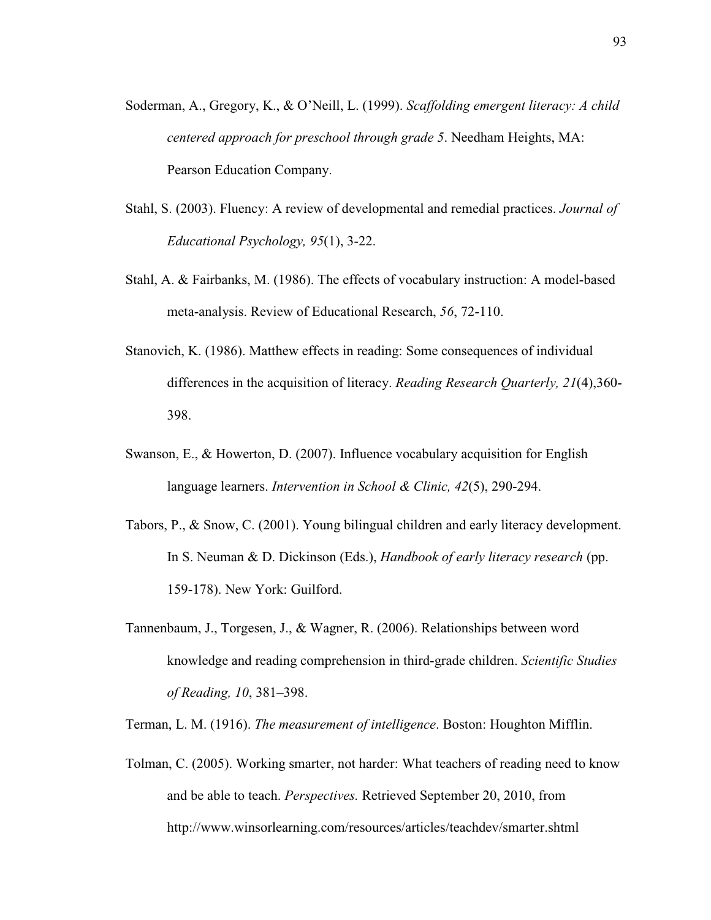Soderman, A., Gregory, K., & O'Neill, L. (1999). *Scaffolding emergent literacy: A child centered approach for preschool through grade 5*. Needham Heights, MA: Pearson Education Company.

Stahl, S. (2003). Fluency: A review of developmental and remedial practices. *Journal of Educational Psychology, 95*(1), 3-22.

Stahl, A. & Fairbanks, M. (1986). The effects of vocabulary instruction: A model-based meta-analysis. Review of Educational Research, *56*, 72-110.

Stanovich, K. (1986). Matthew effects in reading: Some consequences of individual differences in the acquisition of literacy. *Reading Research Quarterly, 21*(4),360-398.

Swanson, E., & Howerton, D. (2007). Influence vocabulary acquisition for English language learners. *Intervention in School & Clinic, 42*(5), 290-294.

Tabors, P., & Snow, C. (2001). Young bilingual children and early literacy development. In S. Neuman & D. Dickinson (Eds.), *Handbook of early literacy research* (pp. 159-178). New York: Guilford.

Tannenbaum, J., Torgesen, J., & Wagner, R. (2006). Relationships between word knowledge and reading comprehension in third-grade children. *Scientific Studies of Reading, 10*, 381–398.

Terman, L. M. (1916). *The measurement of intelligence*. Boston: Houghton Mifflin.

Tolman, C. (2005). Working smarter, not harder: What teachers of reading need to know and be able to teach. *Perspectives.* Retrieved September 20, 2010, from http://www.winsorlearning.com/resources/articles/teachdev/smarter.shtml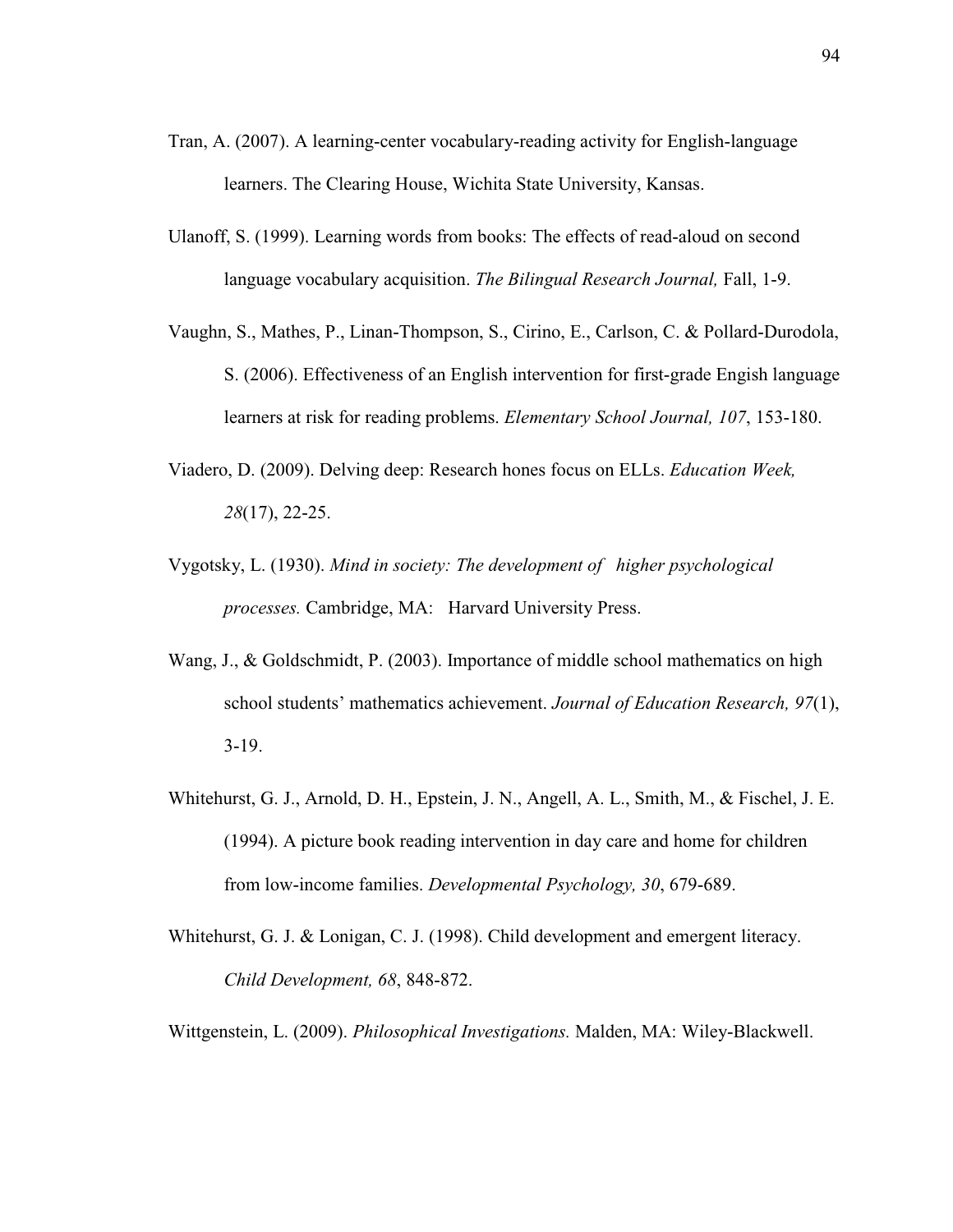Tran, A. (2007). A learning-center vocabulary-reading activity for English-language learners. The Clearing House, Wichita State University, Kansas.

Ulanoff, S. (1999). Learning words from books: The effects of read-aloud on second language vocabulary acquisition. *The Bilingual Research Journal,* Fall, 1-9.

Vaughn, S., Mathes, P., Linan-Thompson, S., Cirino, E., Carlson, C. & Pollard-Durodola, S. (2006). Effectiveness of an English intervention for first-grade Engish language learners at risk for reading problems. *Elementary School Journal, 107*, 153-180.

Viadero, D. (2009). Delving deep: Research hones focus on ELLs. *Education Week, 28*(17), 22-25.

Vygotsky, L. (1930). *Mind in society: The development of higher psychological processes.* Cambridge, MA: Harvard University Press.

Wang, J., & Goldschmidt, P. (2003). Importance of middle school mathematics on high school students' mathematics achievement. *Journal of Education Research, 97*(1), 3-19.

Whitehurst, G. J., Arnold, D. H., Epstein, J. N., Angell, A. L., Smith, M., & Fischel, J. E. (1994). A picture book reading intervention in day care and home for children from low-income families. *Developmental Psychology, 30*, 679-689.

Whitehurst, G. J. & Lonigan, C. J. (1998). Child development and emergent literacy. *Child Development, 68*, 848-872.

Wittgenstein, L. (2009). *Philosophical Investigations.* Malden, MA: Wiley-Blackwell.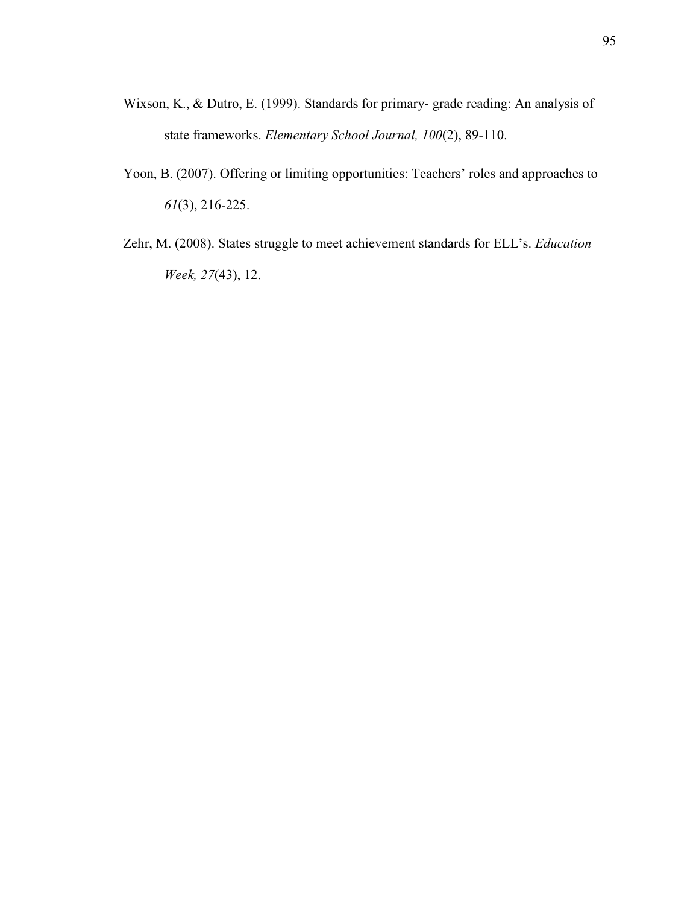Wixson, K., & Dutro, E. (1999). Standards for primary- grade reading: An analysis of state frameworks. *Elementary School Journal, 100*(2), 89-110.

Yoon, B. (2007). Offering or limiting opportunities: Teachers' roles and approaches to *61*(3), 216-225.

Zehr, M. (2008). States struggle to meet achievement standards for ELL's. *Education Week, 27*(43), 12.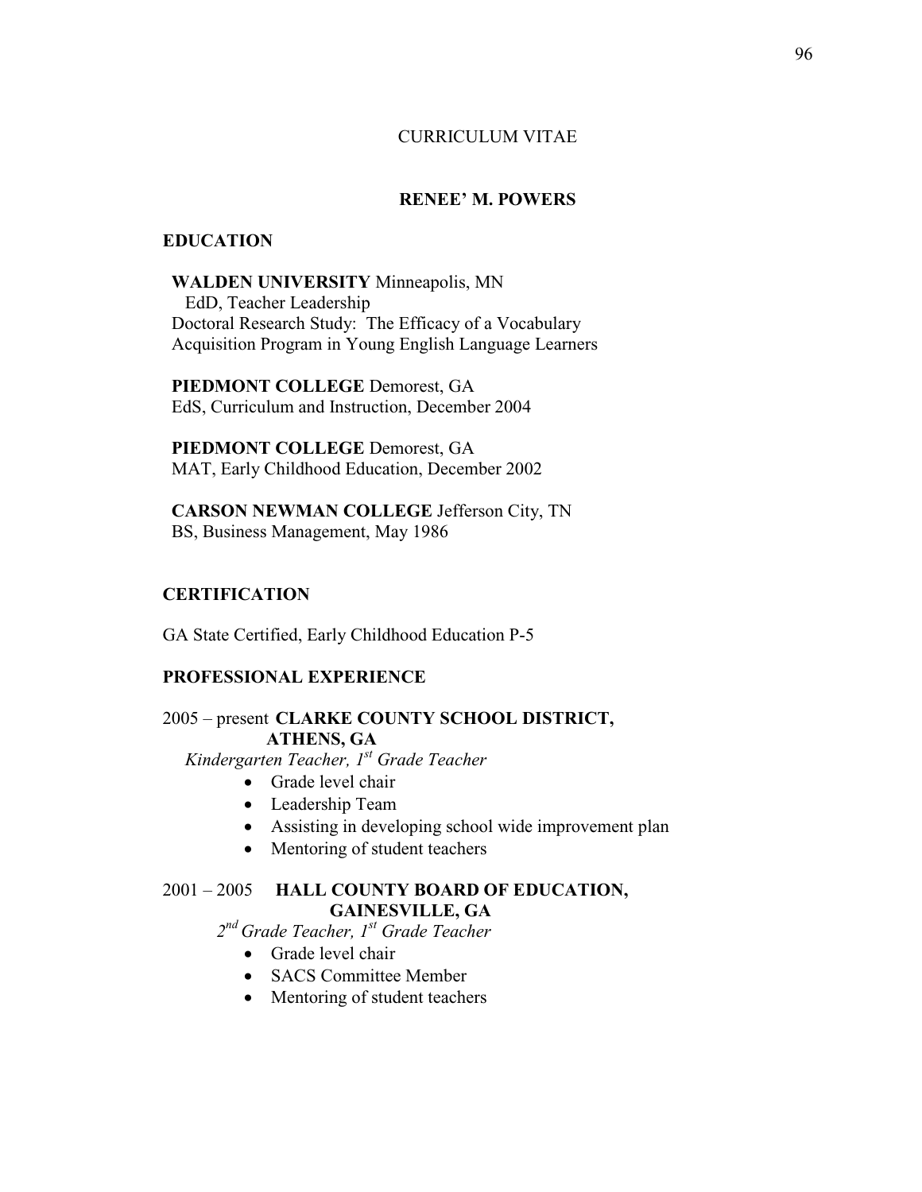# CURRICULUM VITAE

## RENEE' M. POWERS

### EDUCATION

**WALDEN UNIVERSITY** Minneapolis, MN
EdD, Teacher Leadership
Doctoral Research Study: The Efficacy of a Vocabulary Acquisition Program in Young English Language Learners

**PIEDMONT COLLEGE** Demorest, GA
EdS, Curriculum and Instruction, December 2004

**PIEDMONT COLLEGE** Demorest, GA
MAT, Early Childhood Education, December 2002

**CARSON NEWMAN COLLEGE** Jefferson City, TN
BS, Business Management, May 1986

### CERTIFICATION

GA State Certified, Early Childhood Education P-5

### PROFESSIONAL EXPERIENCE

2005 – present **CLARKE COUNTY SCHOOL DISTRICT, ATHENS, GA**

*Kindergarten Teacher, 1st Grade Teacher*

- Grade level chair
- Leadership Team
- Assisting in developing school wide improvement plan
- Mentoring of student teachers

2001 – 2005 **HALL COUNTY BOARD OF EDUCATION, GAINESVILLE, GA**

*2nd Grade Teacher, 1st Grade Teacher*

- Grade level chair
- SACS Committee Member
- Mentoring of student teachers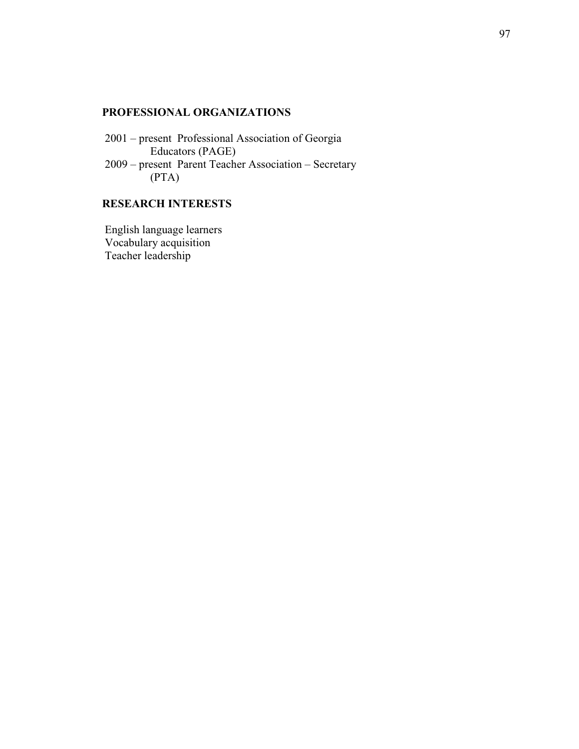## PROFESSIONAL ORGANIZATIONS

2001 – present Professional Association of Georgia Educators (PAGE)
2009 – present Parent Teacher Association – Secretary (PTA)

## RESEARCH INTERESTS

English language learners
Vocabulary acquisition
Teacher leadership